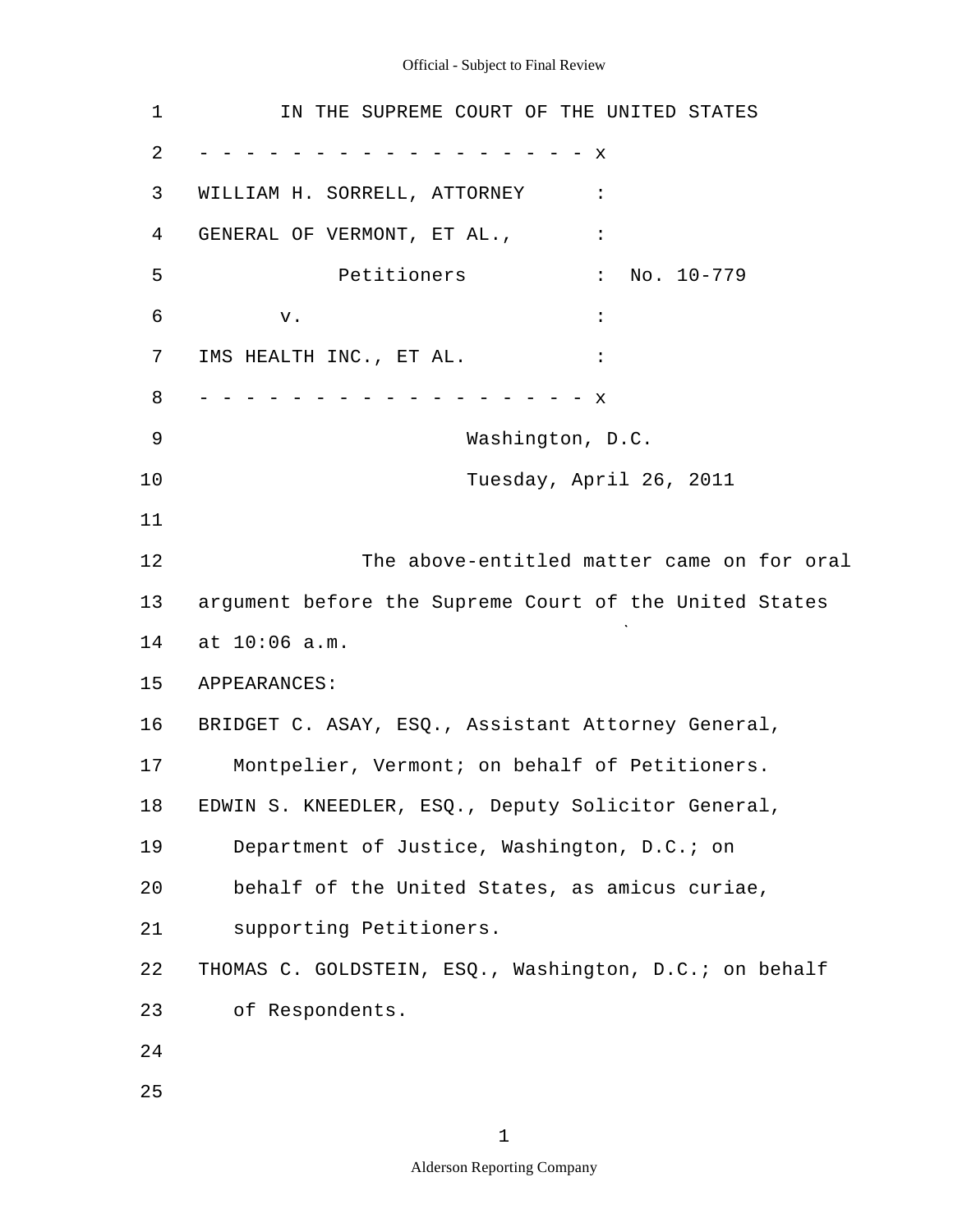IN THE SUPREME COURT OF THE UNITED STATES

\- - - - - - - - - - - - - - - - - - x

WILLIAM H. SORRELL, ATTORNEY :

GENERAL OF VERMONT, ET AL., :

Petitioners : No. 10-779

v. :

IMS HEALTH INC., ET AL. :

\- - - - - - - - - - - - - - - - - - x

Washington, D.C.

Tuesday, April 26, 2011

The above-entitled matter came on for oral argument before the Supreme Court of the United States at 10:06 a.m.

APPEARANCES:

BRIDGET C. ASAY, ESQ., Assistant Attorney General, Montpelier, Vermont; on behalf of Petitioners.

EDWIN S. KNEEDLER, ESQ., Deputy Solicitor General, Department of Justice, Washington, D.C.; on behalf of the United States, as amicus curiae, supporting Petitioners.

THOMAS C. GOLDSTEIN, ESQ., Washington, D.C.; on behalf of Respondents.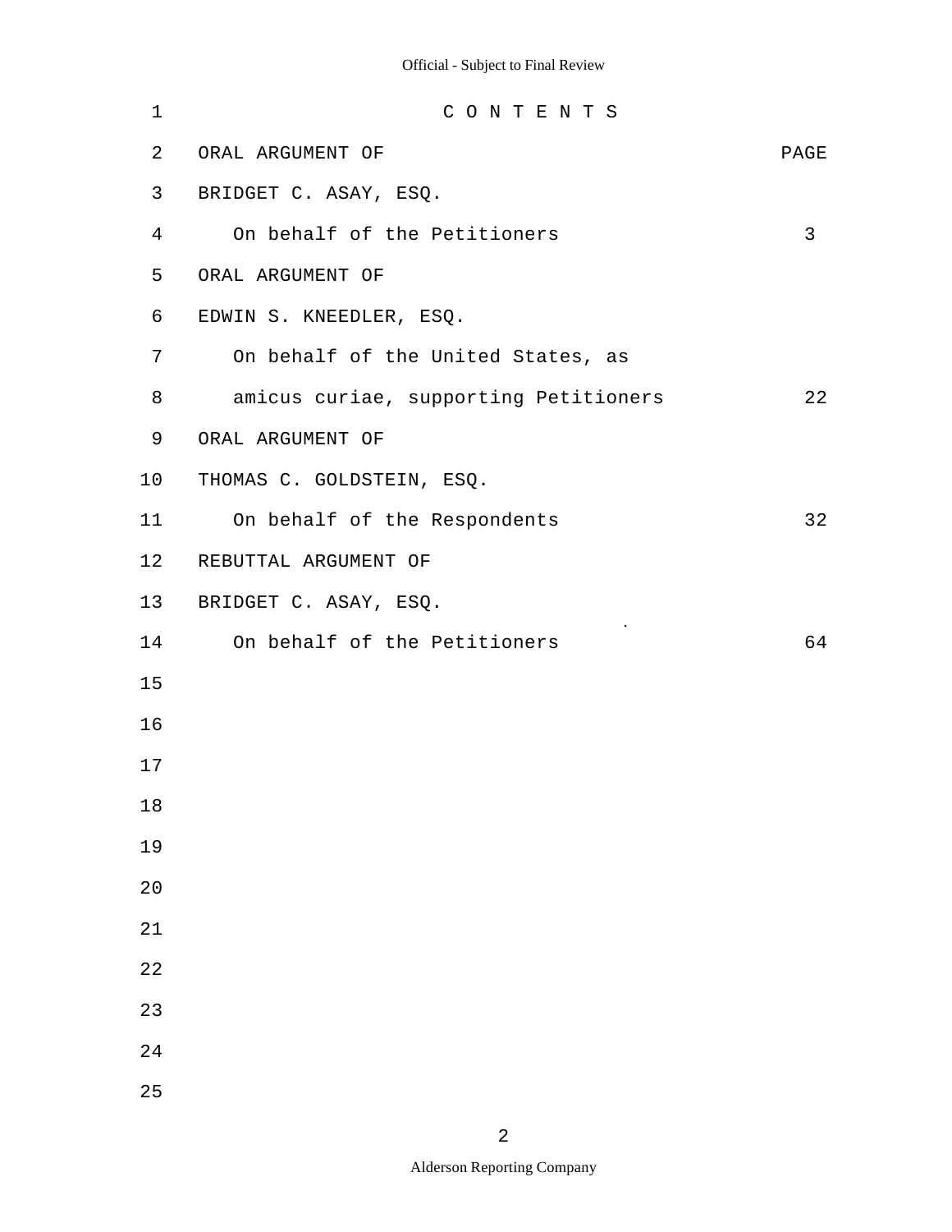# C O N T E N T S

| ORAL ARGUMENT OF | PAGE |
|---|---|
| BRIDGET C. ASAY, ESQ. | |
| On behalf of the Petitioners | 3 |
| ORAL ARGUMENT OF | |
| EDWIN S. KNEEDLER, ESQ. | |
| On behalf of the United States, as amicus curiae, supporting Petitioners | 22 |
| ORAL ARGUMENT OF | |
| THOMAS C. GOLDSTEIN, ESQ. | |
| On behalf of the Respondents | 32 |
| REBUTTAL ARGUMENT OF | |
| BRIDGET C. ASAY, ESQ. | |
| On behalf of the Petitioners | 64 |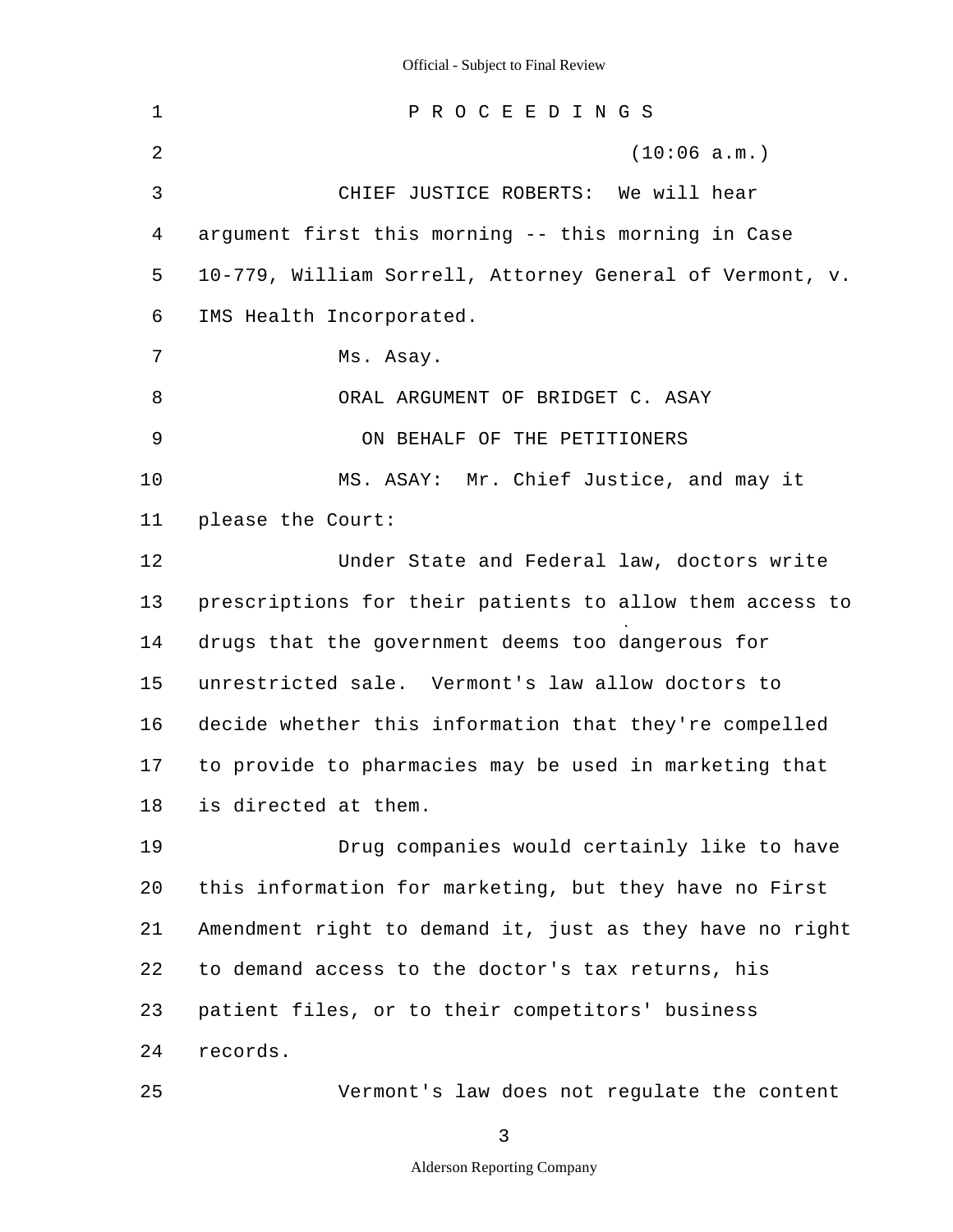P R O C E E D I N G S

(10:06 a.m.)

CHIEF JUSTICE ROBERTS: We will hear argument first this morning -- this morning in Case 10-779, William Sorrell, Attorney General of Vermont, v. IMS Health Incorporated.

Ms. Asay.

ORAL ARGUMENT OF BRIDGET C. ASAY

ON BEHALF OF THE PETITIONERS

MS. ASAY: Mr. Chief Justice, and may it please the Court:

Under State and Federal law, doctors write prescriptions for their patients to allow them access to drugs that the government deems too dangerous for unrestricted sale. Vermont's law allow doctors to decide whether this information that they're compelled to provide to pharmacies may be used in marketing that is directed at them.

Drug companies would certainly like to have this information for marketing, but they have no First Amendment right to demand it, just as they have no right to demand access to the doctor's tax returns, his patient files, or to their competitors' business records.

Vermont's law does not regulate the content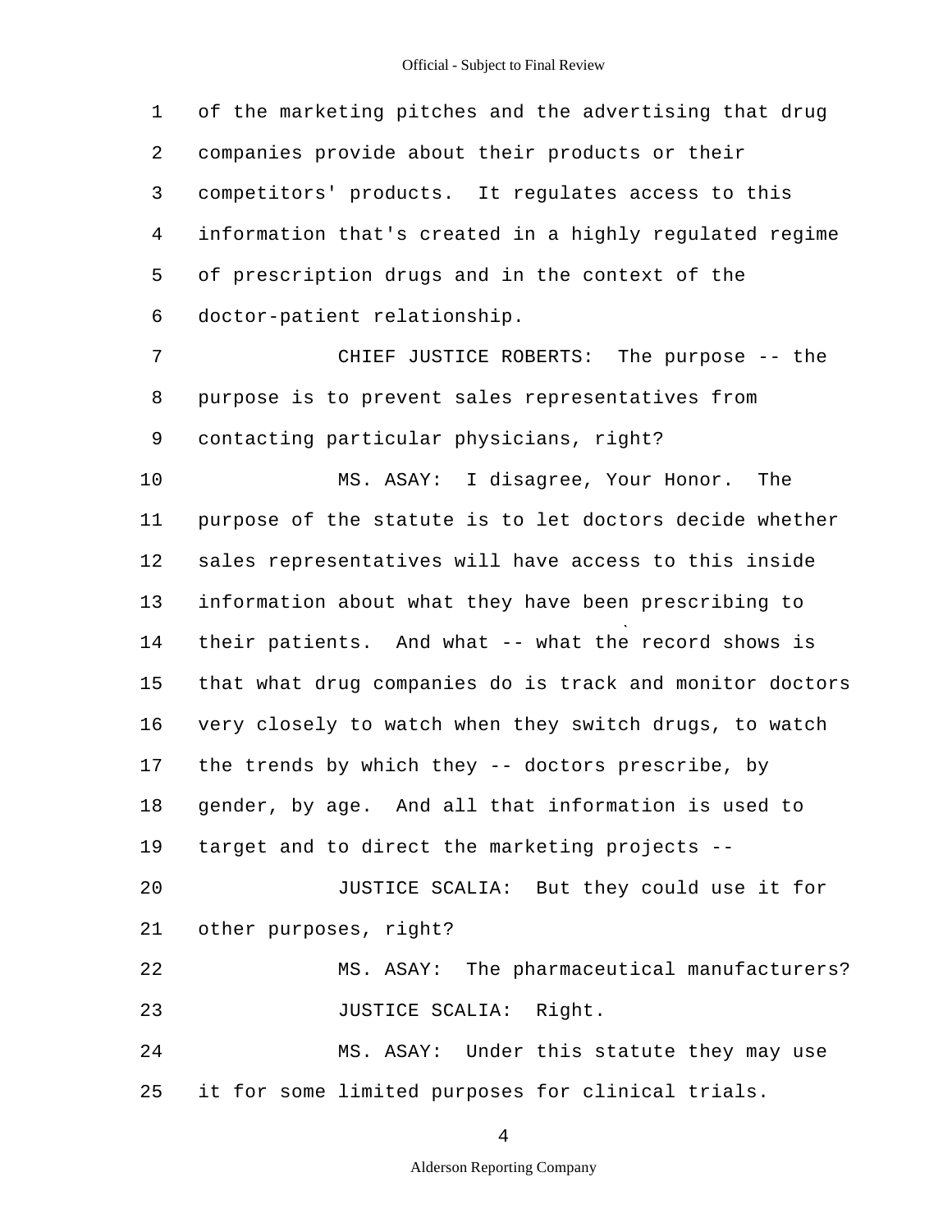of the marketing pitches and the advertising that drug companies provide about their products or their competitors' products. It regulates access to this information that's created in a highly regulated regime of prescription drugs and in the context of the doctor-patient relationship.

CHIEF JUSTICE ROBERTS: The purpose -- the purpose is to prevent sales representatives from contacting particular physicians, right?

MS. ASAY: I disagree, Your Honor. The purpose of the statute is to let doctors decide whether sales representatives will have access to this inside information about what they have been prescribing to their patients. And what -- what the record shows is that what drug companies do is track and monitor doctors very closely to watch when they switch drugs, to watch the trends by which they -- doctors prescribe, by gender, by age. And all that information is used to target and to direct the marketing projects --

JUSTICE SCALIA: But they could use it for other purposes, right?

MS. ASAY: The pharmaceutical manufacturers?

JUSTICE SCALIA: Right.

MS. ASAY: Under this statute they may use it for some limited purposes for clinical trials.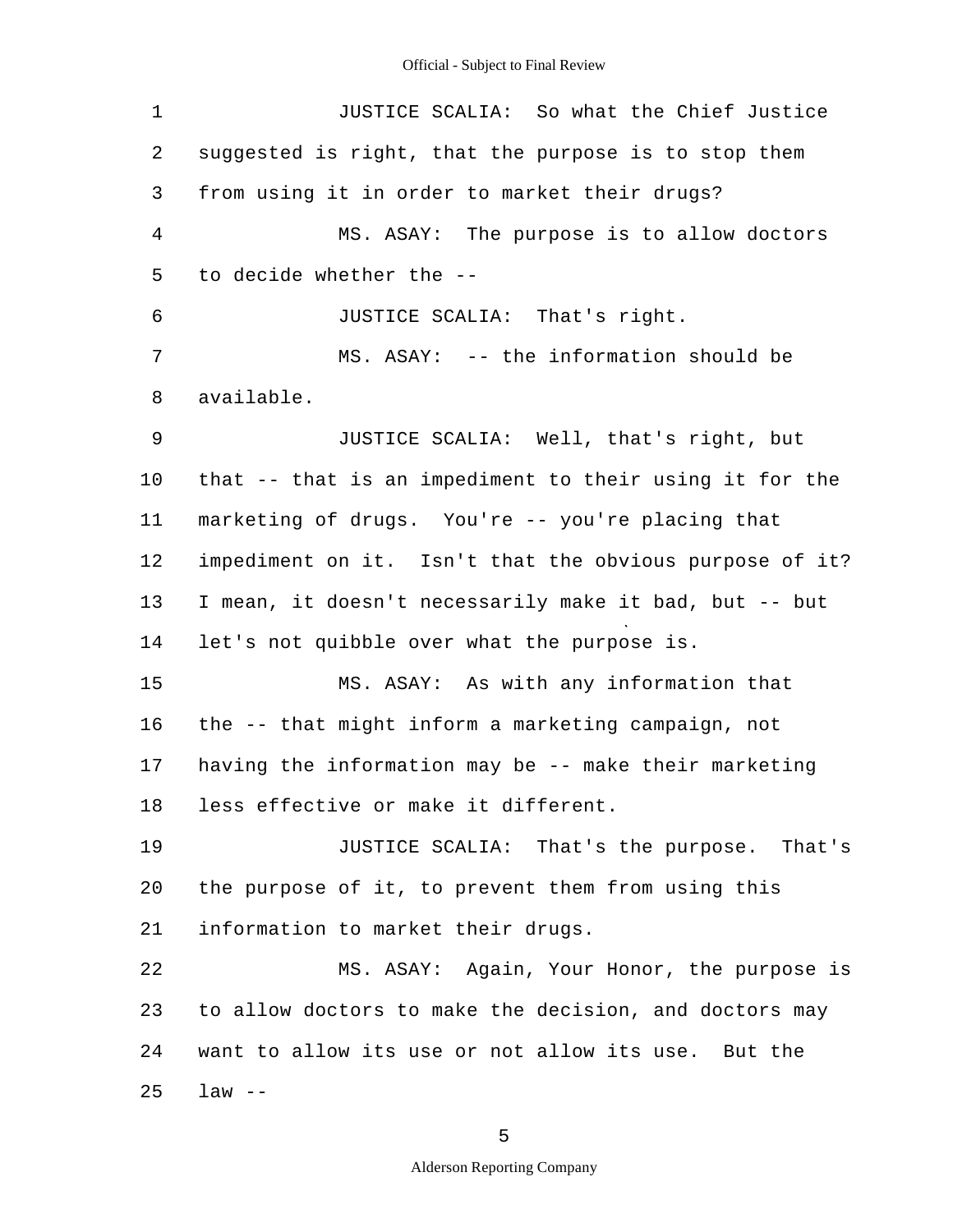JUSTICE SCALIA: So what the Chief Justice suggested is right, that the purpose is to stop them from using it in order to market their drugs?

MS. ASAY: The purpose is to allow doctors to decide whether the --

JUSTICE SCALIA: That's right.

MS. ASAY: -- the information should be available.

JUSTICE SCALIA: Well, that's right, but that -- that is an impediment to their using it for the marketing of drugs. You're -- you're placing that impediment on it. Isn't that the obvious purpose of it? I mean, it doesn't necessarily make it bad, but -- but let's not quibble over what the purpose is.

MS. ASAY: As with any information that the -- that might inform a marketing campaign, not having the information may be -- make their marketing less effective or make it different.

JUSTICE SCALIA: That's the purpose. That's the purpose of it, to prevent them from using this information to market their drugs.

MS. ASAY: Again, Your Honor, the purpose is to allow doctors to make the decision, and doctors may want to allow its use or not allow its use. But the law --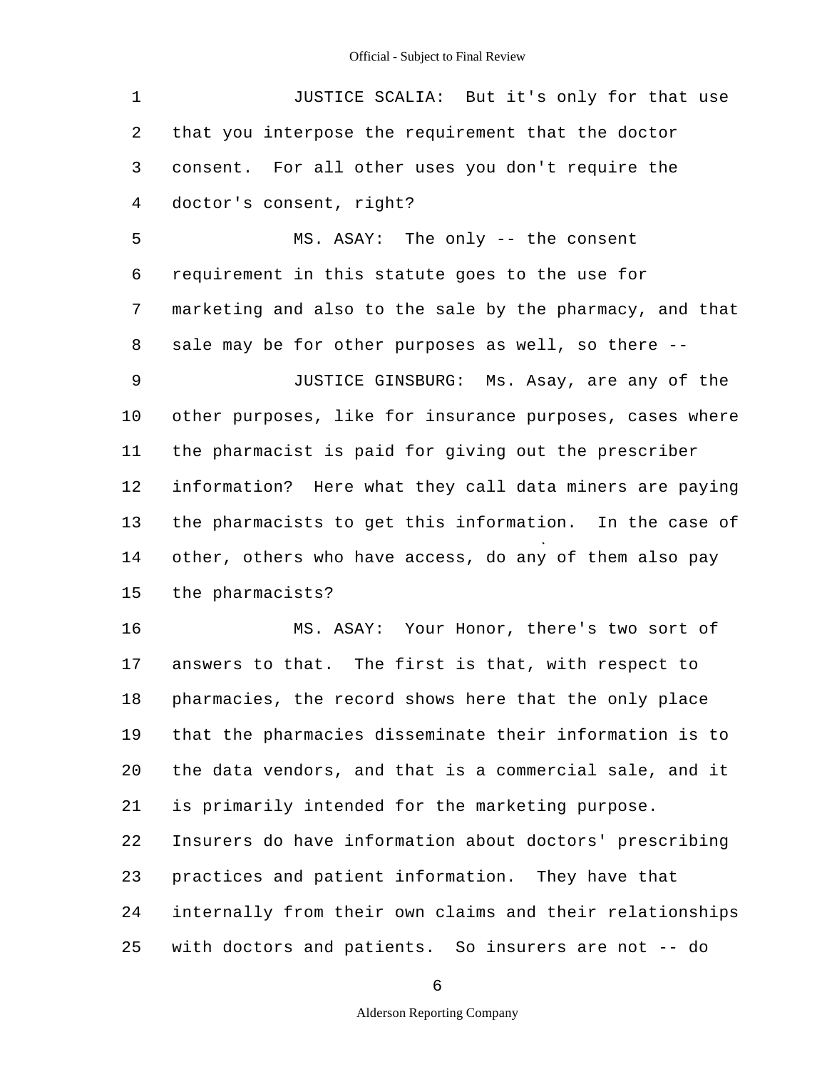JUSTICE SCALIA: But it's only for that use that you interpose the requirement that the doctor consent. For all other uses you don't require the doctor's consent, right?

MS. ASAY: The only -- the consent requirement in this statute goes to the use for marketing and also to the sale by the pharmacy, and that sale may be for other purposes as well, so there --

JUSTICE GINSBURG: Ms. Asay, are any of the other purposes, like for insurance purposes, cases where the pharmacist is paid for giving out the prescriber information? Here what they call data miners are paying the pharmacists to get this information. In the case of other, others who have access, do any of them also pay the pharmacists?

MS. ASAY: Your Honor, there's two sort of answers to that. The first is that, with respect to pharmacies, the record shows here that the only place that the pharmacies disseminate their information is to the data vendors, and that is a commercial sale, and it is primarily intended for the marketing purpose. Insurers do have information about doctors' prescribing practices and patient information. They have that internally from their own claims and their relationships with doctors and patients. So insurers are not -- do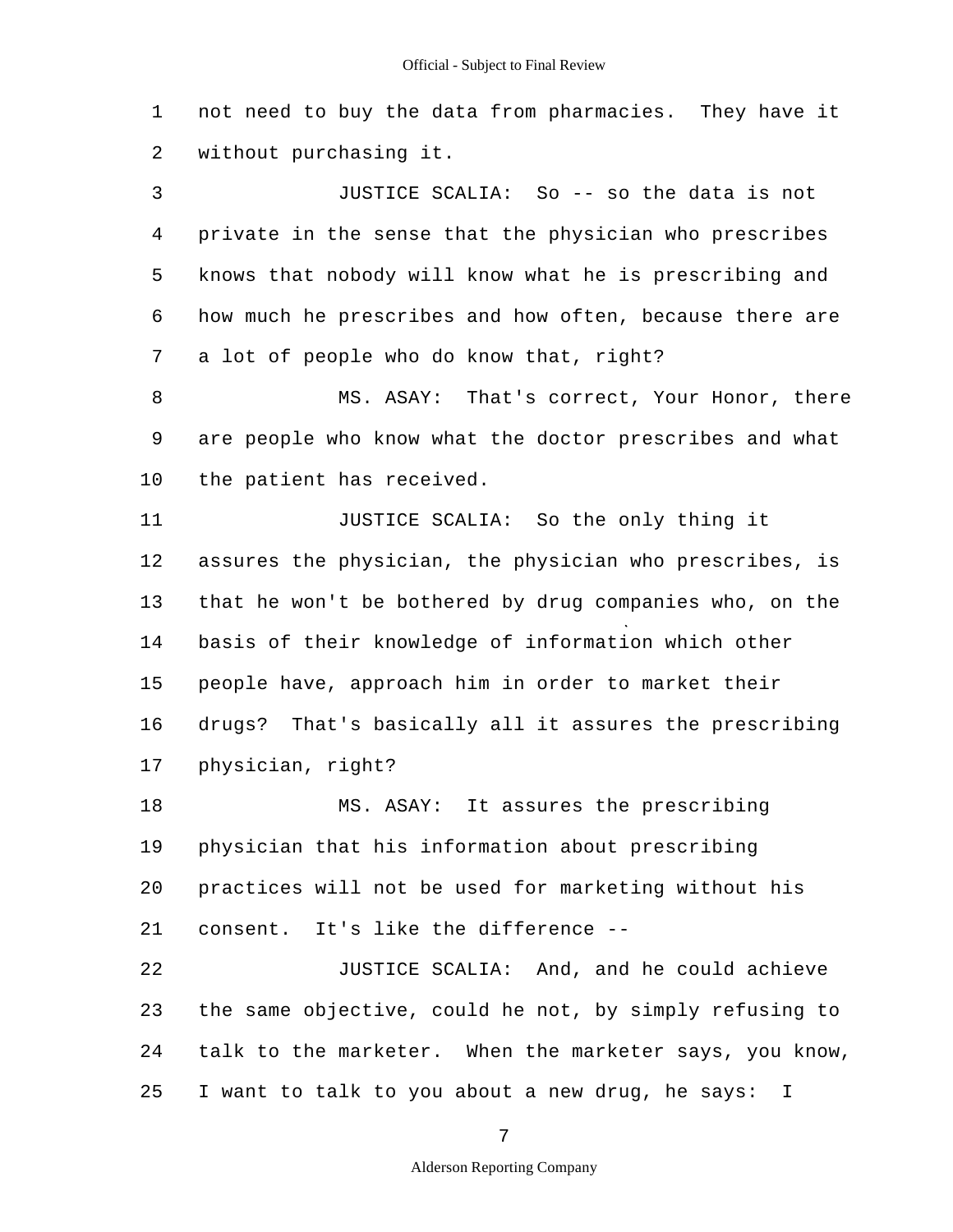not need to buy the data from pharmacies. They have it without purchasing it.

JUSTICE SCALIA: So -- so the data is not private in the sense that the physician who prescribes knows that nobody will know what he is prescribing and how much he prescribes and how often, because there are a lot of people who do know that, right?

MS. ASAY: That's correct, Your Honor, there are people who know what the doctor prescribes and what the patient has received.

JUSTICE SCALIA: So the only thing it assures the physician, the physician who prescribes, is that he won't be bothered by drug companies who, on the basis of their knowledge of information which other people have, approach him in order to market their drugs? That's basically all it assures the prescribing physician, right?

MS. ASAY: It assures the prescribing physician that his information about prescribing practices will not be used for marketing without his consent. It's like the difference --

JUSTICE SCALIA: And, and he could achieve the same objective, could he not, by simply refusing to talk to the marketer. When the marketer says, you know, I want to talk to you about a new drug, he says: I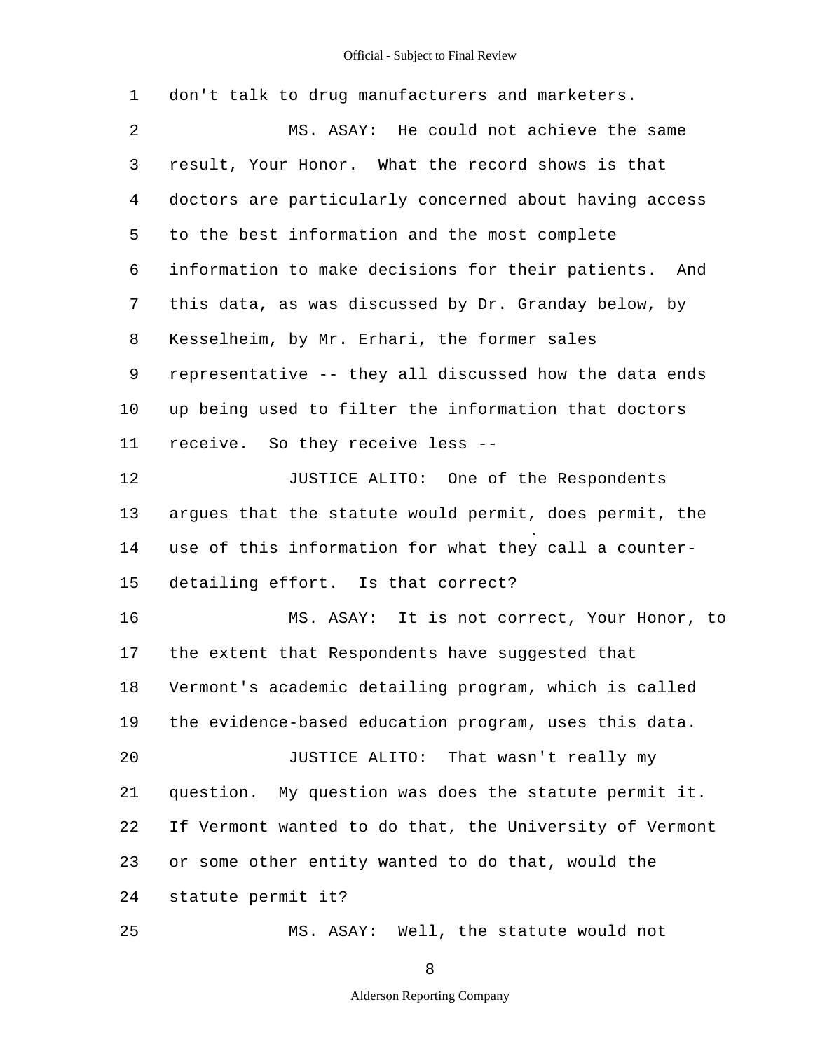1 don't talk to drug manufacturers and marketers.

2 MS. ASAY: He could not achieve the same

3 result, Your Honor. What the record shows is that

4 doctors are particularly concerned about having access

5 to the best information and the most complete

6 information to make decisions for their patients. And

7 this data, as was discussed by Dr. Granday below, by

8 Kesselheim, by Mr. Erhari, the former sales

9 representative -- they all discussed how the data ends

10 up being used to filter the information that doctors

11 receive. So they receive less --

12 JUSTICE ALITO: One of the Respondents

13 argues that the statute would permit, does permit, the

14 use of this information for what they call a counter-

15 detailing effort. Is that correct?

16 MS. ASAY: It is not correct, Your Honor, to

17 the extent that Respondents have suggested that

18 Vermont's academic detailing program, which is called

19 the evidence-based education program, uses this data.

20 JUSTICE ALITO: That wasn't really my

21 question. My question was does the statute permit it.

22 If Vermont wanted to do that, the University of Vermont

23 or some other entity wanted to do that, would the

24 statute permit it?

25 MS. ASAY: Well, the statute would not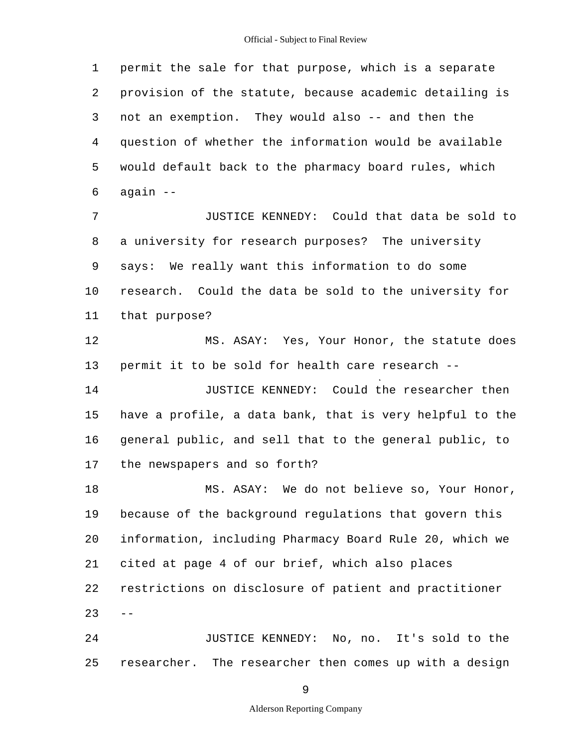permit the sale for that purpose, which is a separate provision of the statute, because academic detailing is not an exemption. They would also -- and then the question of whether the information would be available would default back to the pharmacy board rules, which again --

JUSTICE KENNEDY: Could that data be sold to a university for research purposes? The university says: We really want this information to do some research. Could the data be sold to the university for that purpose?

MS. ASAY: Yes, Your Honor, the statute does permit it to be sold for health care research --

JUSTICE KENNEDY: Could the researcher then have a profile, a data bank, that is very helpful to the general public, and sell that to the general public, to the newspapers and so forth?

MS. ASAY: We do not believe so, Your Honor, because of the background regulations that govern this information, including Pharmacy Board Rule 20, which we cited at page 4 of our brief, which also places restrictions on disclosure of patient and practitioner --

JUSTICE KENNEDY: No, no. It's sold to the researcher. The researcher then comes up with a design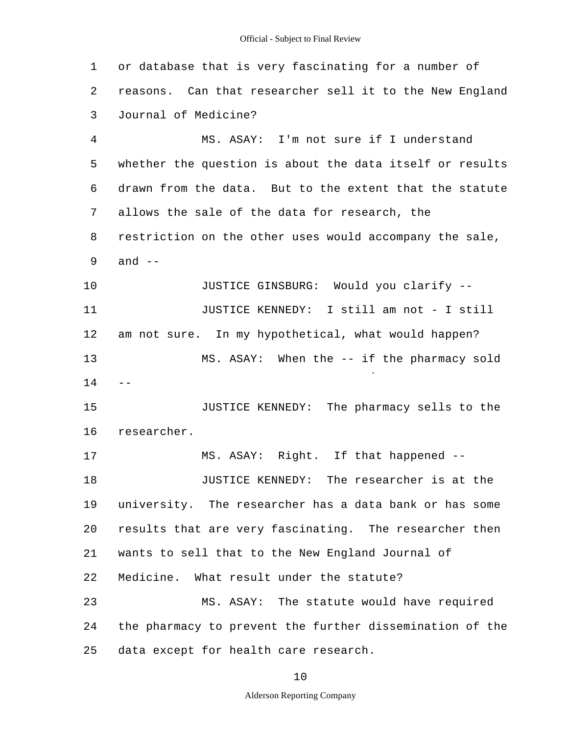1 or database that is very fascinating for a number of
2 reasons. Can that researcher sell it to the New England
3 Journal of Medicine?
4 MS. ASAY: I'm not sure if I understand
5 whether the question is about the data itself or results
6 drawn from the data. But to the extent that the statute
7 allows the sale of the data for research, the
8 restriction on the other uses would accompany the sale,
9 and --
10 JUSTICE GINSBURG: Would you clarify --
11 JUSTICE KENNEDY: I still am not - I still
12 am not sure. In my hypothetical, what would happen?
13 MS. ASAY: When the -- if the pharmacy sold
14 --
15 JUSTICE KENNEDY: The pharmacy sells to the
16 researcher.
17 MS. ASAY: Right. If that happened --
18 JUSTICE KENNEDY: The researcher is at the
19 university. The researcher has a data bank or has some
20 results that are very fascinating. The researcher then
21 wants to sell that to the New England Journal of
22 Medicine. What result under the statute?
23 MS. ASAY: The statute would have required
24 the pharmacy to prevent the further dissemination of the
25 data except for health care research.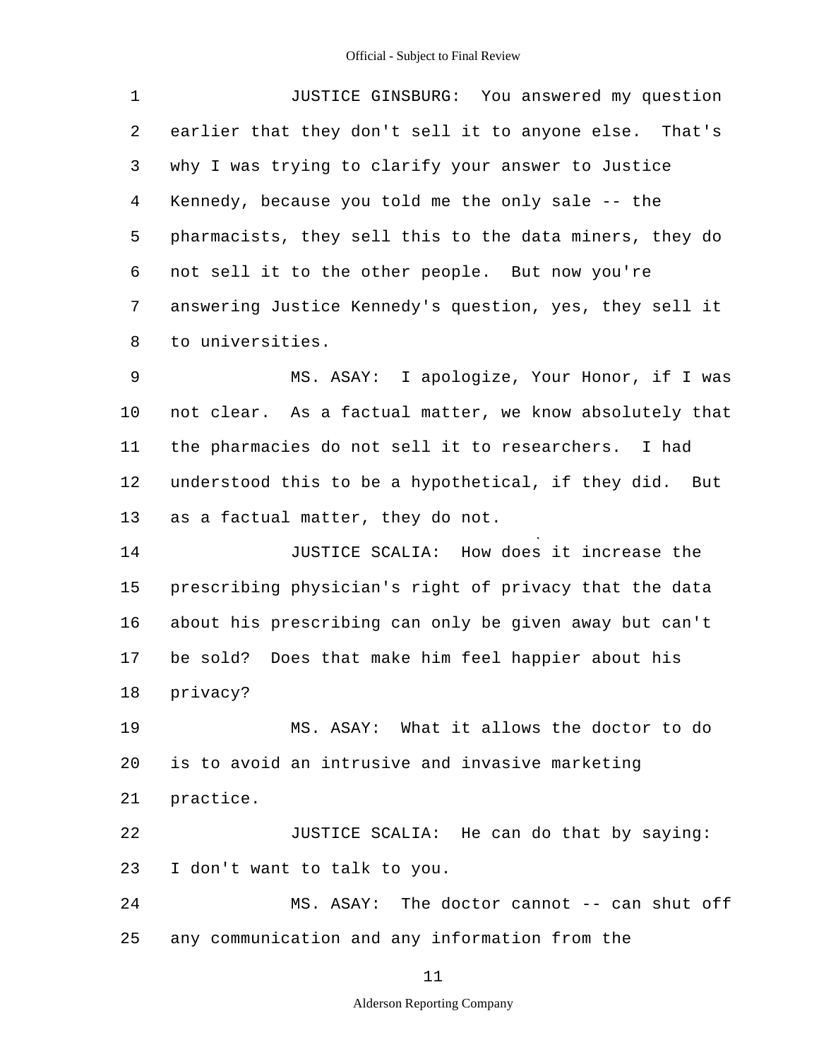JUSTICE GINSBURG: You answered my question earlier that they don't sell it to anyone else. That's why I was trying to clarify your answer to Justice Kennedy, because you told me the only sale -- the pharmacists, they sell this to the data miners, they do not sell it to the other people. But now you're answering Justice Kennedy's question, yes, they sell it to universities.

MS. ASAY: I apologize, Your Honor, if I was not clear. As a factual matter, we know absolutely that the pharmacies do not sell it to researchers. I had understood this to be a hypothetical, if they did. But as a factual matter, they do not.

JUSTICE SCALIA: How does it increase the prescribing physician's right of privacy that the data about his prescribing can only be given away but can't be sold? Does that make him feel happier about his privacy?

MS. ASAY: What it allows the doctor to do is to avoid an intrusive and invasive marketing practice.

JUSTICE SCALIA: He can do that by saying: I don't want to talk to you.

MS. ASAY: The doctor cannot -- can shut off any communication and any information from the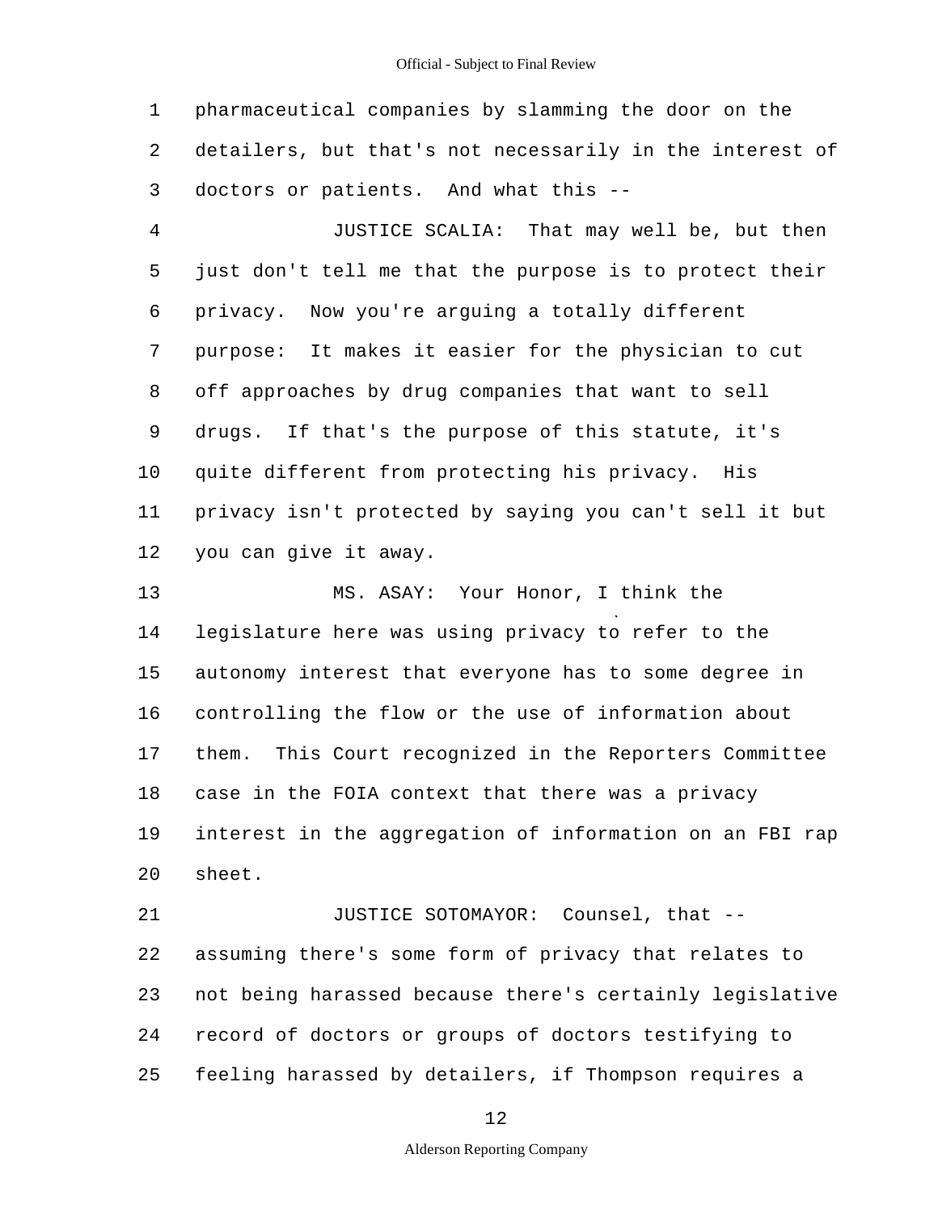pharmaceutical companies by slamming the door on the detailers, but that's not necessarily in the interest of doctors or patients. And what this --

JUSTICE SCALIA: That may well be, but then just don't tell me that the purpose is to protect their privacy. Now you're arguing a totally different purpose: It makes it easier for the physician to cut off approaches by drug companies that want to sell drugs. If that's the purpose of this statute, it's quite different from protecting his privacy. His privacy isn't protected by saying you can't sell it but you can give it away.

MS. ASAY: Your Honor, I think the legislature here was using privacy to refer to the autonomy interest that everyone has to some degree in controlling the flow or the use of information about them. This Court recognized in the Reporters Committee case in the FOIA context that there was a privacy interest in the aggregation of information on an FBI rap sheet.

JUSTICE SOTOMAYOR: Counsel, that -- assuming there's some form of privacy that relates to not being harassed because there's certainly legislative record of doctors or groups of doctors testifying to feeling harassed by detailers, if Thompson requires a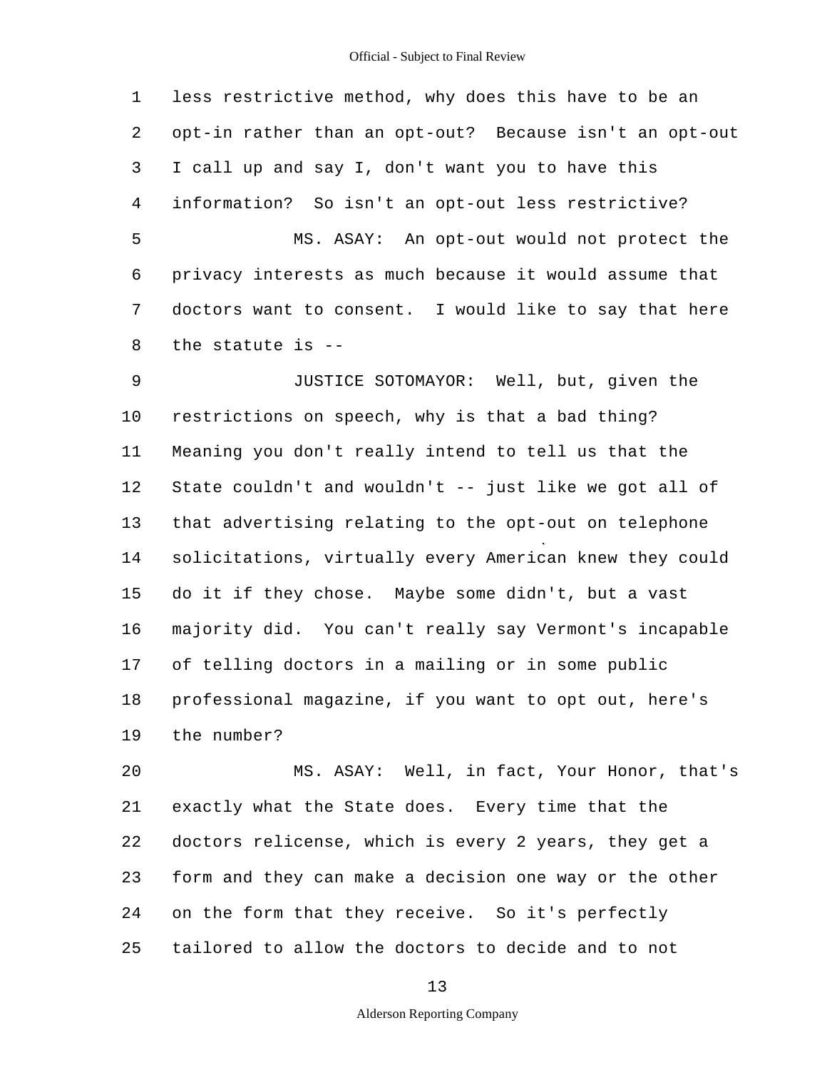less restrictive method, why does this have to be an opt-in rather than an opt-out? Because isn't an opt-out I call up and say I, don't want you to have this information? So isn't an opt-out less restrictive?

MS. ASAY: An opt-out would not protect the privacy interests as much because it would assume that doctors want to consent. I would like to say that here the statute is --

JUSTICE SOTOMAYOR: Well, but, given the restrictions on speech, why is that a bad thing? Meaning you don't really intend to tell us that the State couldn't and wouldn't -- just like we got all of that advertising relating to the opt-out on telephone solicitations, virtually every American knew they could do it if they chose. Maybe some didn't, but a vast majority did. You can't really say Vermont's incapable of telling doctors in a mailing or in some public professional magazine, if you want to opt out, here's the number?

MS. ASAY: Well, in fact, Your Honor, that's exactly what the State does. Every time that the doctors relicense, which is every 2 years, they get a form and they can make a decision one way or the other on the form that they receive. So it's perfectly tailored to allow the doctors to decide and to not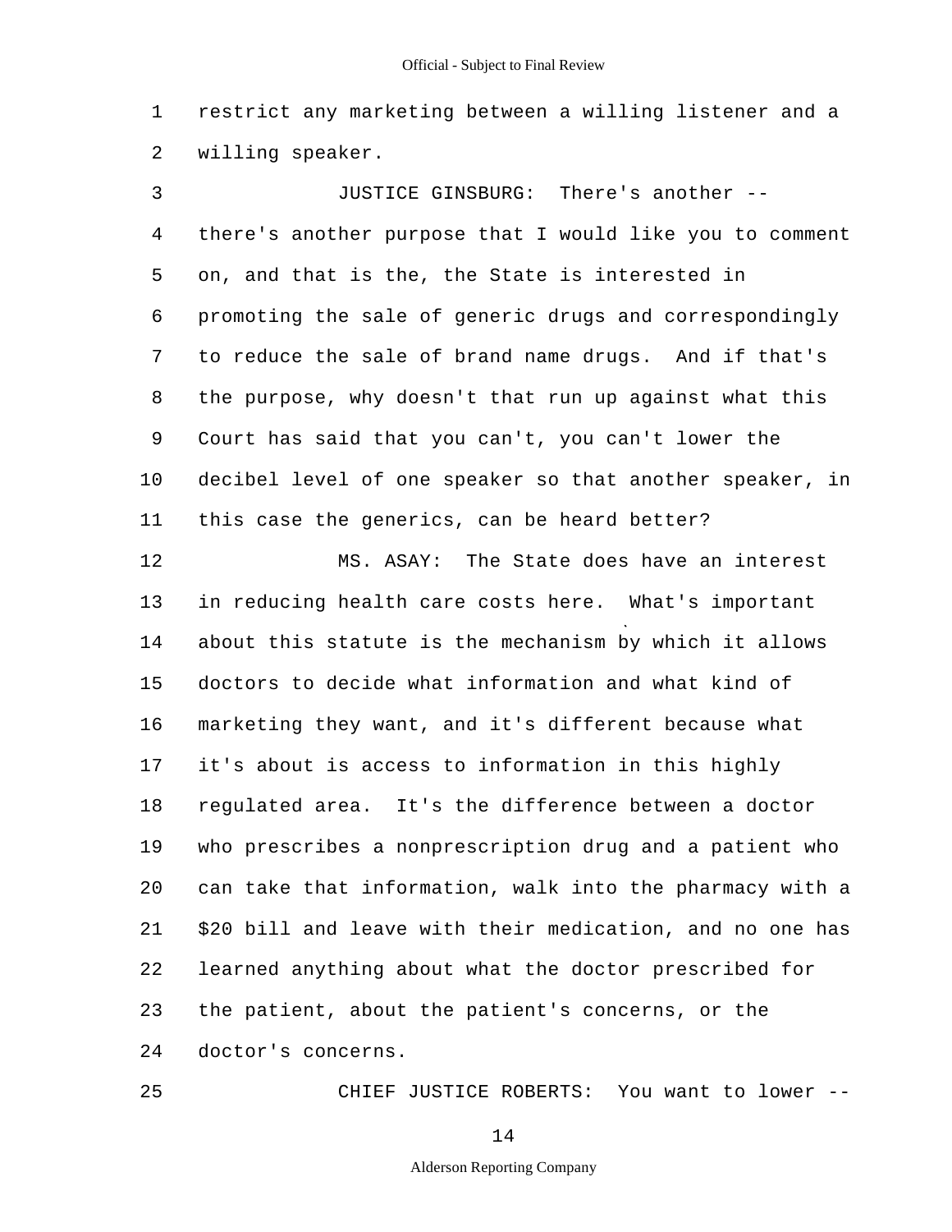restrict any marketing between a willing listener and a willing speaker.

JUSTICE GINSBURG: There's another -- there's another purpose that I would like you to comment on, and that is the, the State is interested in promoting the sale of generic drugs and correspondingly to reduce the sale of brand name drugs. And if that's the purpose, why doesn't that run up against what this Court has said that you can't, you can't lower the decibel level of one speaker so that another speaker, in this case the generics, can be heard better?

MS. ASAY: The State does have an interest in reducing health care costs here. What's important about this statute is the mechanism by which it allows doctors to decide what information and what kind of marketing they want, and it's different because what it's about is access to information in this highly regulated area. It's the difference between a doctor who prescribes a nonprescription drug and a patient who can take that information, walk into the pharmacy with a $20 bill and leave with their medication, and no one has learned anything about what the doctor prescribed for the patient, about the patient's concerns, or the doctor's concerns.

CHIEF JUSTICE ROBERTS: You want to lower --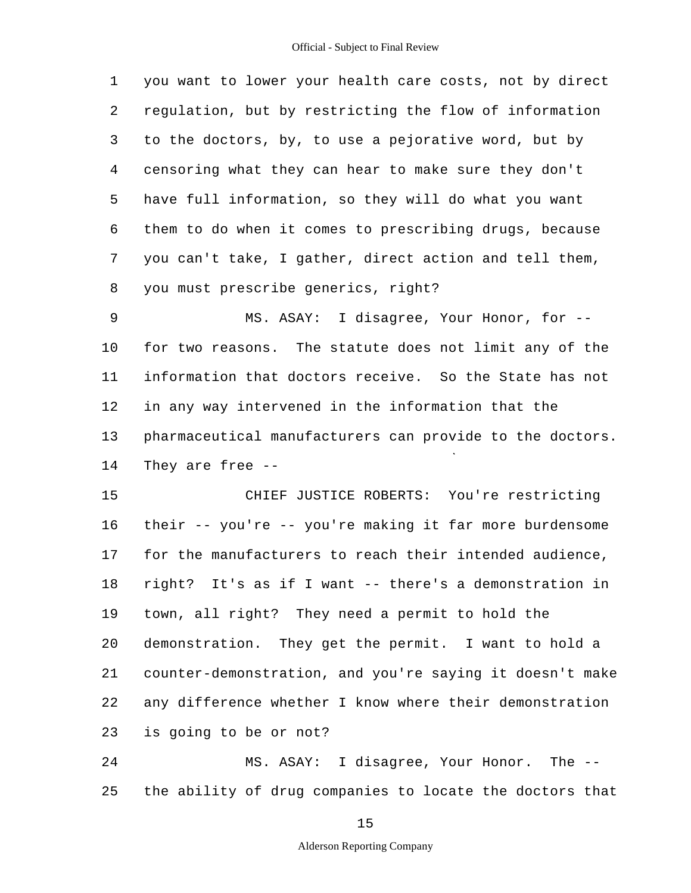you want to lower your health care costs, not by direct regulation, but by restricting the flow of information to the doctors, by, to use a pejorative word, but by censoring what they can hear to make sure they don't have full information, so they will do what you want them to do when it comes to prescribing drugs, because you can't take, I gather, direct action and tell them, you must prescribe generics, right?

MS. ASAY: I disagree, Your Honor, for -- for two reasons. The statute does not limit any of the information that doctors receive. So the State has not in any way intervened in the information that the pharmaceutical manufacturers can provide to the doctors. They are free --

CHIEF JUSTICE ROBERTS: You're restricting their -- you're -- you're making it far more burdensome for the manufacturers to reach their intended audience, right? It's as if I want -- there's a demonstration in town, all right? They need a permit to hold the demonstration. They get the permit. I want to hold a counter-demonstration, and you're saying it doesn't make any difference whether I know where their demonstration is going to be or not?

MS. ASAY: I disagree, Your Honor. The -- the ability of drug companies to locate the doctors that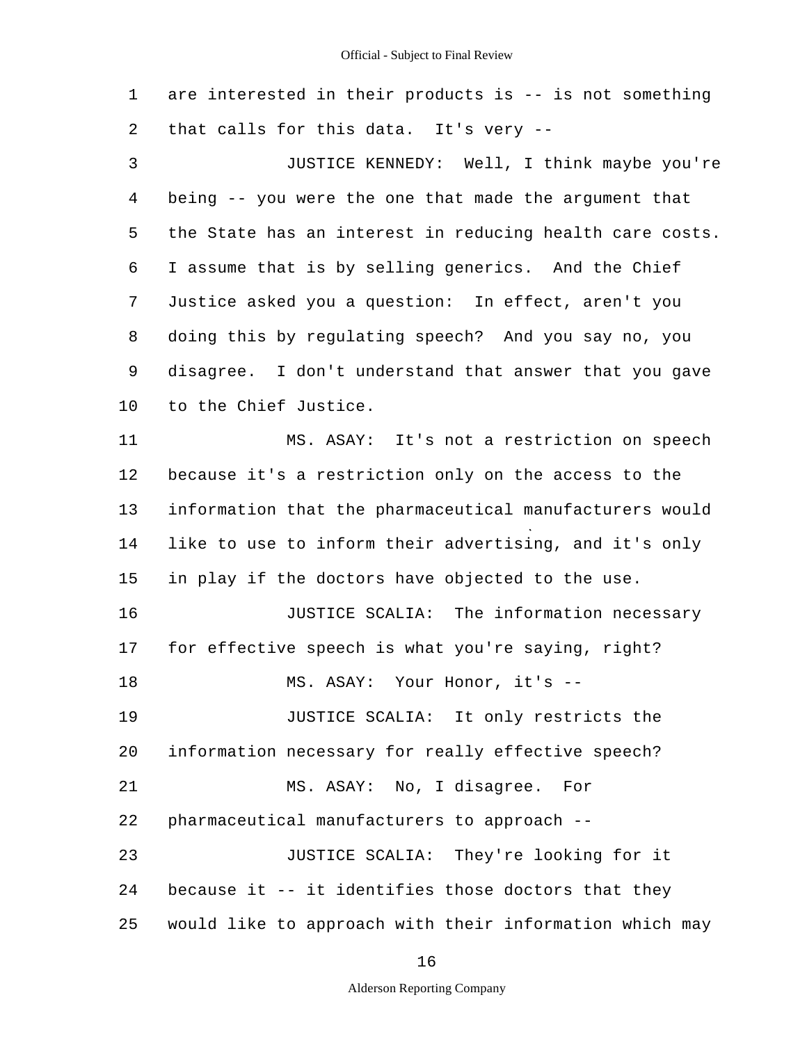are interested in their products is -- is not something that calls for this data. It's very --

JUSTICE KENNEDY: Well, I think maybe you're being -- you were the one that made the argument that the State has an interest in reducing health care costs. I assume that is by selling generics. And the Chief Justice asked you a question: In effect, aren't you doing this by regulating speech? And you say no, you disagree. I don't understand that answer that you gave to the Chief Justice.

MS. ASAY: It's not a restriction on speech because it's a restriction only on the access to the information that the pharmaceutical manufacturers would like to use to inform their advertising, and it's only in play if the doctors have objected to the use.

JUSTICE SCALIA: The information necessary for effective speech is what you're saying, right?

MS. ASAY: Your Honor, it's --

JUSTICE SCALIA: It only restricts the information necessary for really effective speech?

MS. ASAY: No, I disagree. For pharmaceutical manufacturers to approach --

JUSTICE SCALIA: They're looking for it because it -- it identifies those doctors that they would like to approach with their information which may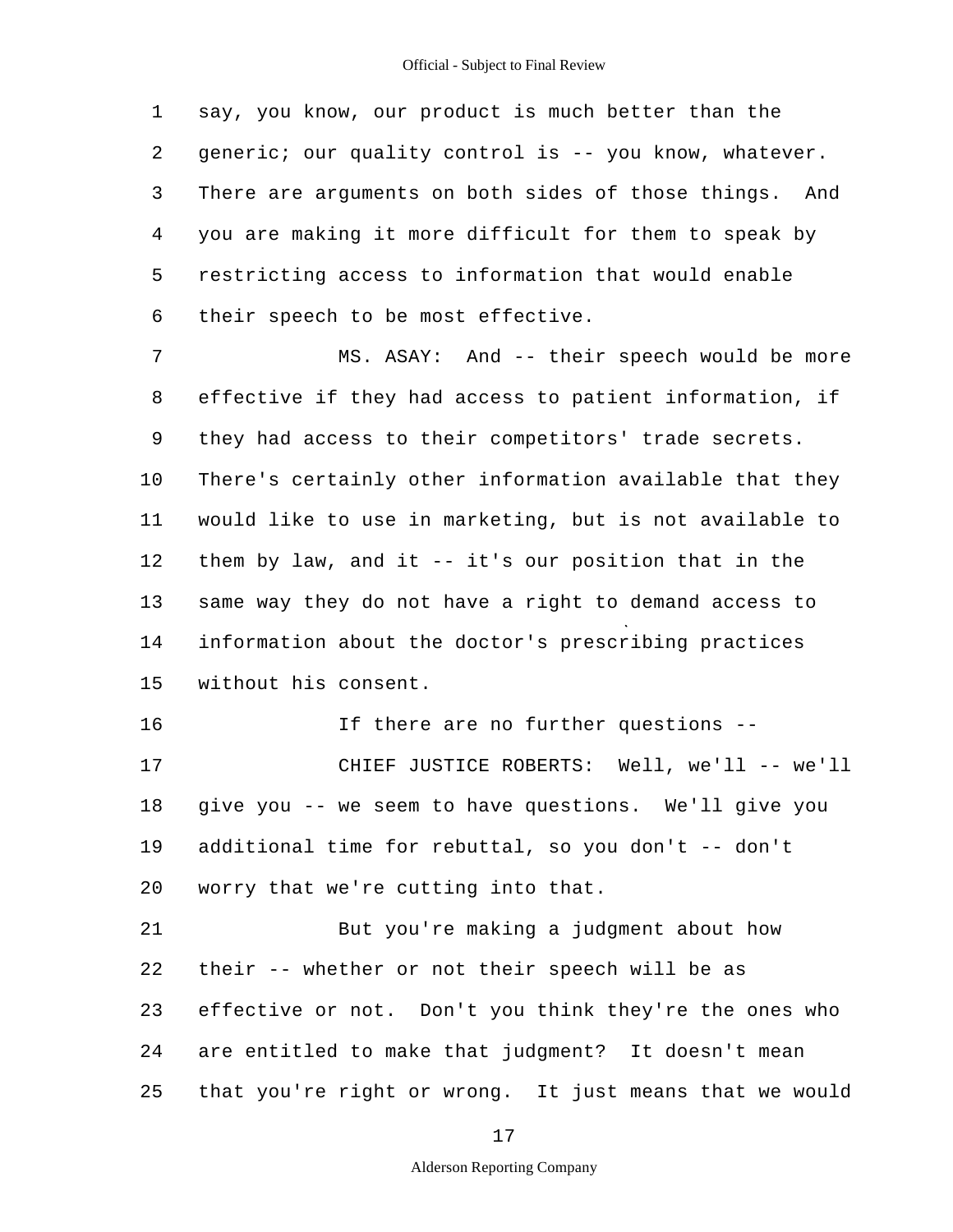say, you know, our product is much better than the generic; our quality control is -- you know, whatever. There are arguments on both sides of those things. And you are making it more difficult for them to speak by restricting access to information that would enable their speech to be most effective.

MS. ASAY: And -- their speech would be more effective if they had access to patient information, if they had access to their competitors' trade secrets. There's certainly other information available that they would like to use in marketing, but is not available to them by law, and it -- it's our position that in the same way they do not have a right to demand access to information about the doctor's prescribing practices without his consent.

If there are no further questions --

CHIEF JUSTICE ROBERTS: Well, we'll -- we'll give you -- we seem to have questions. We'll give you additional time for rebuttal, so you don't -- don't worry that we're cutting into that.

But you're making a judgment about how their -- whether or not their speech will be as effective or not. Don't you think they're the ones who are entitled to make that judgment? It doesn't mean that you're right or wrong. It just means that we would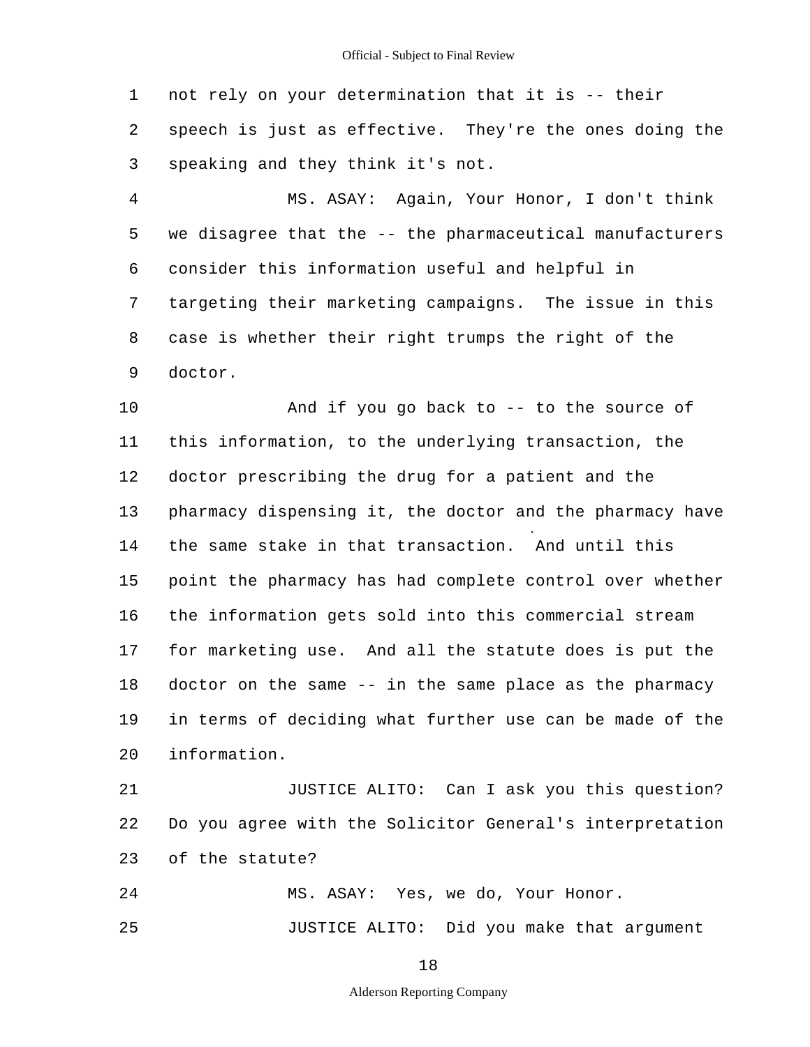not rely on your determination that it is -- their speech is just as effective. They're the ones doing the speaking and they think it's not.

MS. ASAY: Again, Your Honor, I don't think we disagree that the -- the pharmaceutical manufacturers consider this information useful and helpful in targeting their marketing campaigns. The issue in this case is whether their right trumps the right of the doctor.

And if you go back to -- to the source of this information, to the underlying transaction, the doctor prescribing the drug for a patient and the pharmacy dispensing it, the doctor and the pharmacy have the same stake in that transaction. And until this point the pharmacy has had complete control over whether the information gets sold into this commercial stream for marketing use. And all the statute does is put the doctor on the same -- in the same place as the pharmacy in terms of deciding what further use can be made of the information.

JUSTICE ALITO: Can I ask you this question? Do you agree with the Solicitor General's interpretation of the statute?

MS. ASAY: Yes, we do, Your Honor.

JUSTICE ALITO: Did you make that argument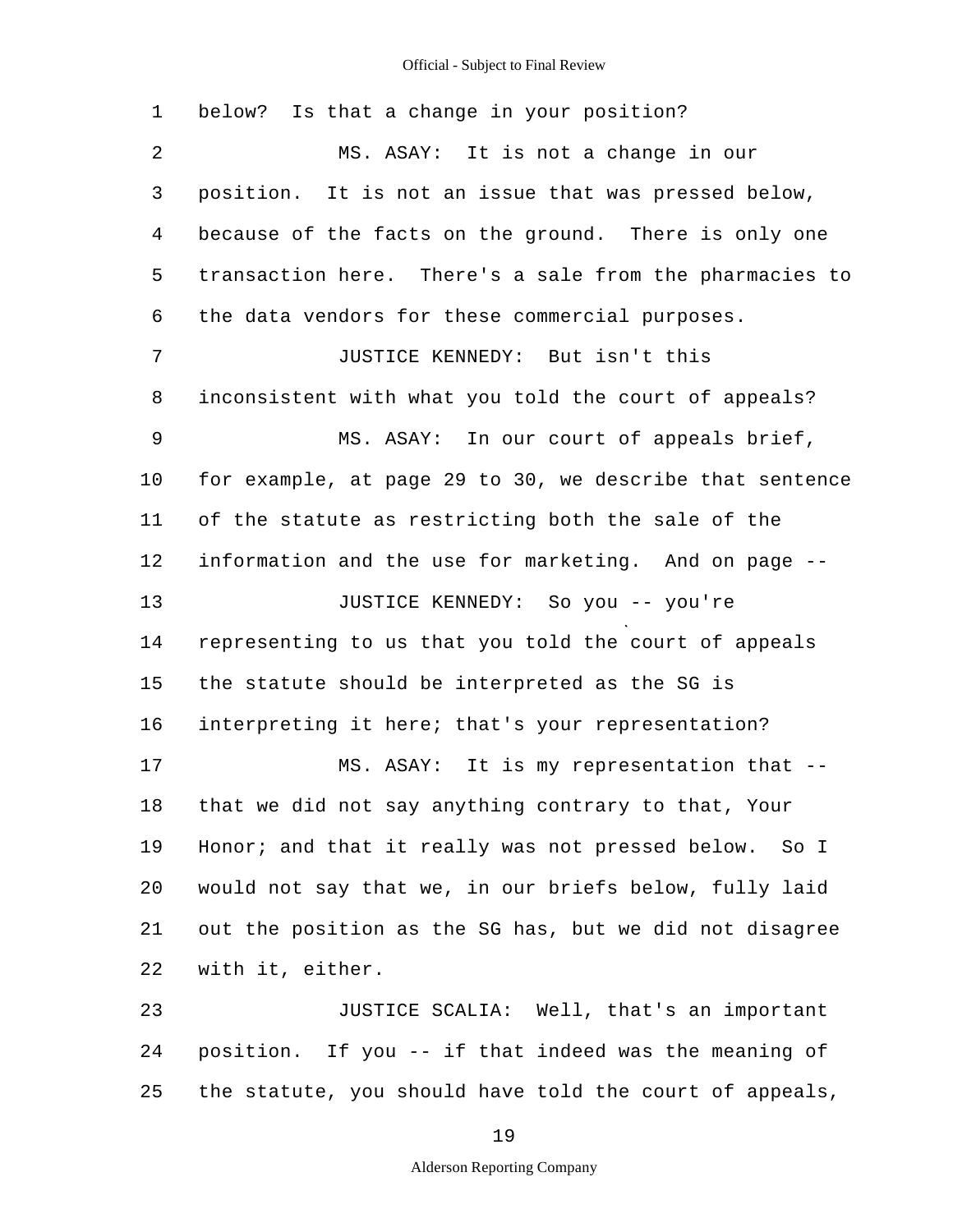1 below? Is that a change in your position?

2 MS. ASAY: It is not a change in our

3 position. It is not an issue that was pressed below,

4 because of the facts on the ground. There is only one

5 transaction here. There's a sale from the pharmacies to

6 the data vendors for these commercial purposes.

7 JUSTICE KENNEDY: But isn't this

8 inconsistent with what you told the court of appeals?

9 MS. ASAY: In our court of appeals brief,

10 for example, at page 29 to 30, we describe that sentence

11 of the statute as restricting both the sale of the

12 information and the use for marketing. And on page --

13 JUSTICE KENNEDY: So you -- you're

14 representing to us that you told the court of appeals

15 the statute should be interpreted as the SG is

16 interpreting it here; that's your representation?

17 MS. ASAY: It is my representation that --

18 that we did not say anything contrary to that, Your

19 Honor; and that it really was not pressed below. So I

20 would not say that we, in our briefs below, fully laid

21 out the position as the SG has, but we did not disagree

22 with it, either.

23 JUSTICE SCALIA: Well, that's an important

24 position. If you -- if that indeed was the meaning of

25 the statute, you should have told the court of appeals,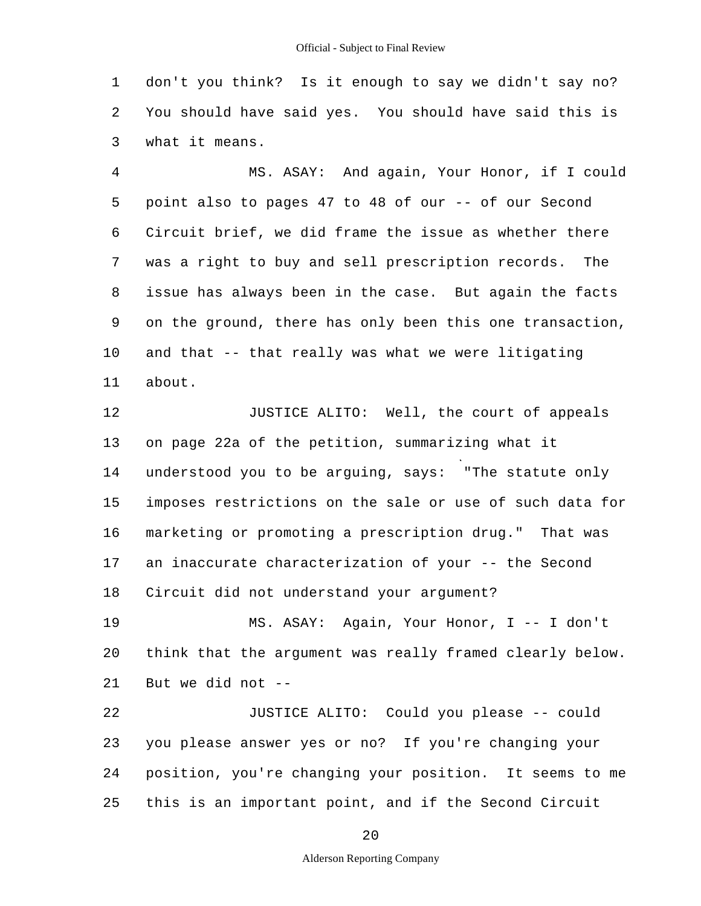1 don't you think? Is it enough to say we didn't say no?
2 You should have said yes. You should have said this is
3 what it means.

4 MS. ASAY: And again, Your Honor, if I could
5 point also to pages 47 to 48 of our -- of our Second
6 Circuit brief, we did frame the issue as whether there
7 was a right to buy and sell prescription records. The
8 issue has always been in the case. But again the facts
9 on the ground, there has only been this one transaction,
10 and that -- that really was what we were litigating
11 about.

12 JUSTICE ALITO: Well, the court of appeals
13 on page 22a of the petition, summarizing what it
14 understood you to be arguing, says: "The statute only
15 imposes restrictions on the sale or use of such data for
16 marketing or promoting a prescription drug." That was
17 an inaccurate characterization of your -- the Second
18 Circuit did not understand your argument?

19 MS. ASAY: Again, Your Honor, I -- I don't
20 think that the argument was really framed clearly below.
21 But we did not --

22 JUSTICE ALITO: Could you please -- could
23 you please answer yes or no? If you're changing your
24 position, you're changing your position. It seems to me
25 this is an important point, and if the Second Circuit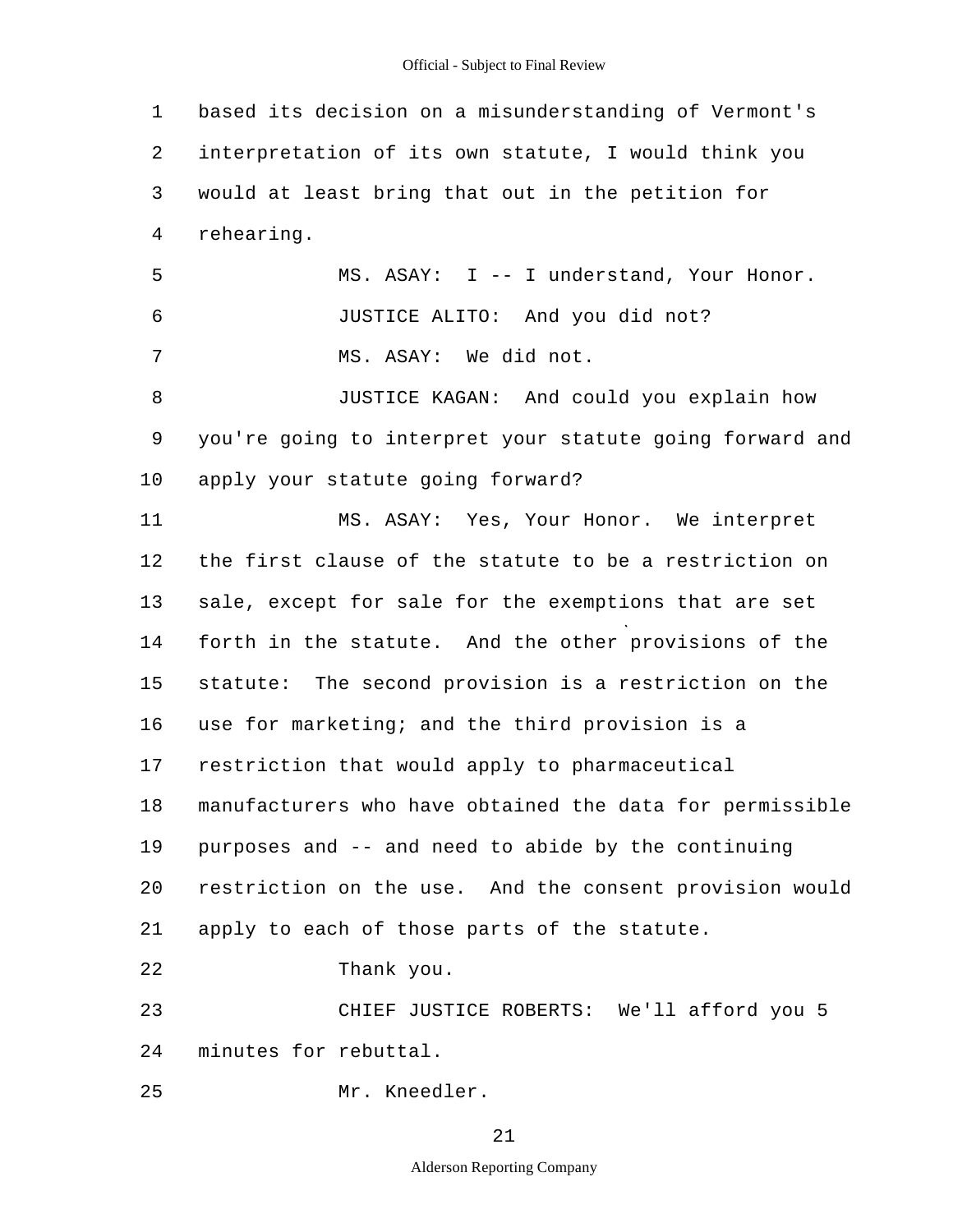based its decision on a misunderstanding of Vermont's interpretation of its own statute, I would think you would at least bring that out in the petition for rehearing.

MS. ASAY: I -- I understand, Your Honor.

JUSTICE ALITO: And you did not?

MS. ASAY: We did not.

JUSTICE KAGAN: And could you explain how you're going to interpret your statute going forward and apply your statute going forward?

MS. ASAY: Yes, Your Honor. We interpret the first clause of the statute to be a restriction on sale, except for sale for the exemptions that are set forth in the statute. And the other provisions of the statute: The second provision is a restriction on the use for marketing; and the third provision is a restriction that would apply to pharmaceutical manufacturers who have obtained the data for permissible purposes and -- and need to abide by the continuing restriction on the use. And the consent provision would apply to each of those parts of the statute.

Thank you.

CHIEF JUSTICE ROBERTS: We'll afford you 5 minutes for rebuttal.

Mr. Kneedler.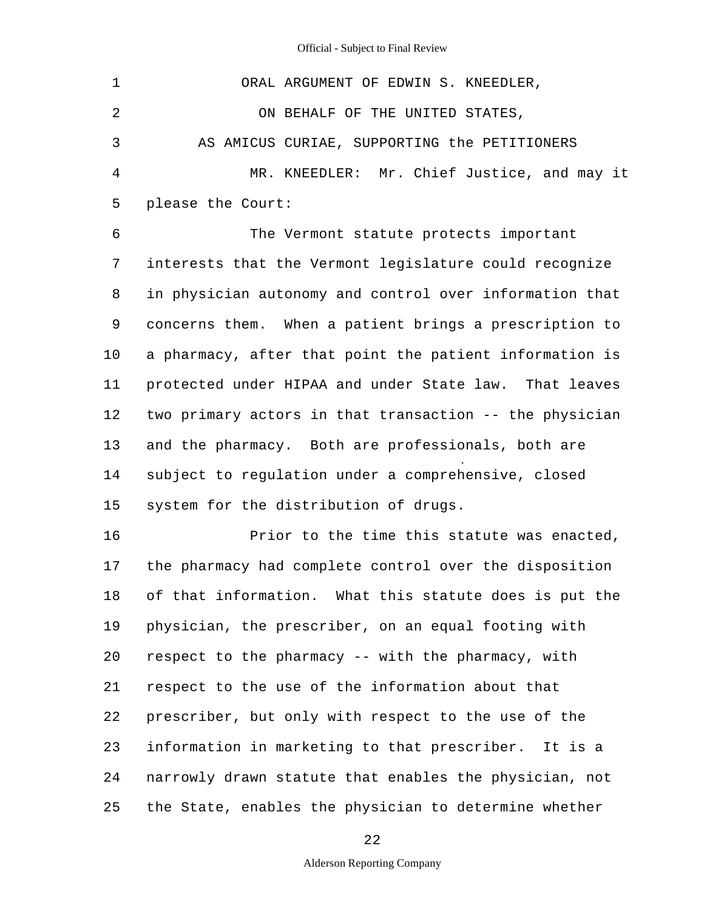ORAL ARGUMENT OF EDWIN S. KNEEDLER,

ON BEHALF OF THE UNITED STATES,

AS AMICUS CURIAE, SUPPORTING the PETITIONERS

MR. KNEEDLER: Mr. Chief Justice, and may it please the Court:

The Vermont statute protects important interests that the Vermont legislature could recognize in physician autonomy and control over information that concerns them. When a patient brings a prescription to a pharmacy, after that point the patient information is protected under HIPAA and under State law. That leaves two primary actors in that transaction -- the physician and the pharmacy. Both are professionals, both are subject to regulation under a comprehensive, closed system for the distribution of drugs.

Prior to the time this statute was enacted, the pharmacy had complete control over the disposition of that information. What this statute does is put the physician, the prescriber, on an equal footing with respect to the pharmacy -- with the pharmacy, with respect to the use of the information about that prescriber, but only with respect to the use of the information in marketing to that prescriber. It is a narrowly drawn statute that enables the physician, not the State, enables the physician to determine whether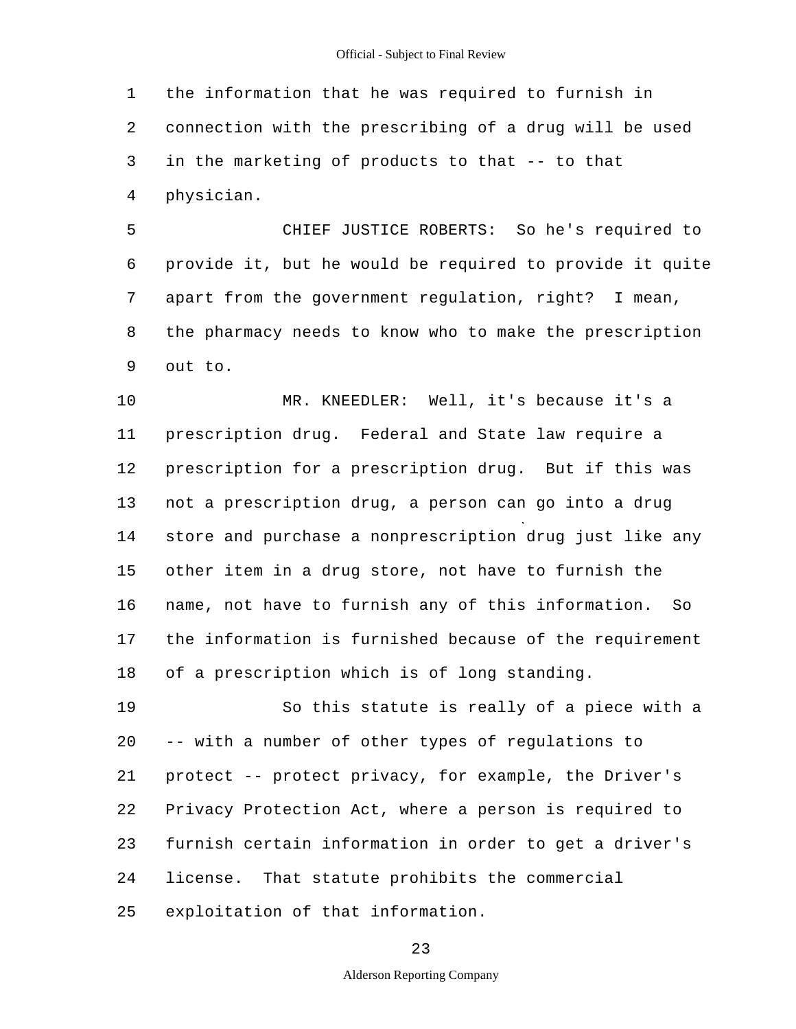the information that he was required to furnish in connection with the prescribing of a drug will be used in the marketing of products to that -- to that physician.

CHIEF JUSTICE ROBERTS: So he's required to provide it, but he would be required to provide it quite apart from the government regulation, right? I mean, the pharmacy needs to know who to make the prescription out to.

MR. KNEEDLER: Well, it's because it's a prescription drug. Federal and State law require a prescription for a prescription drug. But if this was not a prescription drug, a person can go into a drug store and purchase a nonprescription drug just like any other item in a drug store, not have to furnish the name, not have to furnish any of this information. So the information is furnished because of the requirement of a prescription which is of long standing.

So this statute is really of a piece with a -- with a number of other types of regulations to protect -- protect privacy, for example, the Driver's Privacy Protection Act, where a person is required to furnish certain information in order to get a driver's license. That statute prohibits the commercial exploitation of that information.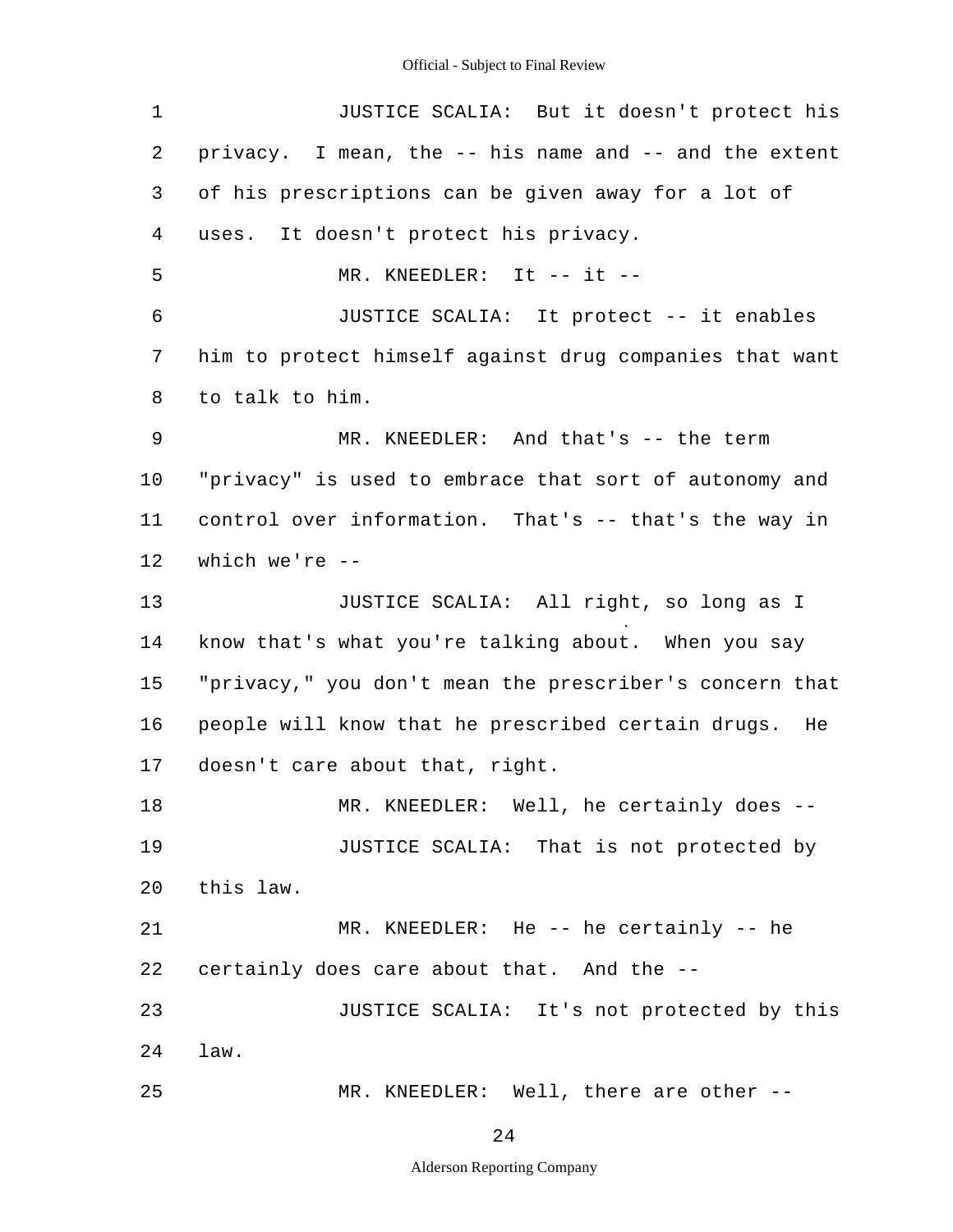JUSTICE SCALIA: But it doesn't protect his privacy. I mean, the -- his name and -- and the extent of his prescriptions can be given away for a lot of uses. It doesn't protect his privacy.

MR. KNEEDLER: It -- it --

JUSTICE SCALIA: It protect -- it enables him to protect himself against drug companies that want to talk to him.

MR. KNEEDLER: And that's -- the term "privacy" is used to embrace that sort of autonomy and control over information. That's -- that's the way in which we're --

JUSTICE SCALIA: All right, so long as I know that's what you're talking about. When you say "privacy," you don't mean the prescriber's concern that people will know that he prescribed certain drugs. He doesn't care about that, right.

MR. KNEEDLER: Well, he certainly does --

JUSTICE SCALIA: That is not protected by this law.

MR. KNEEDLER: He -- he certainly -- he certainly does care about that. And the --

JUSTICE SCALIA: It's not protected by this law.

MR. KNEEDLER: Well, there are other --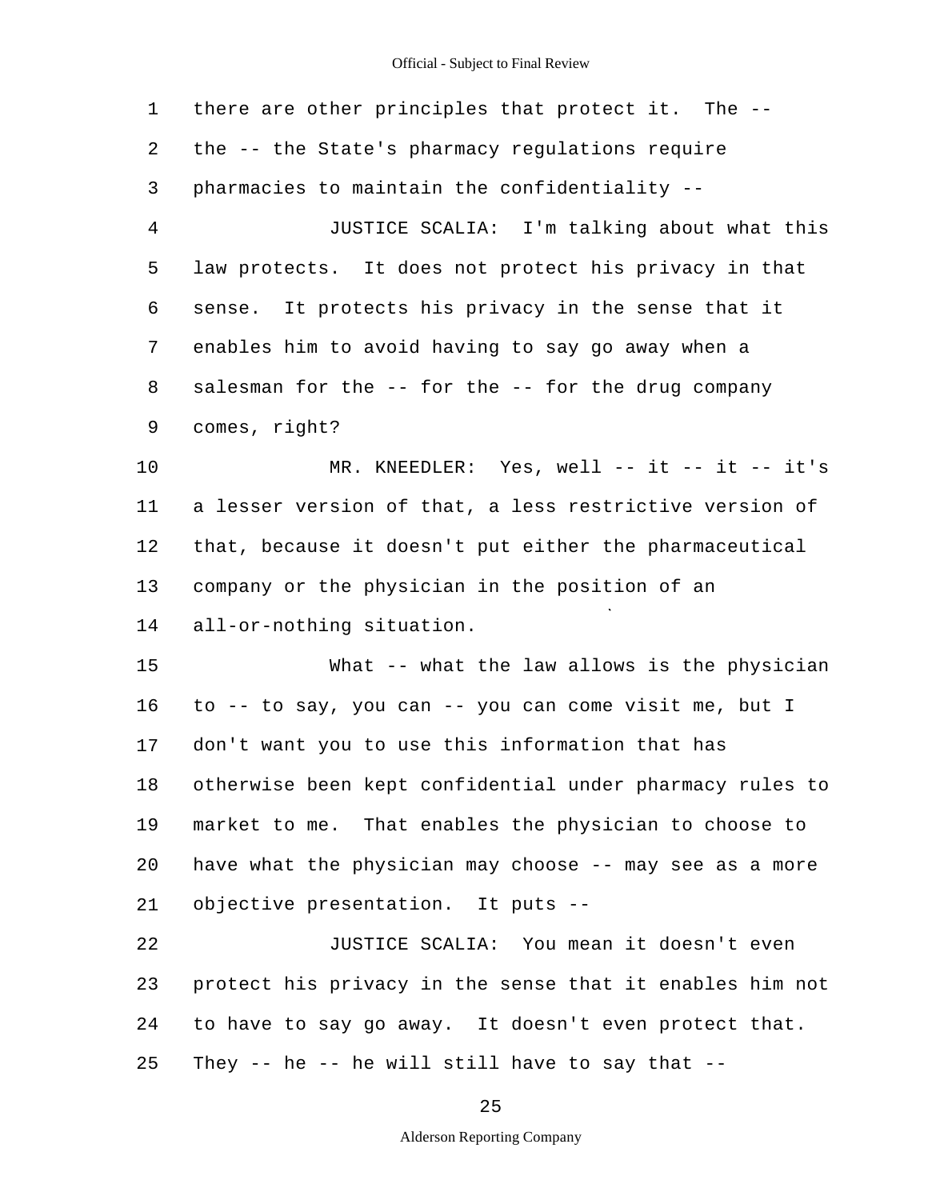1 there are other principles that protect it. The --
2 the -- the State's pharmacy regulations require
3 pharmacies to maintain the confidentiality --
4 JUSTICE SCALIA: I'm talking about what this
5 law protects. It does not protect his privacy in that
6 sense. It protects his privacy in the sense that it
7 enables him to avoid having to say go away when a
8 salesman for the -- for the -- for the drug company
9 comes, right?
10 MR. KNEEDLER: Yes, well -- it -- it -- it's
11 a lesser version of that, a less restrictive version of
12 that, because it doesn't put either the pharmaceutical
13 company or the physician in the position of an
14 all-or-nothing situation.
15 What -- what the law allows is the physician
16 to -- to say, you can -- you can come visit me, but I
17 don't want you to use this information that has
18 otherwise been kept confidential under pharmacy rules to
19 market to me. That enables the physician to choose to
20 have what the physician may choose -- may see as a more
21 objective presentation. It puts --
22 JUSTICE SCALIA: You mean it doesn't even
23 protect his privacy in the sense that it enables him not
24 to have to say go away. It doesn't even protect that.
25 They -- he -- he will still have to say that --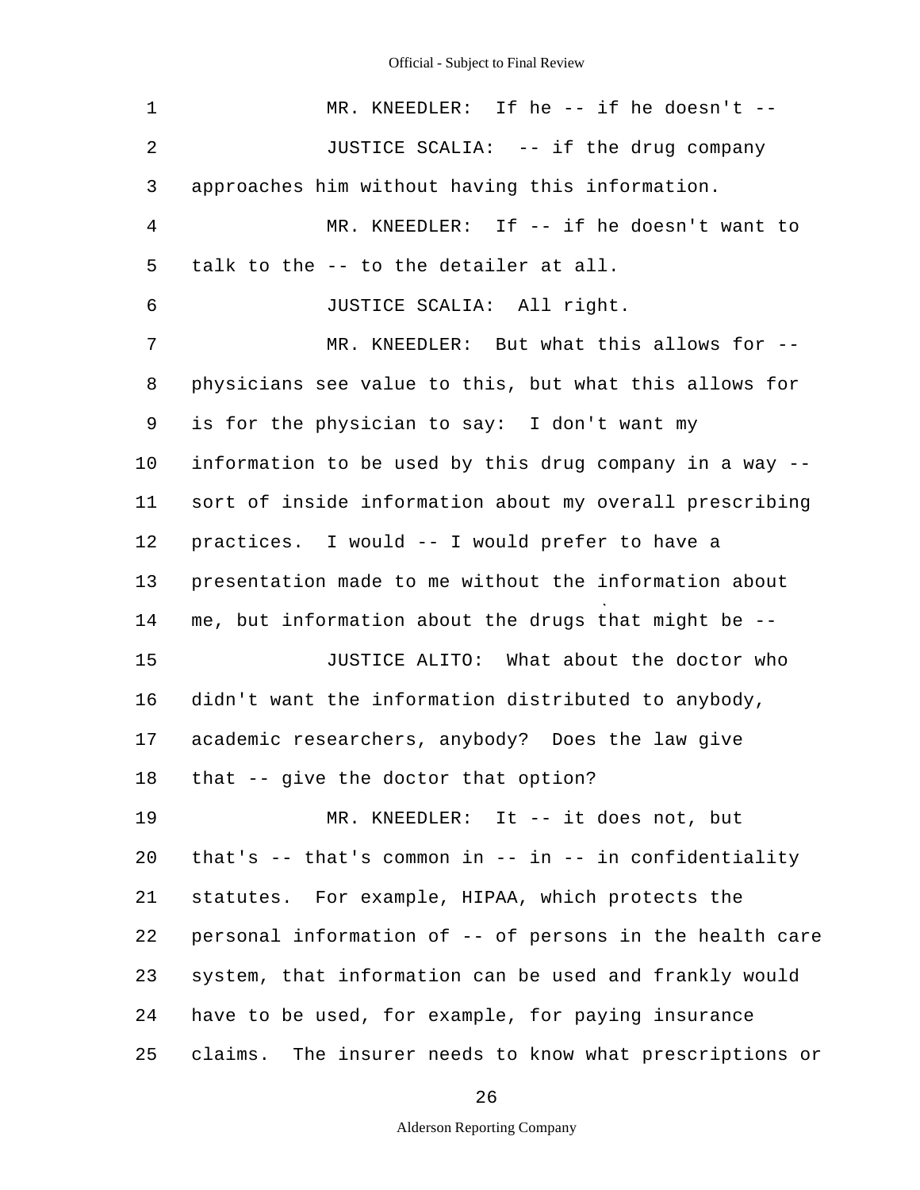1 MR. KNEEDLER: If he -- if he doesn't --

2 JUSTICE SCALIA: -- if the drug company

3 approaches him without having this information.

4 MR. KNEEDLER: If -- if he doesn't want to

5 talk to the -- to the detailer at all.

6 JUSTICE SCALIA: All right.

7 MR. KNEEDLER: But what this allows for --

8 physicians see value to this, but what this allows for

9 is for the physician to say: I don't want my

10 information to be used by this drug company in a way --

11 sort of inside information about my overall prescribing

12 practices. I would -- I would prefer to have a

13 presentation made to me without the information about

14 me, but information about the drugs that might be --

15 JUSTICE ALITO: What about the doctor who

16 didn't want the information distributed to anybody,

17 academic researchers, anybody? Does the law give

18 that -- give the doctor that option?

19 MR. KNEEDLER: It -- it does not, but

20 that's -- that's common in -- in -- in confidentiality

21 statutes. For example, HIPAA, which protects the

22 personal information of -- of persons in the health care

23 system, that information can be used and frankly would

24 have to be used, for example, for paying insurance

25 claims. The insurer needs to know what prescriptions or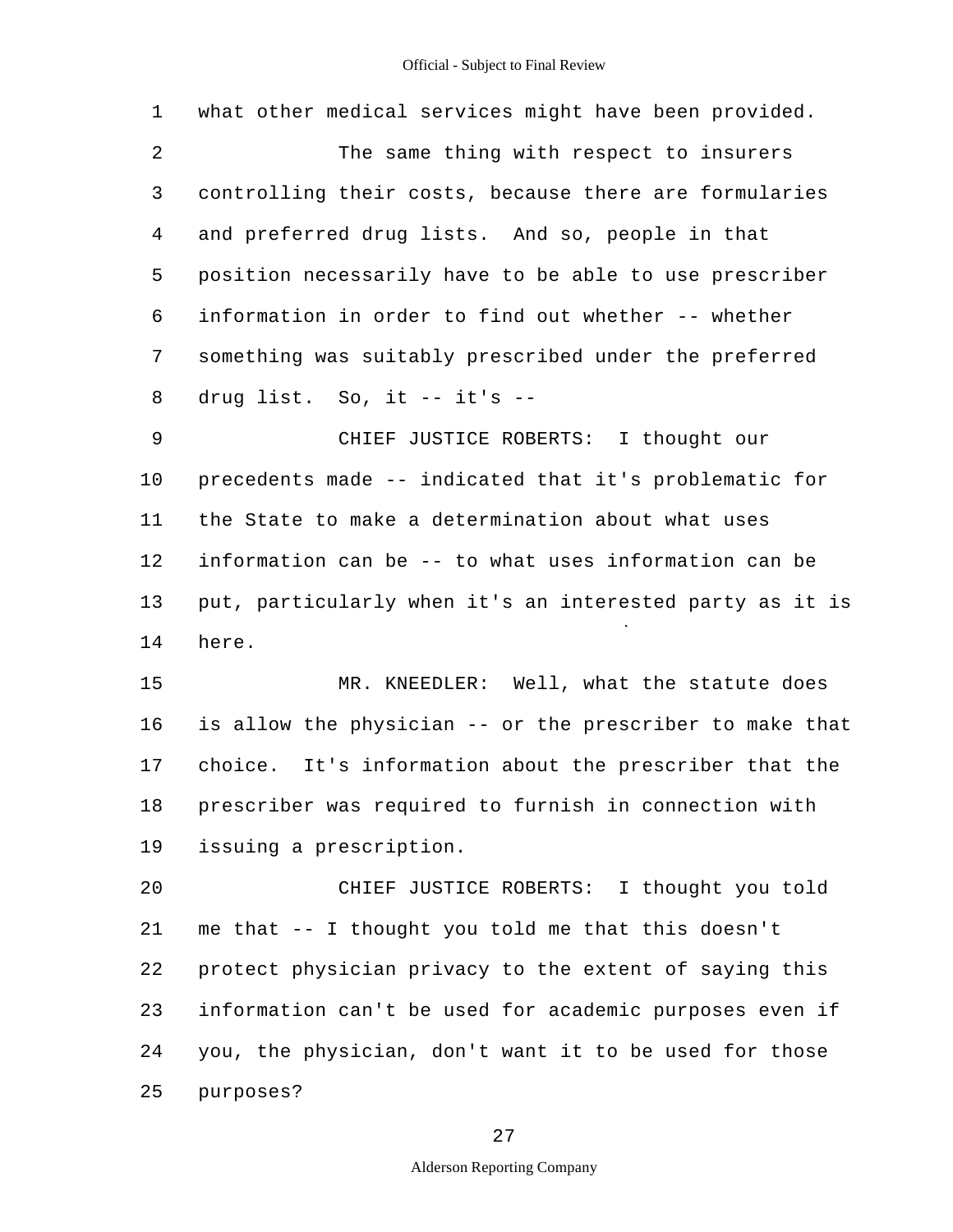what other medical services might have been provided.

The same thing with respect to insurers controlling their costs, because there are formularies and preferred drug lists. And so, people in that position necessarily have to be able to use prescriber information in order to find out whether -- whether something was suitably prescribed under the preferred drug list. So, it -- it's --

CHIEF JUSTICE ROBERTS: I thought our precedents made -- indicated that it's problematic for the State to make a determination about what uses information can be -- to what uses information can be put, particularly when it's an interested party as it is here.

MR. KNEEDLER: Well, what the statute does is allow the physician -- or the prescriber to make that choice. It's information about the prescriber that the prescriber was required to furnish in connection with issuing a prescription.

CHIEF JUSTICE ROBERTS: I thought you told me that -- I thought you told me that this doesn't protect physician privacy to the extent of saying this information can't be used for academic purposes even if you, the physician, don't want it to be used for those purposes?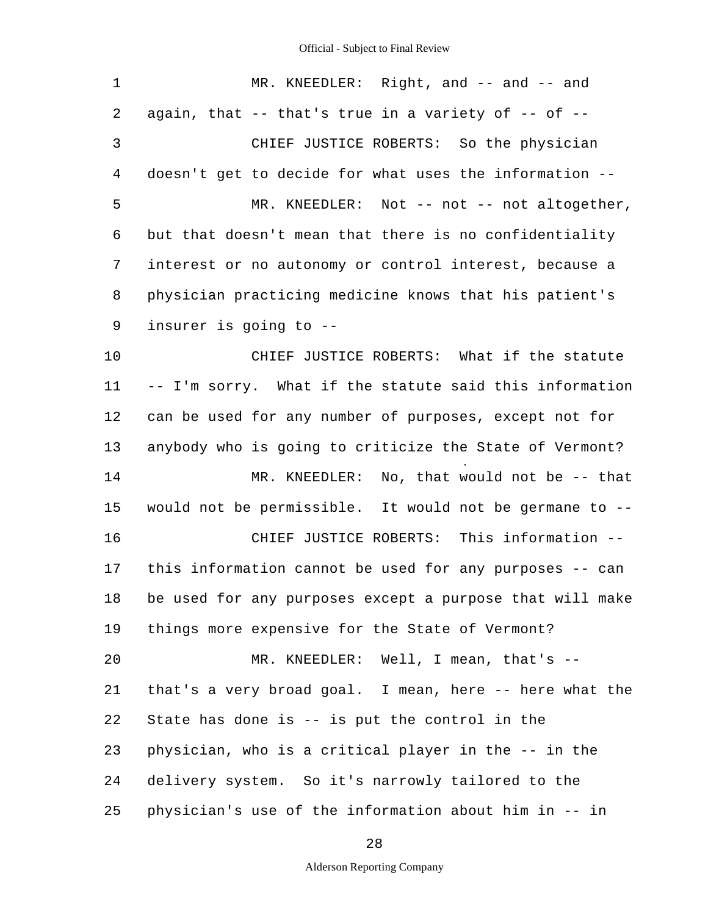MR. KNEEDLER: Right, and -- and -- and again, that -- that's true in a variety of -- of --

CHIEF JUSTICE ROBERTS: So the physician doesn't get to decide for what uses the information --

MR. KNEEDLER: Not -- not -- not altogether, but that doesn't mean that there is no confidentiality interest or no autonomy or control interest, because a physician practicing medicine knows that his patient's insurer is going to --

CHIEF JUSTICE ROBERTS: What if the statute -- I'm sorry. What if the statute said this information can be used for any number of purposes, except not for anybody who is going to criticize the State of Vermont?

MR. KNEEDLER: No, that would not be -- that would not be permissible. It would not be germane to --

CHIEF JUSTICE ROBERTS: This information -- this information cannot be used for any purposes -- can be used for any purposes except a purpose that will make things more expensive for the State of Vermont?

MR. KNEEDLER: Well, I mean, that's -- that's a very broad goal. I mean, here -- here what the State has done is -- is put the control in the physician, who is a critical player in the -- in the delivery system. So it's narrowly tailored to the physician's use of the information about him in -- in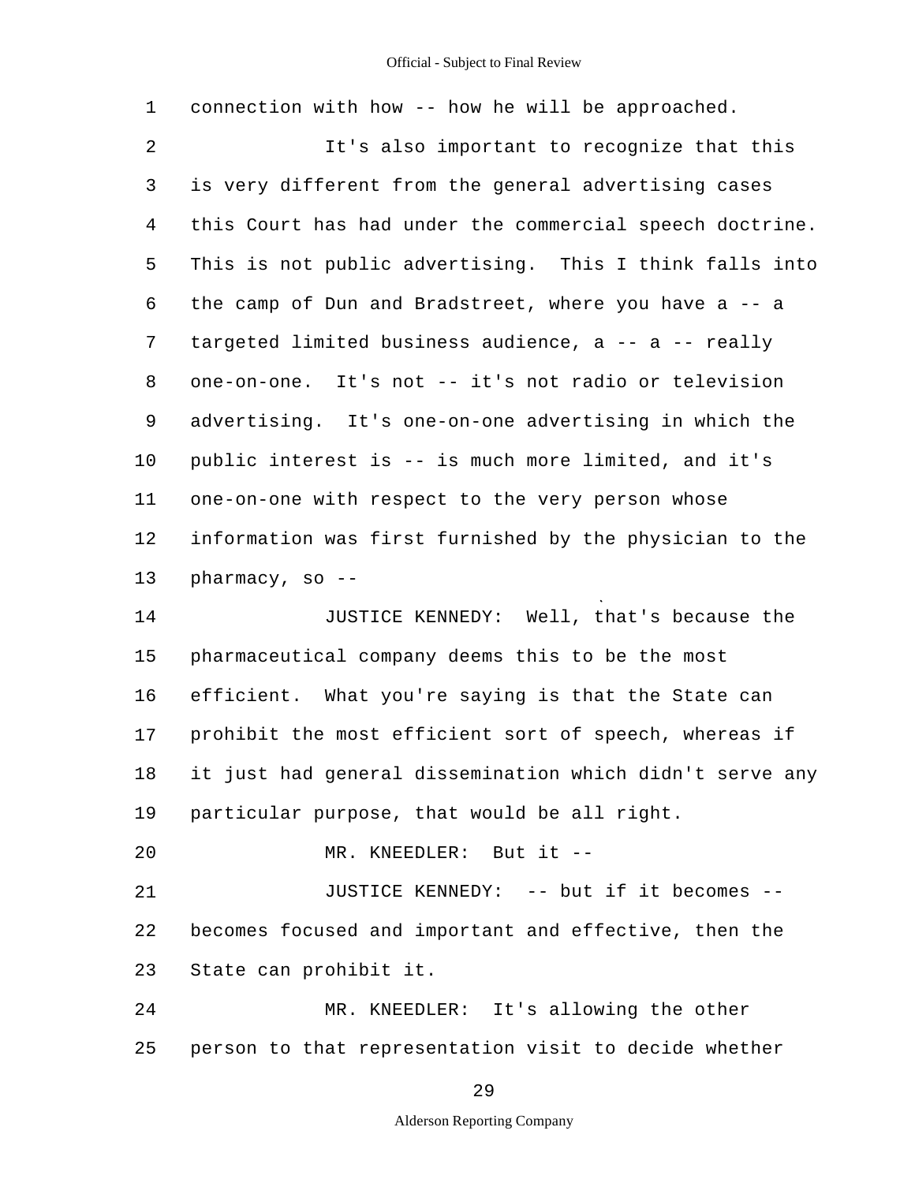connection with how -- how he will be approached.

It's also important to recognize that this is very different from the general advertising cases this Court has had under the commercial speech doctrine. This is not public advertising. This I think falls into the camp of Dun and Bradstreet, where you have a -- a targeted limited business audience, a -- a -- really one-on-one. It's not -- it's not radio or television advertising. It's one-on-one advertising in which the public interest is -- is much more limited, and it's one-on-one with respect to the very person whose information was first furnished by the physician to the pharmacy, so --

JUSTICE KENNEDY: Well, that's because the pharmaceutical company deems this to be the most efficient. What you're saying is that the State can prohibit the most efficient sort of speech, whereas if it just had general dissemination which didn't serve any particular purpose, that would be all right.

MR. KNEEDLER: But it --

JUSTICE KENNEDY: -- but if it becomes -- becomes focused and important and effective, then the State can prohibit it.

MR. KNEEDLER: It's allowing the other person to that representation visit to decide whether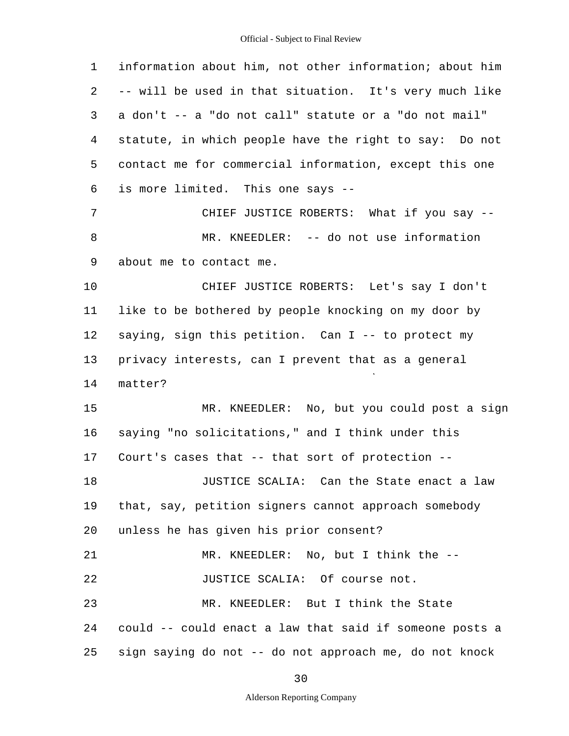1 information about him, not other information; about him
2 -- will be used in that situation. It's very much like
3 a don't -- a "do not call" statute or a "do not mail"
4 statute, in which people have the right to say: Do not
5 contact me for commercial information, except this one
6 is more limited. This one says --

7 CHIEF JUSTICE ROBERTS: What if you say --

8 MR. KNEEDLER: -- do not use information
9 about me to contact me.

10 CHIEF JUSTICE ROBERTS: Let's say I don't
11 like to be bothered by people knocking on my door by
12 saying, sign this petition. Can I -- to protect my
13 privacy interests, can I prevent that as a general
14 matter?

15 MR. KNEEDLER: No, but you could post a sign
16 saying "no solicitations," and I think under this
17 Court's cases that -- that sort of protection --

18 JUSTICE SCALIA: Can the State enact a law
19 that, say, petition signers cannot approach somebody
20 unless he has given his prior consent?

21 MR. KNEEDLER: No, but I think the --

22 JUSTICE SCALIA: Of course not.

23 MR. KNEEDLER: But I think the State
24 could -- could enact a law that said if someone posts a
25 sign saying do not -- do not approach me, do not knock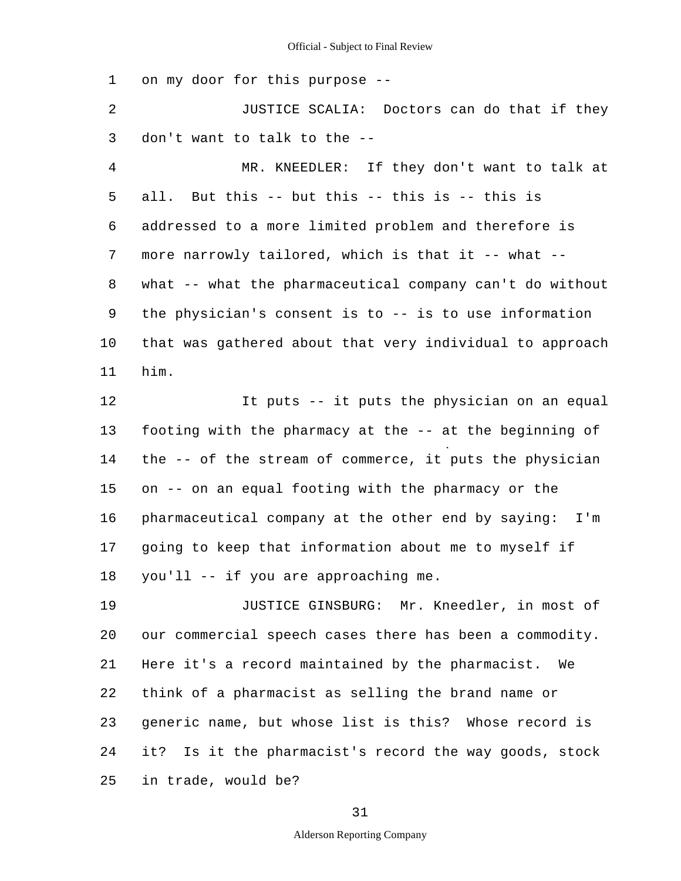on my door for this purpose --

JUSTICE SCALIA: Doctors can do that if they don't want to talk to the --

MR. KNEEDLER: If they don't want to talk at all. But this -- but this -- this is -- this is addressed to a more limited problem and therefore is more narrowly tailored, which is that it -- what -- what -- what the pharmaceutical company can't do without the physician's consent is to -- is to use information that was gathered about that very individual to approach him.

It puts -- it puts the physician on an equal footing with the pharmacy at the -- at the beginning of the -- of the stream of commerce, it puts the physician on -- on an equal footing with the pharmacy or the pharmaceutical company at the other end by saying: I'm going to keep that information about me to myself if you'll -- if you are approaching me.

JUSTICE GINSBURG: Mr. Kneedler, in most of our commercial speech cases there has been a commodity. Here it's a record maintained by the pharmacist. We think of a pharmacist as selling the brand name or generic name, but whose list is this? Whose record is it? Is it the pharmacist's record the way goods, stock in trade, would be?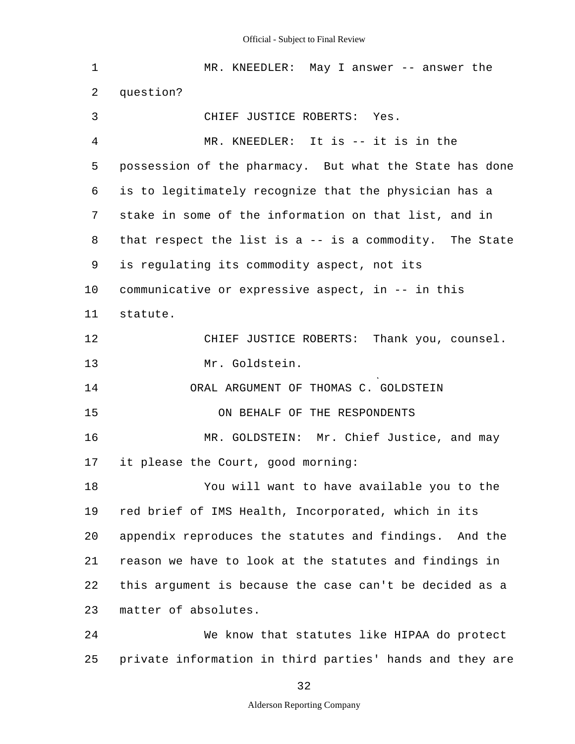MR. KNEEDLER: May I answer -- answer the question?

CHIEF JUSTICE ROBERTS: Yes.

MR. KNEEDLER: It is -- it is in the possession of the pharmacy. But what the State has done is to legitimately recognize that the physician has a stake in some of the information on that list, and in that respect the list is a -- is a commodity. The State is regulating its commodity aspect, not its communicative or expressive aspect, in -- in this statute.

CHIEF JUSTICE ROBERTS: Thank you, counsel.

Mr. Goldstein.

ORAL ARGUMENT OF THOMAS C. GOLDSTEIN

ON BEHALF OF THE RESPONDENTS

MR. GOLDSTEIN: Mr. Chief Justice, and may it please the Court, good morning:

You will want to have available you to the red brief of IMS Health, Incorporated, which in its appendix reproduces the statutes and findings. And the reason we have to look at the statutes and findings in this argument is because the case can't be decided as a matter of absolutes.

We know that statutes like HIPAA do protect private information in third parties' hands and they are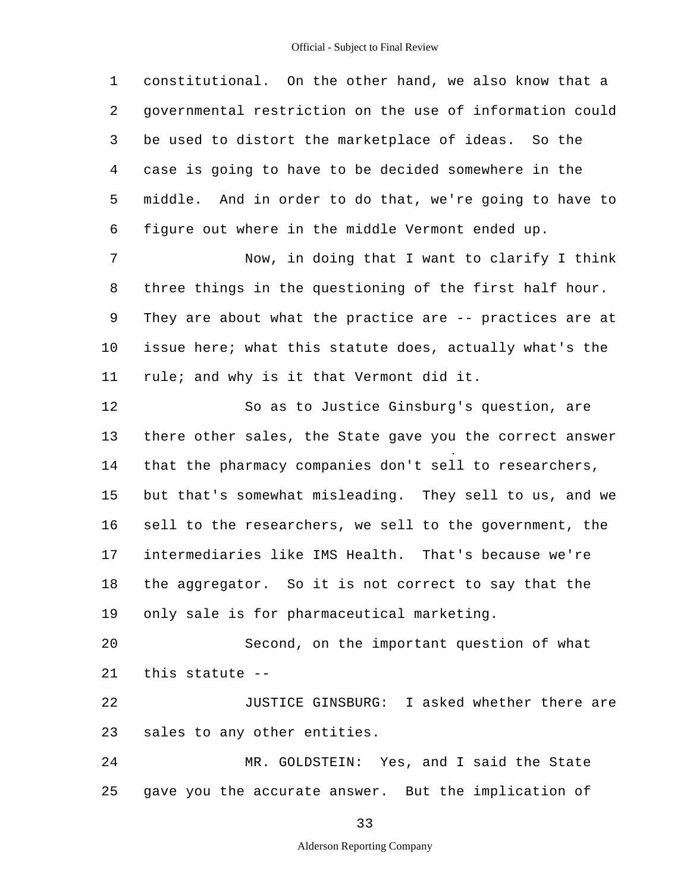constitutional. On the other hand, we also know that a governmental restriction on the use of information could be used to distort the marketplace of ideas. So the case is going to have to be decided somewhere in the middle. And in order to do that, we're going to have to figure out where in the middle Vermont ended up.

Now, in doing that I want to clarify I think three things in the questioning of the first half hour. They are about what the practice are -- practices are at issue here; what this statute does, actually what's the rule; and why is it that Vermont did it.

So as to Justice Ginsburg's question, are there other sales, the State gave you the correct answer that the pharmacy companies don't sell to researchers, but that's somewhat misleading. They sell to us, and we sell to the researchers, we sell to the government, the intermediaries like IMS Health. That's because we're the aggregator. So it is not correct to say that the only sale is for pharmaceutical marketing.

Second, on the important question of what this statute --

JUSTICE GINSBURG: I asked whether there are sales to any other entities.

MR. GOLDSTEIN: Yes, and I said the State gave you the accurate answer. But the implication of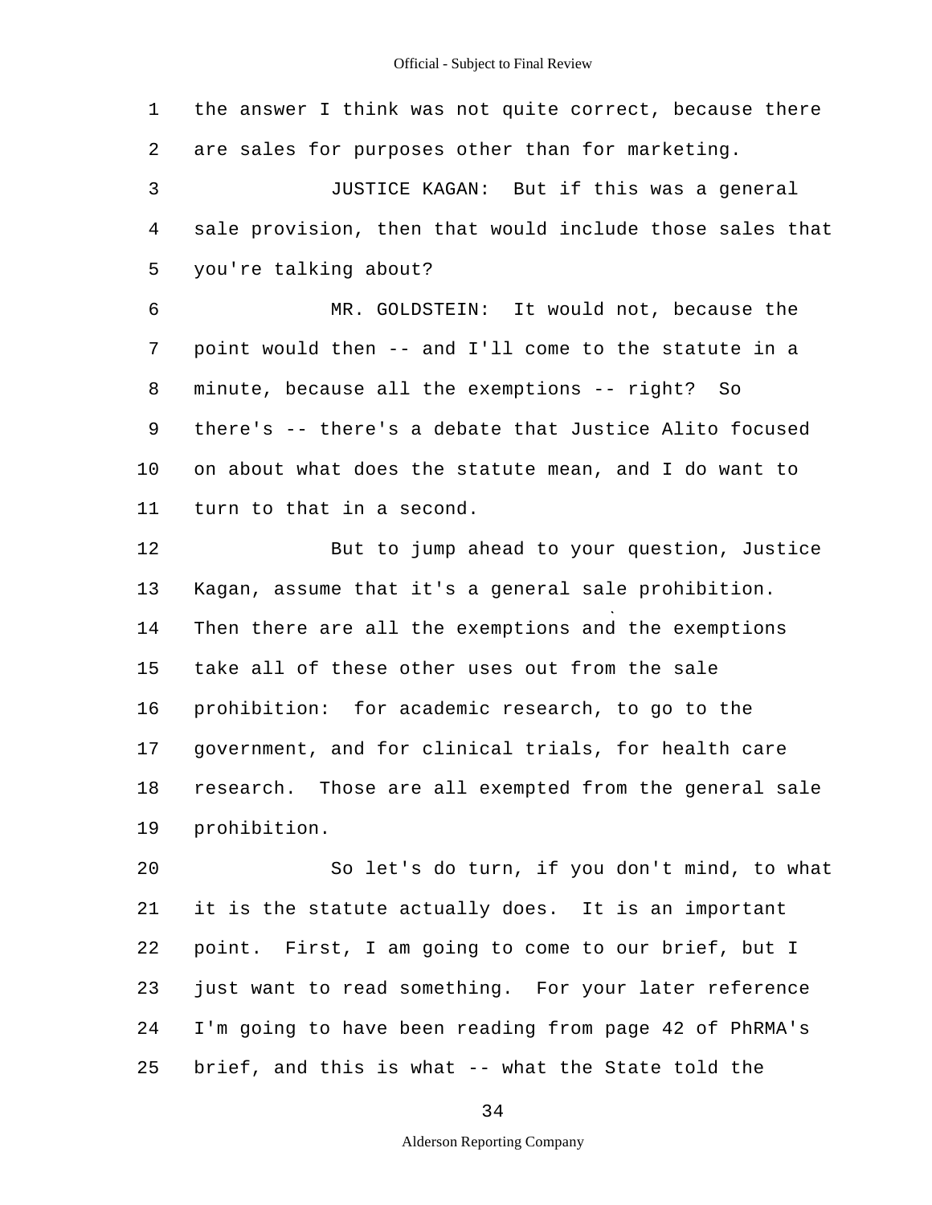1 the answer I think was not quite correct, because there
2 are sales for purposes other than for marketing.

3 JUSTICE KAGAN: But if this was a general
4 sale provision, then that would include those sales that
5 you're talking about?

6 MR. GOLDSTEIN: It would not, because the
7 point would then -- and I'll come to the statute in a
8 minute, because all the exemptions -- right? So
9 there's -- there's a debate that Justice Alito focused
10 on about what does the statute mean, and I do want to
11 turn to that in a second.

12 But to jump ahead to your question, Justice
13 Kagan, assume that it's a general sale prohibition.
14 Then there are all the exemptions and the exemptions
15 take all of these other uses out from the sale
16 prohibition: for academic research, to go to the
17 government, and for clinical trials, for health care
18 research. Those are all exempted from the general sale
19 prohibition.

20 So let's do turn, if you don't mind, to what
21 it is the statute actually does. It is an important
22 point. First, I am going to come to our brief, but I
23 just want to read something. For your later reference
24 I'm going to have been reading from page 42 of PhRMA's
25 brief, and this is what -- what the State told the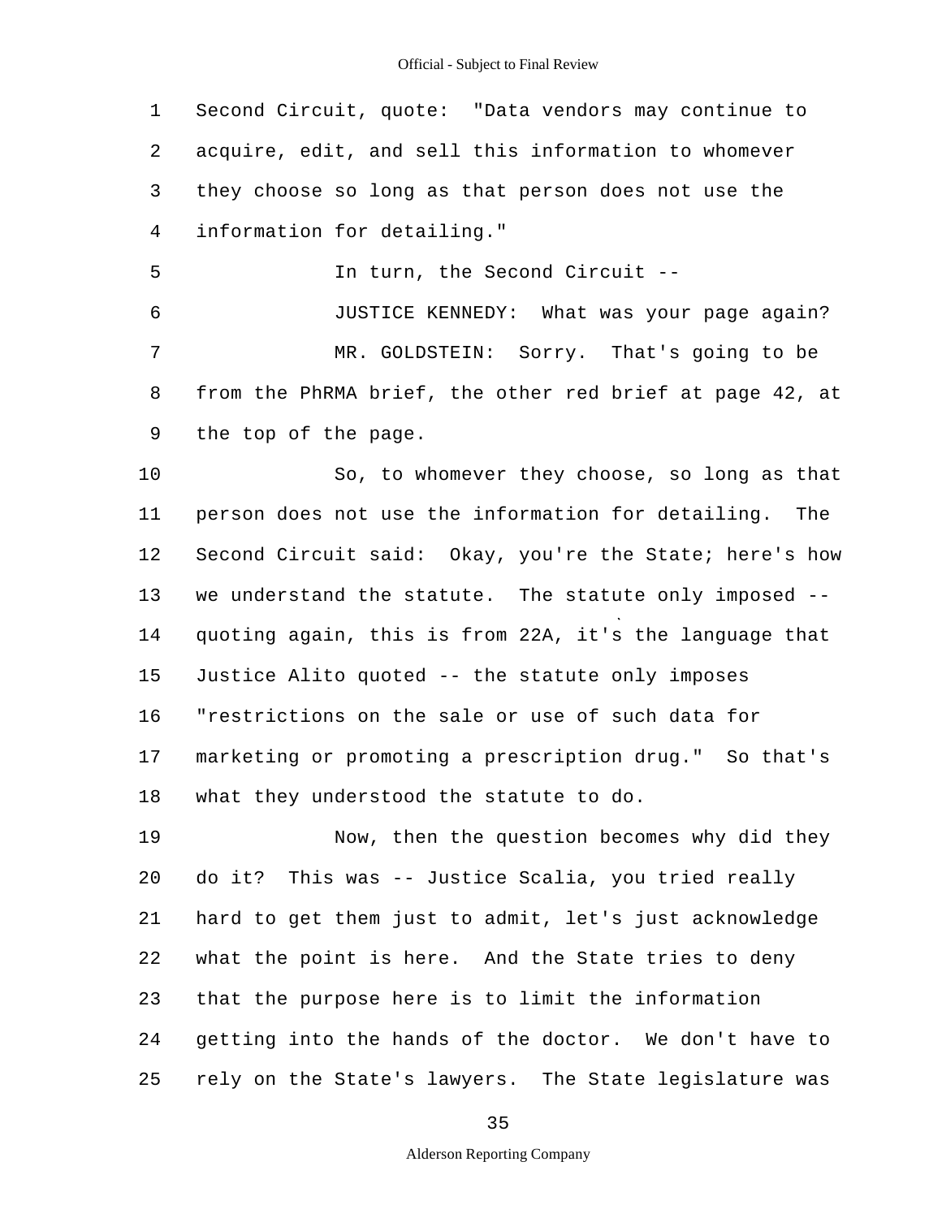Second Circuit, quote: "Data vendors may continue to acquire, edit, and sell this information to whomever they choose so long as that person does not use the information for detailing."

In turn, the Second Circuit --

JUSTICE KENNEDY: What was your page again?

MR. GOLDSTEIN: Sorry. That's going to be from the PhRMA brief, the other red brief at page 42, at the top of the page.

So, to whomever they choose, so long as that person does not use the information for detailing. The Second Circuit said: Okay, you're the State; here's how we understand the statute. The statute only imposed -- quoting again, this is from 22A, it's the language that Justice Alito quoted -- the statute only imposes "restrictions on the sale or use of such data for marketing or promoting a prescription drug." So that's what they understood the statute to do.

Now, then the question becomes why did they do it? This was -- Justice Scalia, you tried really hard to get them just to admit, let's just acknowledge what the point is here. And the State tries to deny that the purpose here is to limit the information getting into the hands of the doctor. We don't have to rely on the State's lawyers. The State legislature was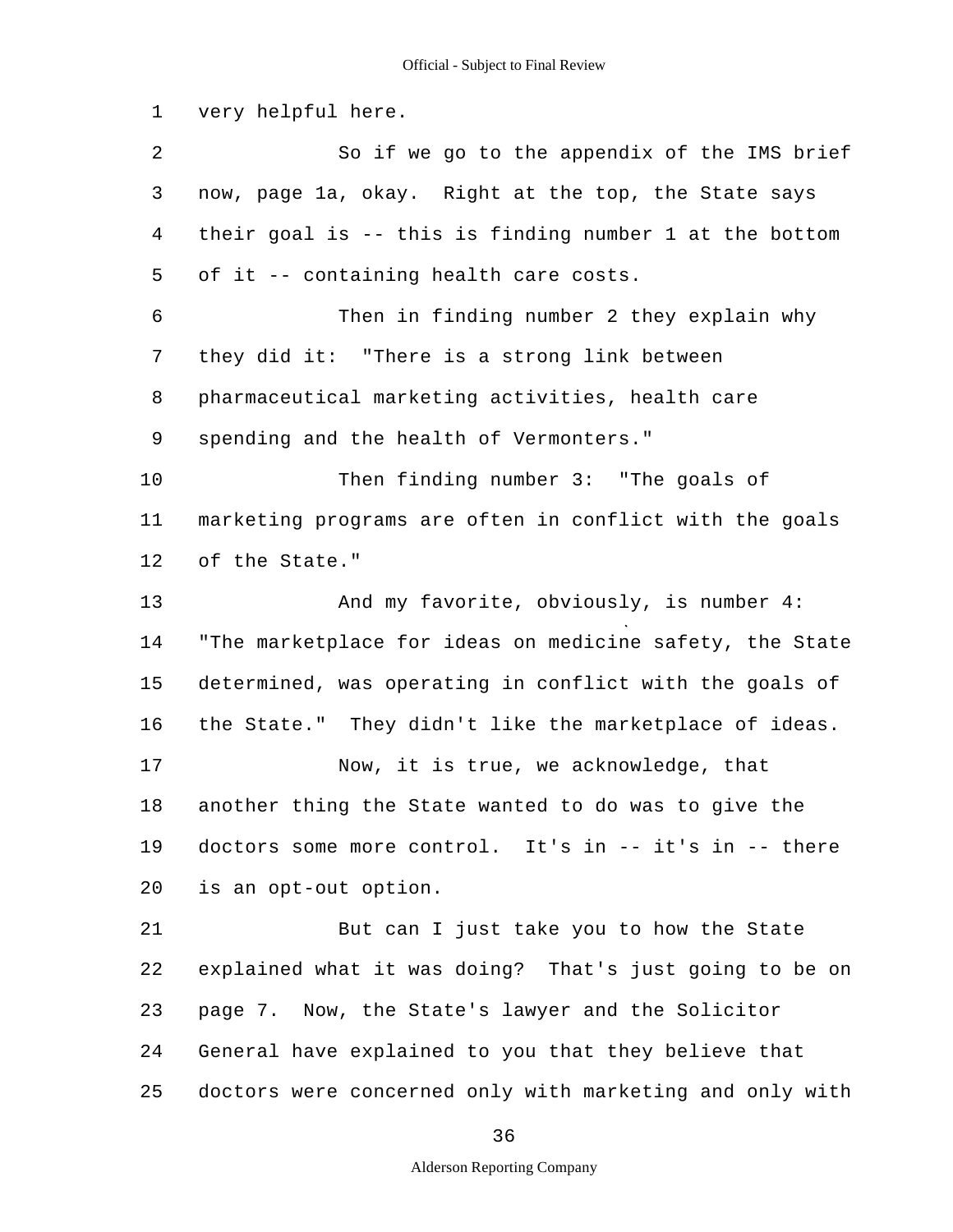very helpful here.

So if we go to the appendix of the IMS brief now, page 1a, okay. Right at the top, the State says their goal is -- this is finding number 1 at the bottom of it -- containing health care costs.

Then in finding number 2 they explain why they did it: "There is a strong link between pharmaceutical marketing activities, health care spending and the health of Vermonters."

Then finding number 3: "The goals of marketing programs are often in conflict with the goals of the State."

And my favorite, obviously, is number 4: "The marketplace for ideas on medicine safety, the State determined, was operating in conflict with the goals of the State." They didn't like the marketplace of ideas.

Now, it is true, we acknowledge, that another thing the State wanted to do was to give the doctors some more control. It's in -- it's in -- there is an opt-out option.

But can I just take you to how the State explained what it was doing? That's just going to be on page 7. Now, the State's lawyer and the Solicitor General have explained to you that they believe that doctors were concerned only with marketing and only with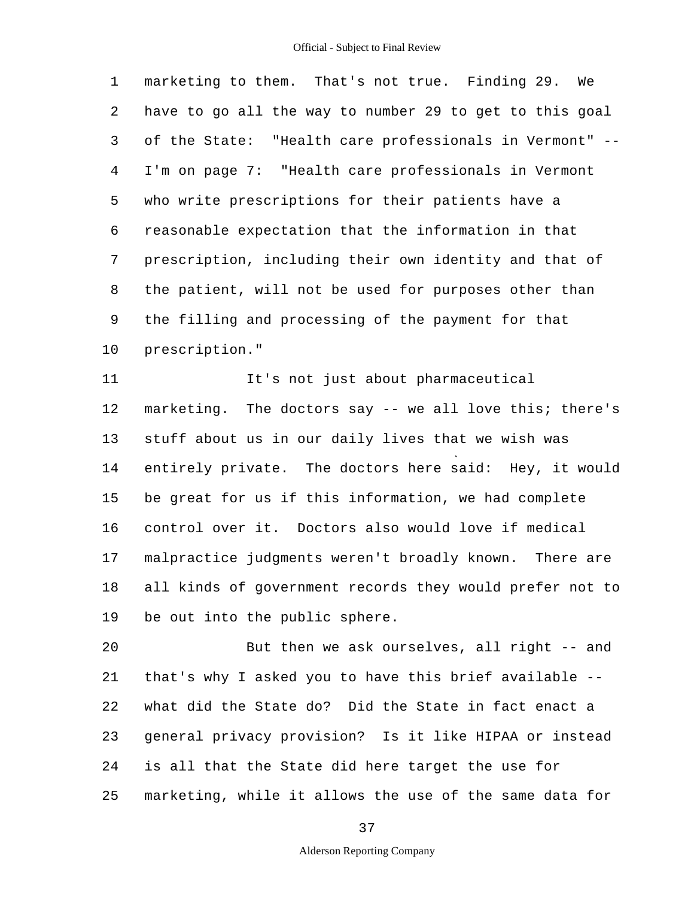1 marketing to them. That's not true. Finding 29. We
2 have to go all the way to number 29 to get to this goal
3 of the State: "Health care professionals in Vermont" --
4 I'm on page 7: "Health care professionals in Vermont
5 who write prescriptions for their patients have a
6 reasonable expectation that the information in that
7 prescription, including their own identity and that of
8 the patient, will not be used for purposes other than
9 the filling and processing of the payment for that
10 prescription."

11 It's not just about pharmaceutical
12 marketing. The doctors say -- we all love this; there's
13 stuff about us in our daily lives that we wish was
14 entirely private. The doctors here said: Hey, it would
15 be great for us if this information, we had complete
16 control over it. Doctors also would love if medical
17 malpractice judgments weren't broadly known. There are
18 all kinds of government records they would prefer not to
19 be out into the public sphere.

20 But then we ask ourselves, all right -- and
21 that's why I asked you to have this brief available --
22 what did the State do? Did the State in fact enact a
23 general privacy provision? Is it like HIPAA or instead
24 is all that the State did here target the use for
25 marketing, while it allows the use of the same data for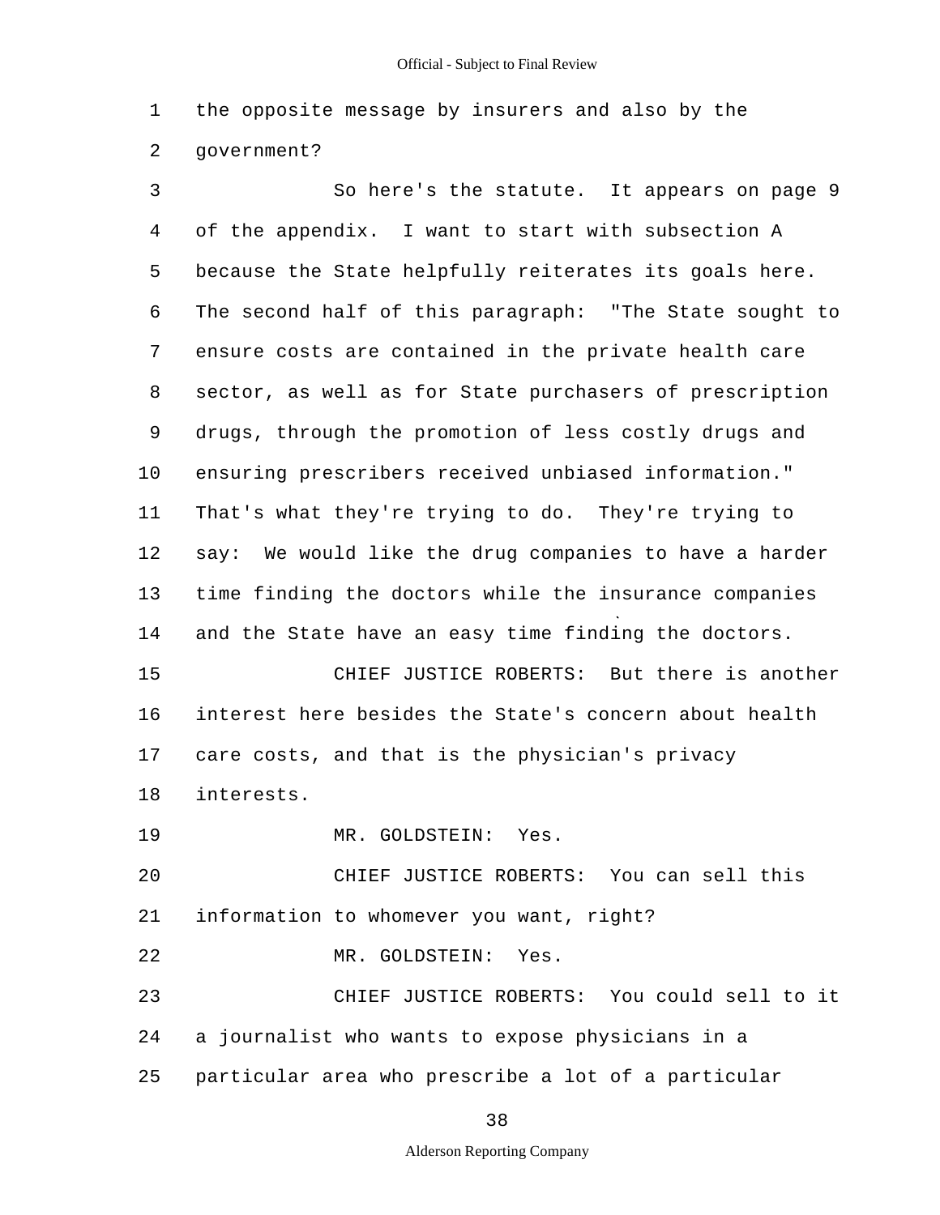the opposite message by insurers and also by the government?

So here's the statute. It appears on page 9 of the appendix. I want to start with subsection A because the State helpfully reiterates its goals here. The second half of this paragraph: "The State sought to ensure costs are contained in the private health care sector, as well as for State purchasers of prescription drugs, through the promotion of less costly drugs and ensuring prescribers received unbiased information." That's what they're trying to do. They're trying to say: We would like the drug companies to have a harder time finding the doctors while the insurance companies and the State have an easy time finding the doctors.

CHIEF JUSTICE ROBERTS: But there is another interest here besides the State's concern about health care costs, and that is the physician's privacy interests.

MR. GOLDSTEIN: Yes.

CHIEF JUSTICE ROBERTS: You can sell this information to whomever you want, right?

MR. GOLDSTEIN: Yes.

CHIEF JUSTICE ROBERTS: You could sell to it a journalist who wants to expose physicians in a particular area who prescribe a lot of a particular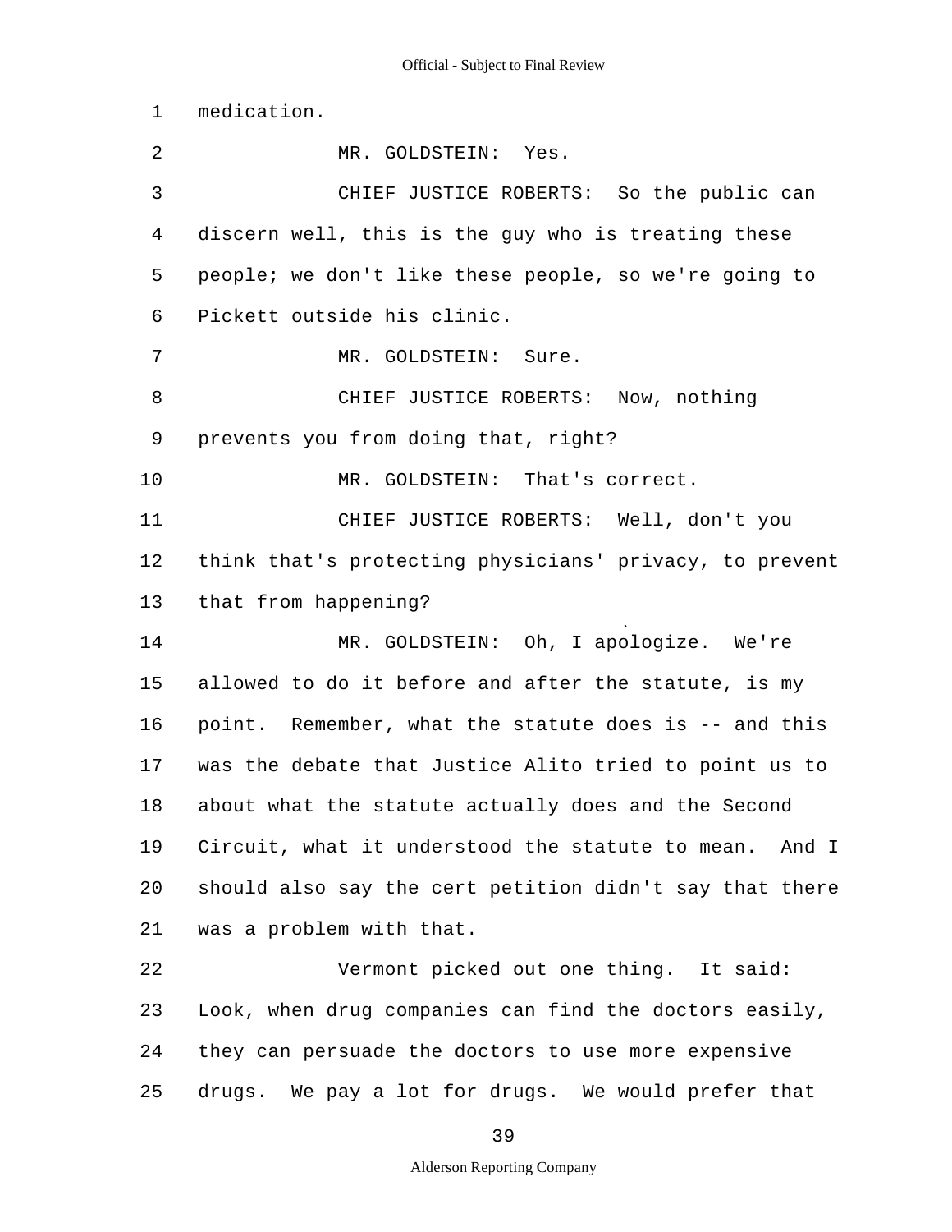medication.

MR. GOLDSTEIN: Yes.

CHIEF JUSTICE ROBERTS: So the public can discern well, this is the guy who is treating these people; we don't like these people, so we're going to Pickett outside his clinic.

MR. GOLDSTEIN: Sure.

CHIEF JUSTICE ROBERTS: Now, nothing prevents you from doing that, right?

MR. GOLDSTEIN: That's correct.

CHIEF JUSTICE ROBERTS: Well, don't you think that's protecting physicians' privacy, to prevent that from happening?

MR. GOLDSTEIN: Oh, I apologize. We're allowed to do it before and after the statute, is my point. Remember, what the statute does is -- and this was the debate that Justice Alito tried to point us to about what the statute actually does and the Second Circuit, what it understood the statute to mean. And I should also say the cert petition didn't say that there was a problem with that.

Vermont picked out one thing. It said: Look, when drug companies can find the doctors easily, they can persuade the doctors to use more expensive drugs. We pay a lot for drugs. We would prefer that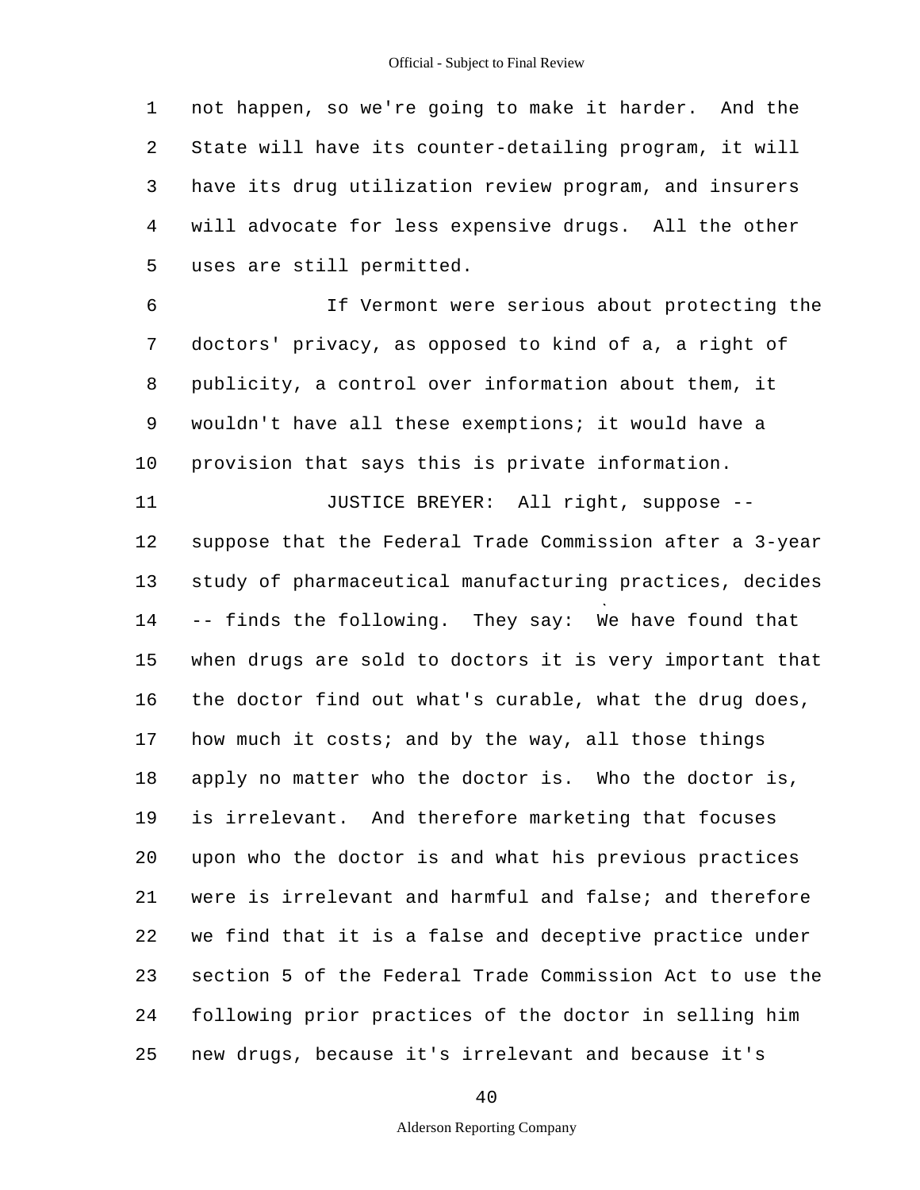not happen, so we're going to make it harder. And the State will have its counter-detailing program, it will have its drug utilization review program, and insurers will advocate for less expensive drugs. All the other uses are still permitted.

If Vermont were serious about protecting the doctors' privacy, as opposed to kind of a, a right of publicity, a control over information about them, it wouldn't have all these exemptions; it would have a provision that says this is private information.

JUSTICE BREYER: All right, suppose -- suppose that the Federal Trade Commission after a 3-year study of pharmaceutical manufacturing practices, decides -- finds the following. They say: We have found that when drugs are sold to doctors it is very important that the doctor find out what's curable, what the drug does, how much it costs; and by the way, all those things apply no matter who the doctor is. Who the doctor is, is irrelevant. And therefore marketing that focuses upon who the doctor is and what his previous practices were is irrelevant and harmful and false; and therefore we find that it is a false and deceptive practice under section 5 of the Federal Trade Commission Act to use the following prior practices of the doctor in selling him new drugs, because it's irrelevant and because it's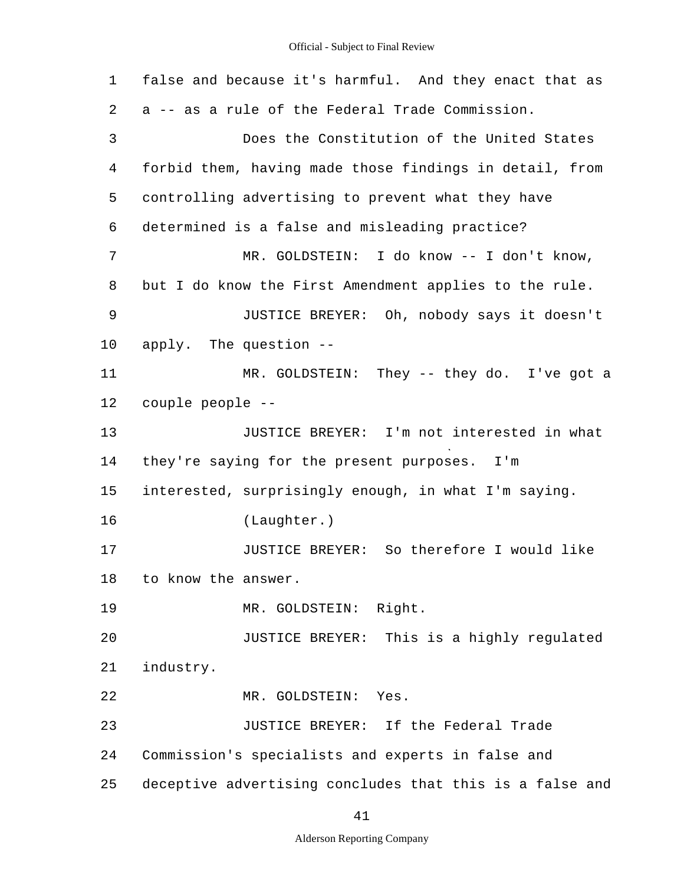false and because it's harmful. And they enact that as a -- as a rule of the Federal Trade Commission.

Does the Constitution of the United States forbid them, having made those findings in detail, from controlling advertising to prevent what they have determined is a false and misleading practice?

MR. GOLDSTEIN: I do know -- I don't know, but I do know the First Amendment applies to the rule.

JUSTICE BREYER: Oh, nobody says it doesn't apply. The question --

MR. GOLDSTEIN: They -- they do. I've got a couple people --

JUSTICE BREYER: I'm not interested in what they're saying for the present purposes. I'm interested, surprisingly enough, in what I'm saying.

(Laughter.)

JUSTICE BREYER: So therefore I would like to know the answer.

MR. GOLDSTEIN: Right.

JUSTICE BREYER: This is a highly regulated industry.

MR. GOLDSTEIN: Yes.

JUSTICE BREYER: If the Federal Trade Commission's specialists and experts in false and deceptive advertising concludes that this is a false and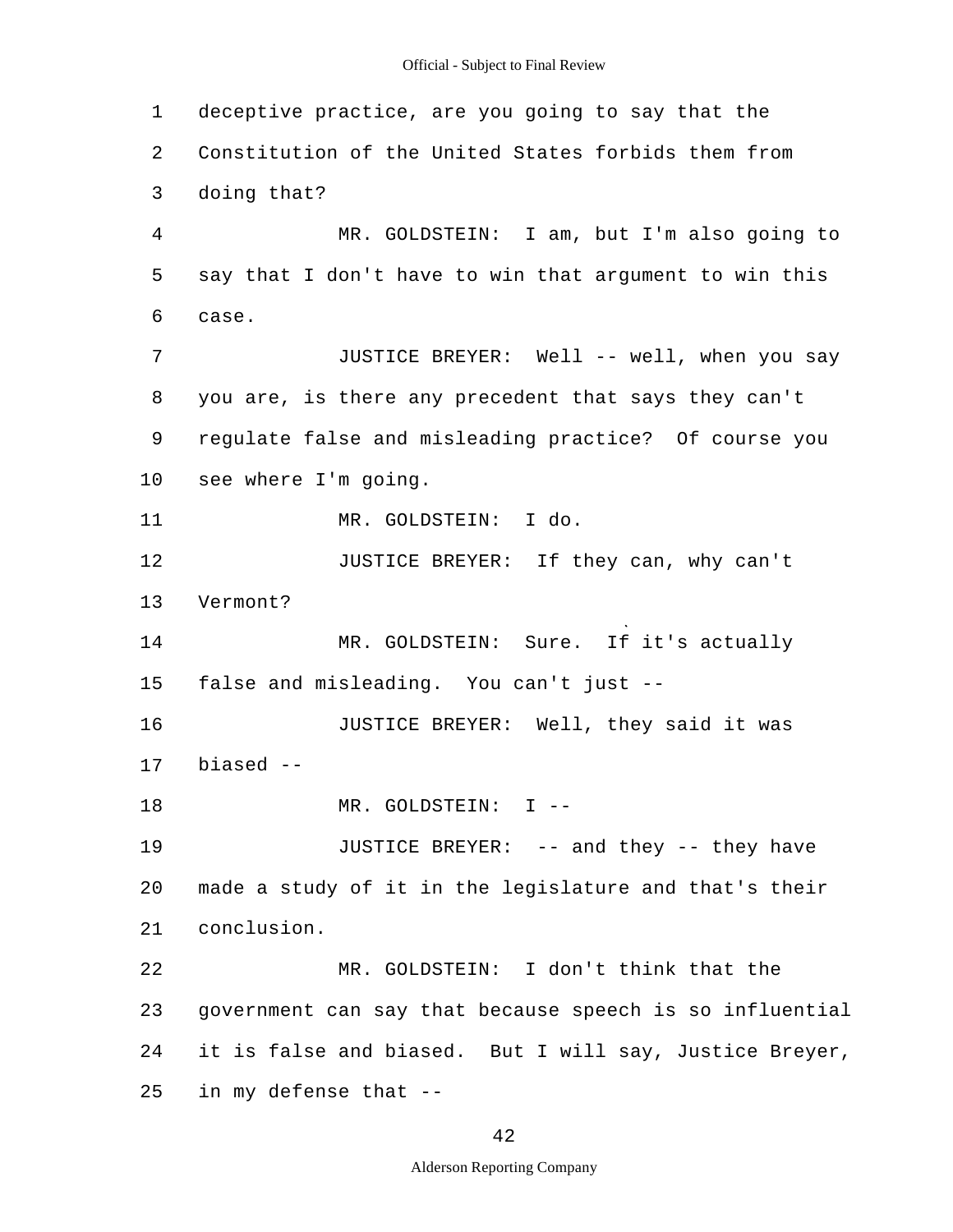deceptive practice, are you going to say that the Constitution of the United States forbids them from doing that?

MR. GOLDSTEIN: I am, but I'm also going to say that I don't have to win that argument to win this case.

JUSTICE BREYER: Well -- well, when you say you are, is there any precedent that says they can't regulate false and misleading practice? Of course you see where I'm going.

MR. GOLDSTEIN: I do.

JUSTICE BREYER: If they can, why can't Vermont?

MR. GOLDSTEIN: Sure. If it's actually false and misleading. You can't just --

JUSTICE BREYER: Well, they said it was biased --

MR. GOLDSTEIN: I --

JUSTICE BREYER: -- and they -- they have made a study of it in the legislature and that's their conclusion.

MR. GOLDSTEIN: I don't think that the government can say that because speech is so influential it is false and biased. But I will say, Justice Breyer, in my defense that --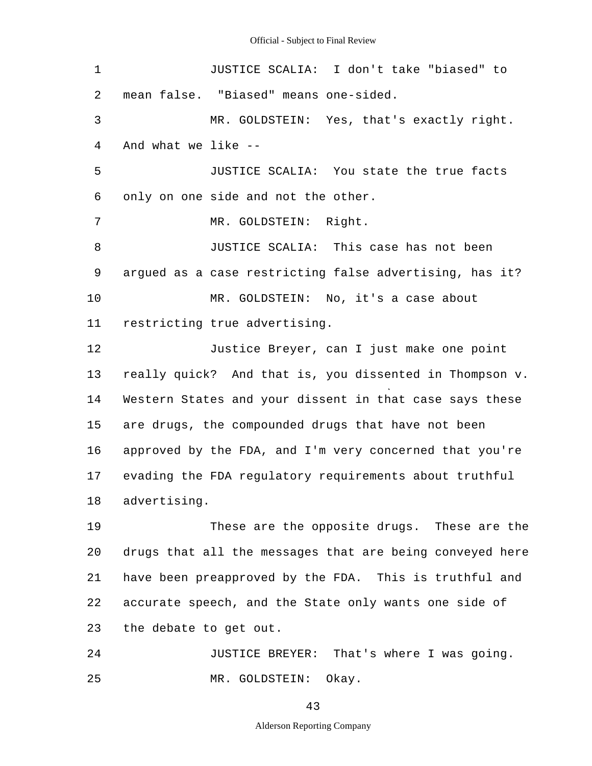JUSTICE SCALIA: I don't take "biased" to mean false. "Biased" means one-sided.

MR. GOLDSTEIN: Yes, that's exactly right. And what we like --

JUSTICE SCALIA: You state the true facts only on one side and not the other.

MR. GOLDSTEIN: Right.

JUSTICE SCALIA: This case has not been argued as a case restricting false advertising, has it?

MR. GOLDSTEIN: No, it's a case about restricting true advertising.

Justice Breyer, can I just make one point really quick? And that is, you dissented in Thompson v. Western States and your dissent in that case says these are drugs, the compounded drugs that have not been approved by the FDA, and I'm very concerned that you're evading the FDA regulatory requirements about truthful advertising.

These are the opposite drugs. These are the drugs that all the messages that are being conveyed here have been preapproved by the FDA. This is truthful and accurate speech, and the State only wants one side of the debate to get out.

JUSTICE BREYER: That's where I was going.

MR. GOLDSTEIN: Okay.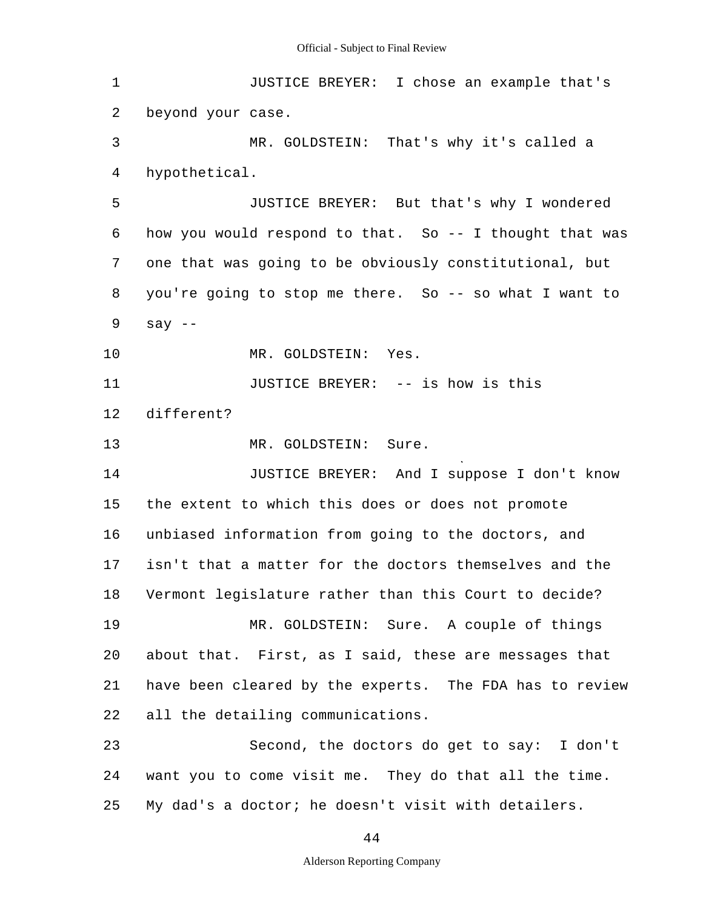JUSTICE BREYER: I chose an example that's beyond your case.

MR. GOLDSTEIN: That's why it's called a hypothetical.

JUSTICE BREYER: But that's why I wondered how you would respond to that. So -- I thought that was one that was going to be obviously constitutional, but you're going to stop me there. So -- so what I want to say --

MR. GOLDSTEIN: Yes.

JUSTICE BREYER: -- is how is this different?

MR. GOLDSTEIN: Sure.

JUSTICE BREYER: And I suppose I don't know the extent to which this does or does not promote unbiased information from going to the doctors, and isn't that a matter for the doctors themselves and the Vermont legislature rather than this Court to decide?

MR. GOLDSTEIN: Sure. A couple of things about that. First, as I said, these are messages that have been cleared by the experts. The FDA has to review all the detailing communications.

Second, the doctors do get to say: I don't want you to come visit me. They do that all the time. My dad's a doctor; he doesn't visit with detailers.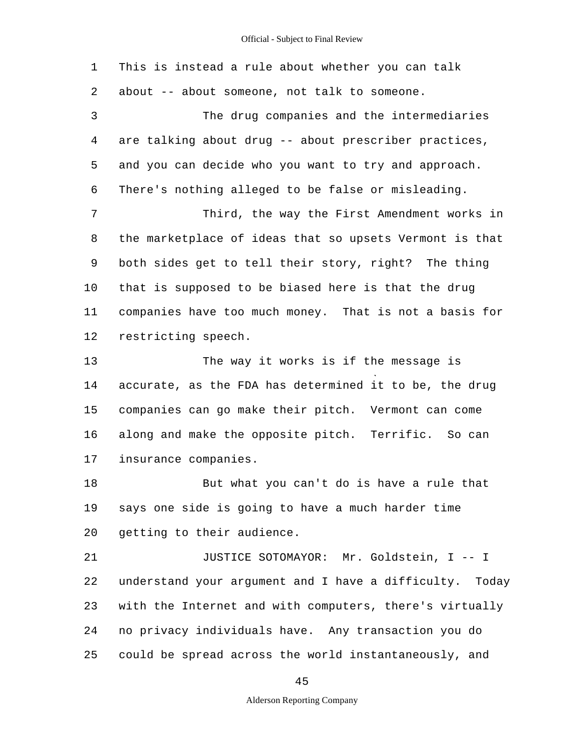This is instead a rule about whether you can talk about -- about someone, not talk to someone.

The drug companies and the intermediaries are talking about drug -- about prescriber practices, and you can decide who you want to try and approach. There's nothing alleged to be false or misleading.

Third, the way the First Amendment works in the marketplace of ideas that so upsets Vermont is that both sides get to tell their story, right? The thing that is supposed to be biased here is that the drug companies have too much money. That is not a basis for restricting speech.

The way it works is if the message is accurate, as the FDA has determined it to be, the drug companies can go make their pitch. Vermont can come along and make the opposite pitch. Terrific. So can insurance companies.

But what you can't do is have a rule that says one side is going to have a much harder time getting to their audience.

JUSTICE SOTOMAYOR: Mr. Goldstein, I -- I understand your argument and I have a difficulty. Today with the Internet and with computers, there's virtually no privacy individuals have. Any transaction you do could be spread across the world instantaneously, and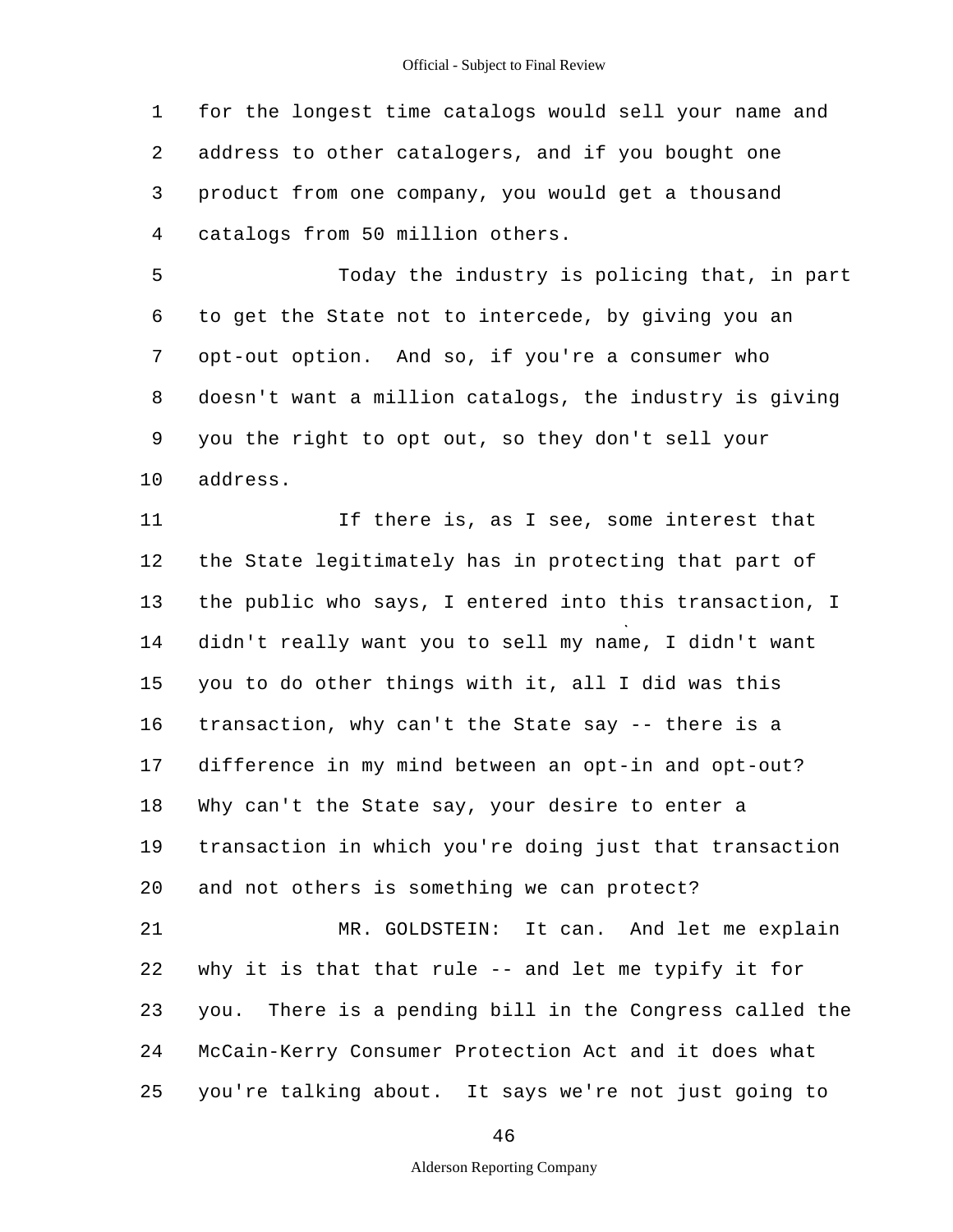for the longest time catalogs would sell your name and address to other catalogers, and if you bought one product from one company, you would get a thousand catalogs from 50 million others.

Today the industry is policing that, in part to get the State not to intercede, by giving you an opt-out option. And so, if you're a consumer who doesn't want a million catalogs, the industry is giving you the right to opt out, so they don't sell your address.

If there is, as I see, some interest that the State legitimately has in protecting that part of the public who says, I entered into this transaction, I didn't really want you to sell my name, I didn't want you to do other things with it, all I did was this transaction, why can't the State say -- there is a difference in my mind between an opt-in and opt-out? Why can't the State say, your desire to enter a transaction in which you're doing just that transaction and not others is something we can protect?

MR. GOLDSTEIN: It can. And let me explain why it is that that rule -- and let me typify it for you. There is a pending bill in the Congress called the McCain-Kerry Consumer Protection Act and it does what you're talking about. It says we're not just going to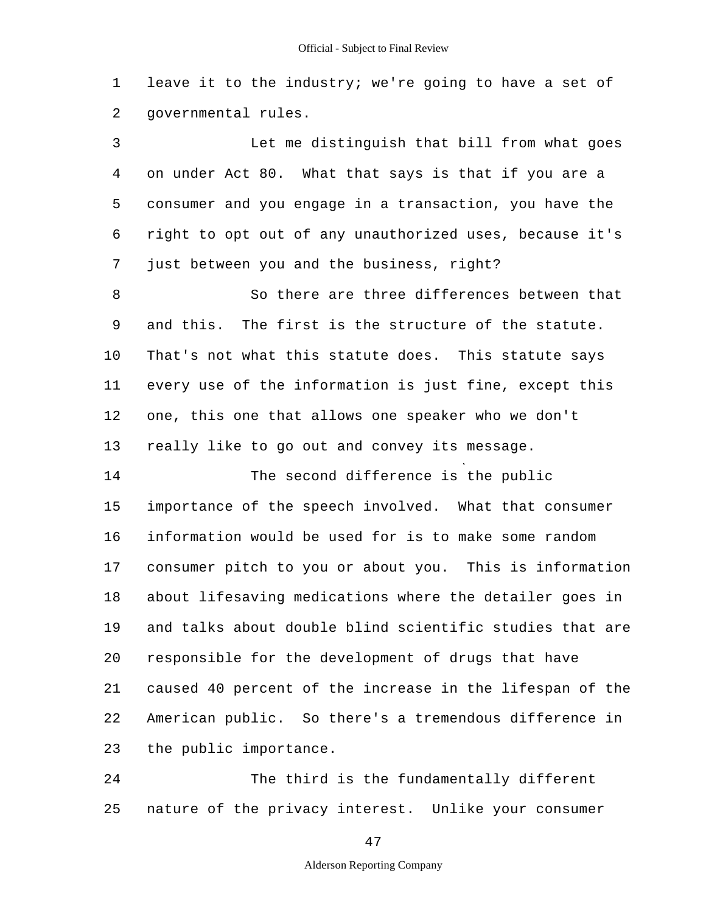leave it to the industry; we're going to have a set of governmental rules.

Let me distinguish that bill from what goes on under Act 80. What that says is that if you are a consumer and you engage in a transaction, you have the right to opt out of any unauthorized uses, because it's just between you and the business, right?

So there are three differences between that and this. The first is the structure of the statute. That's not what this statute does. This statute says every use of the information is just fine, except this one, this one that allows one speaker who we don't really like to go out and convey its message.

The second difference is the public importance of the speech involved. What that consumer information would be used for is to make some random consumer pitch to you or about you. This is information about lifesaving medications where the detailer goes in and talks about double blind scientific studies that are responsible for the development of drugs that have caused 40 percent of the increase in the lifespan of the American public. So there's a tremendous difference in the public importance.

The third is the fundamentally different nature of the privacy interest. Unlike your consumer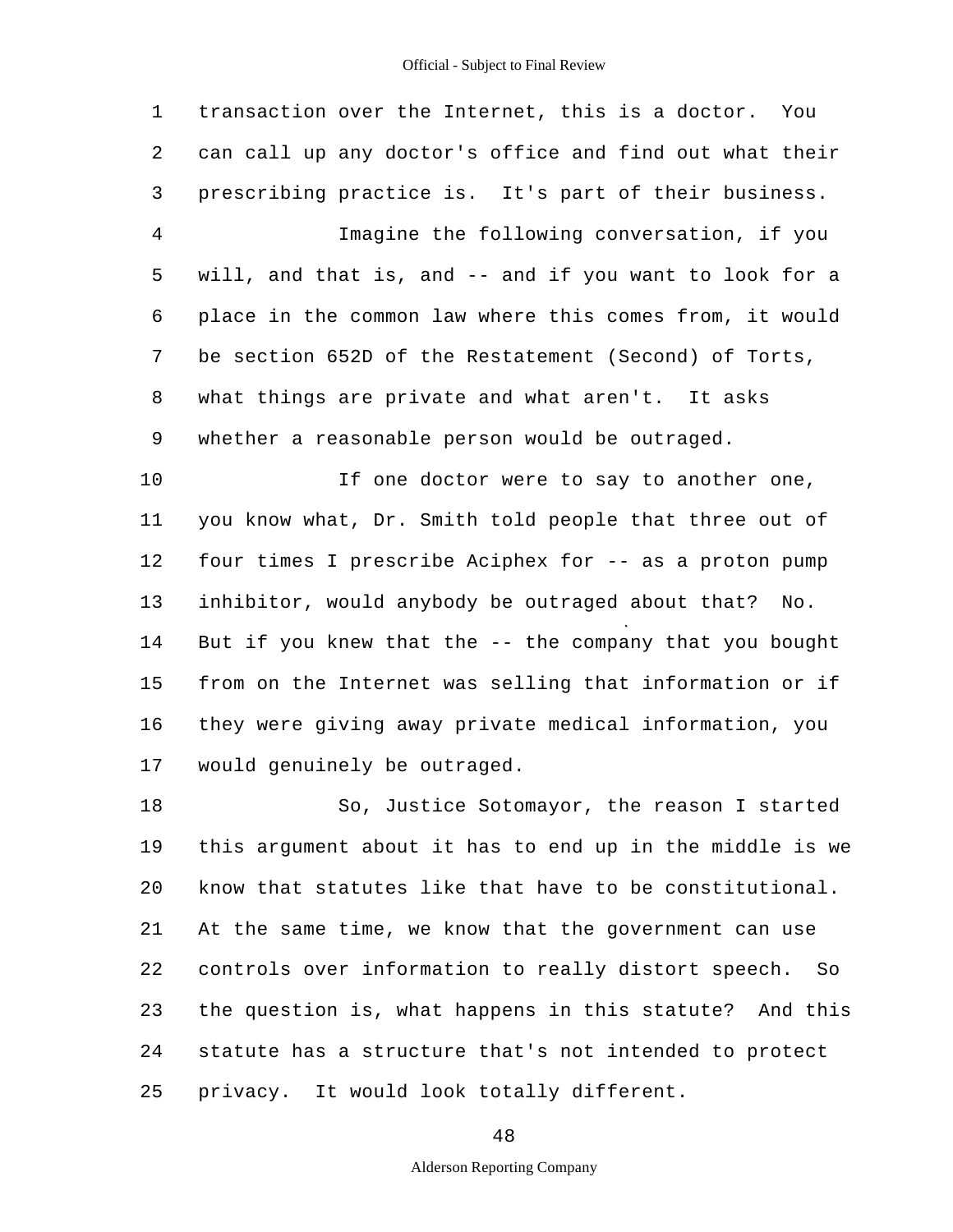transaction over the Internet, this is a doctor. You can call up any doctor's office and find out what their prescribing practice is. It's part of their business.

Imagine the following conversation, if you will, and that is, and -- and if you want to look for a place in the common law where this comes from, it would be section 652D of the Restatement (Second) of Torts, what things are private and what aren't. It asks whether a reasonable person would be outraged.

If one doctor were to say to another one, you know what, Dr. Smith told people that three out of four times I prescribe Aciphex for -- as a proton pump inhibitor, would anybody be outraged about that? No. But if you knew that the -- the company that you bought from on the Internet was selling that information or if they were giving away private medical information, you would genuinely be outraged.

So, Justice Sotomayor, the reason I started this argument about it has to end up in the middle is we know that statutes like that have to be constitutional. At the same time, we know that the government can use controls over information to really distort speech. So the question is, what happens in this statute? And this statute has a structure that's not intended to protect privacy. It would look totally different.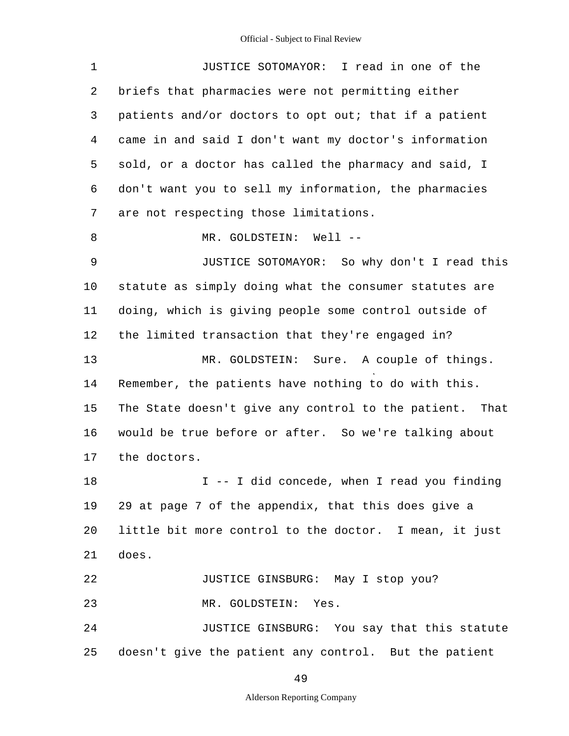JUSTICE SOTOMAYOR: I read in one of the briefs that pharmacies were not permitting either patients and/or doctors to opt out; that if a patient came in and said I don't want my doctor's information sold, or a doctor has called the pharmacy and said, I don't want you to sell my information, the pharmacies are not respecting those limitations.

MR. GOLDSTEIN: Well --

JUSTICE SOTOMAYOR: So why don't I read this statute as simply doing what the consumer statutes are doing, which is giving people some control outside of the limited transaction that they're engaged in?

MR. GOLDSTEIN: Sure. A couple of things. Remember, the patients have nothing to do with this. The State doesn't give any control to the patient. That would be true before or after. So we're talking about the doctors.

I -- I did concede, when I read you finding 29 at page 7 of the appendix, that this does give a little bit more control to the doctor. I mean, it just does.

JUSTICE GINSBURG: May I stop you?

MR. GOLDSTEIN: Yes.

JUSTICE GINSBURG: You say that this statute doesn't give the patient any control. But the patient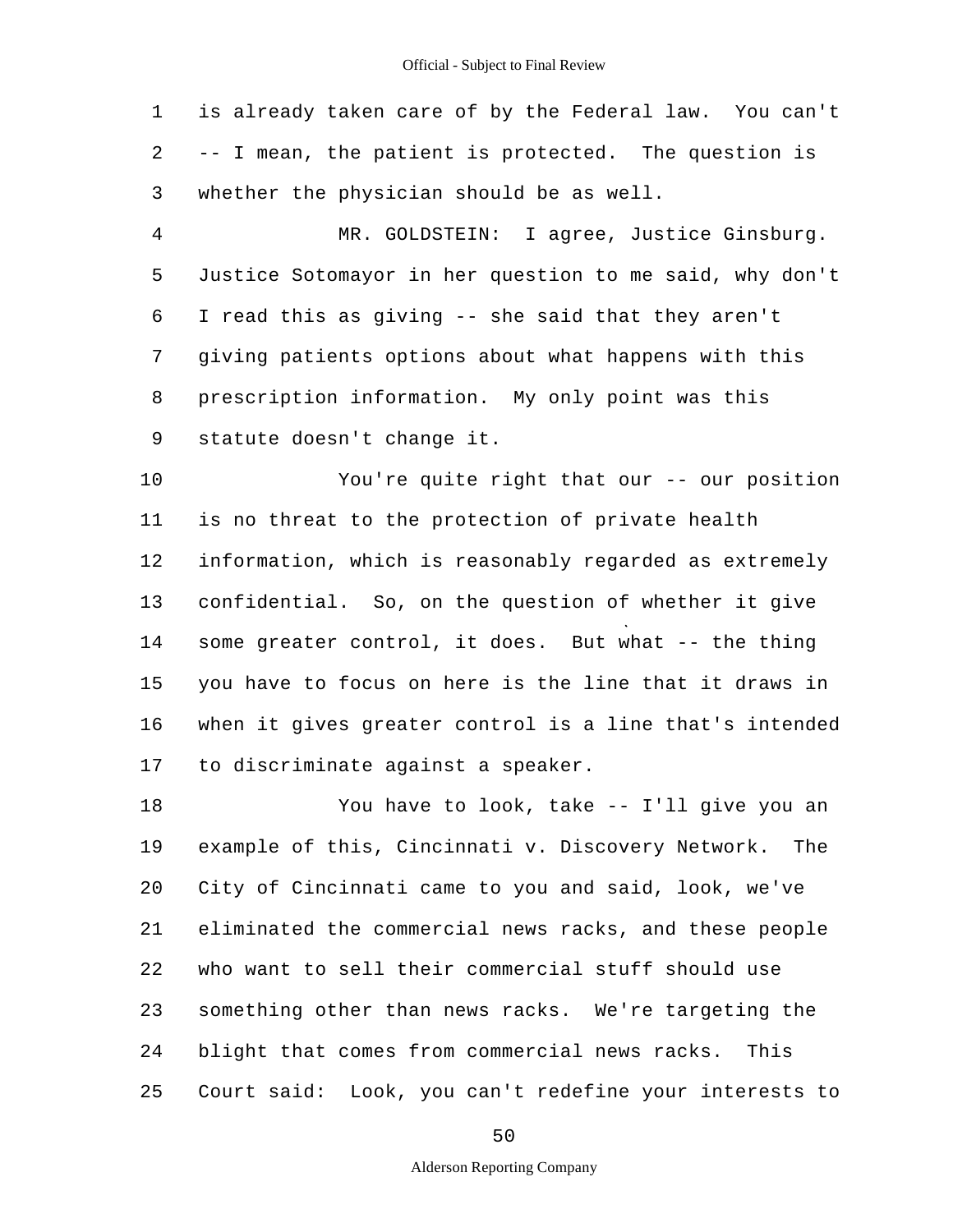is already taken care of by the Federal law. You can't -- I mean, the patient is protected. The question is whether the physician should be as well.

MR. GOLDSTEIN: I agree, Justice Ginsburg. Justice Sotomayor in her question to me said, why don't I read this as giving -- she said that they aren't giving patients options about what happens with this prescription information. My only point was this statute doesn't change it.

You're quite right that our -- our position is no threat to the protection of private health information, which is reasonably regarded as extremely confidential. So, on the question of whether it give some greater control, it does. But what -- the thing you have to focus on here is the line that it draws in when it gives greater control is a line that's intended to discriminate against a speaker.

You have to look, take -- I'll give you an example of this, Cincinnati v. Discovery Network. The City of Cincinnati came to you and said, look, we've eliminated the commercial news racks, and these people who want to sell their commercial stuff should use something other than news racks. We're targeting the blight that comes from commercial news racks. This Court said: Look, you can't redefine your interests to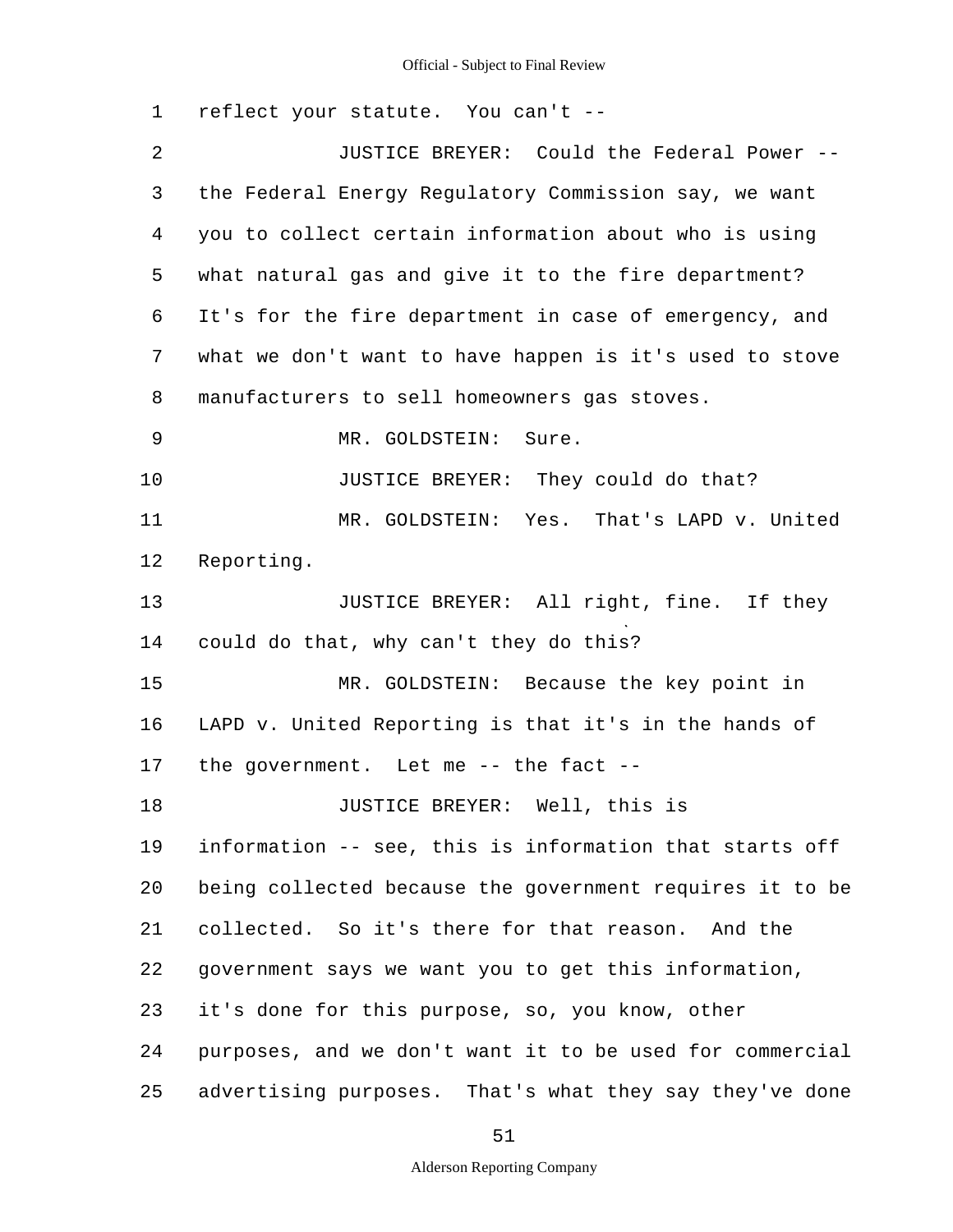reflect your statute. You can't --

JUSTICE BREYER: Could the Federal Power -- the Federal Energy Regulatory Commission say, we want you to collect certain information about who is using what natural gas and give it to the fire department? It's for the fire department in case of emergency, and what we don't want to have happen is it's used to stove manufacturers to sell homeowners gas stoves.

MR. GOLDSTEIN: Sure.

JUSTICE BREYER: They could do that?

MR. GOLDSTEIN: Yes. That's LAPD v. United Reporting.

JUSTICE BREYER: All right, fine. If they could do that, why can't they do this?

MR. GOLDSTEIN: Because the key point in LAPD v. United Reporting is that it's in the hands of the government. Let me -- the fact --

JUSTICE BREYER: Well, this is information -- see, this is information that starts off being collected because the government requires it to be collected. So it's there for that reason. And the government says we want you to get this information, it's done for this purpose, so, you know, other purposes, and we don't want it to be used for commercial advertising purposes. That's what they say they've done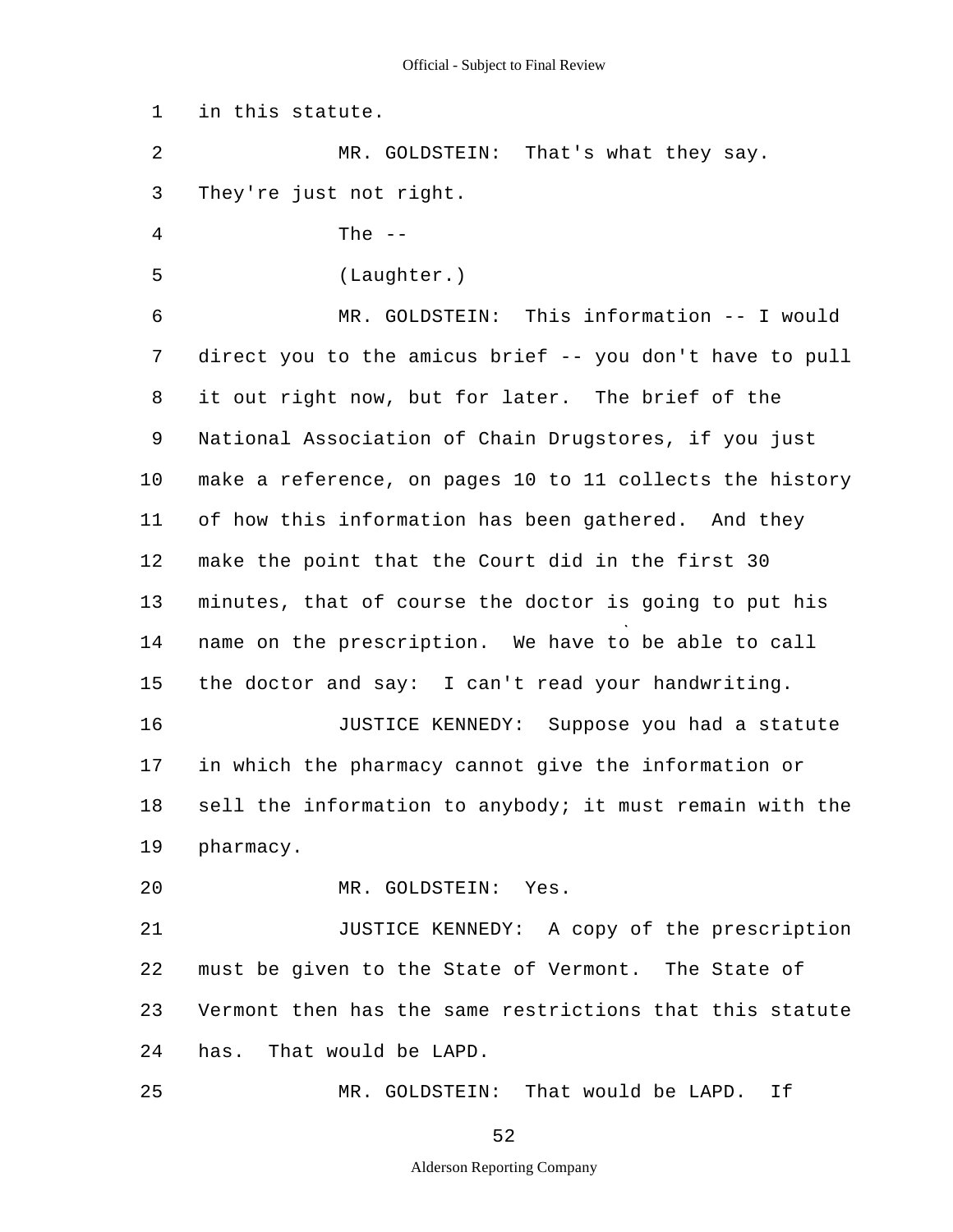in this statute.

MR. GOLDSTEIN: That's what they say. They're just not right.

The --

(Laughter.)

MR. GOLDSTEIN: This information -- I would direct you to the amicus brief -- you don't have to pull it out right now, but for later. The brief of the National Association of Chain Drugstores, if you just make a reference, on pages 10 to 11 collects the history of how this information has been gathered. And they make the point that the Court did in the first 30 minutes, that of course the doctor is going to put his name on the prescription. We have to be able to call the doctor and say: I can't read your handwriting.

JUSTICE KENNEDY: Suppose you had a statute in which the pharmacy cannot give the information or sell the information to anybody; it must remain with the pharmacy.

MR. GOLDSTEIN: Yes.

JUSTICE KENNEDY: A copy of the prescription must be given to the State of Vermont. The State of Vermont then has the same restrictions that this statute has. That would be LAPD.

MR. GOLDSTEIN: That would be LAPD. If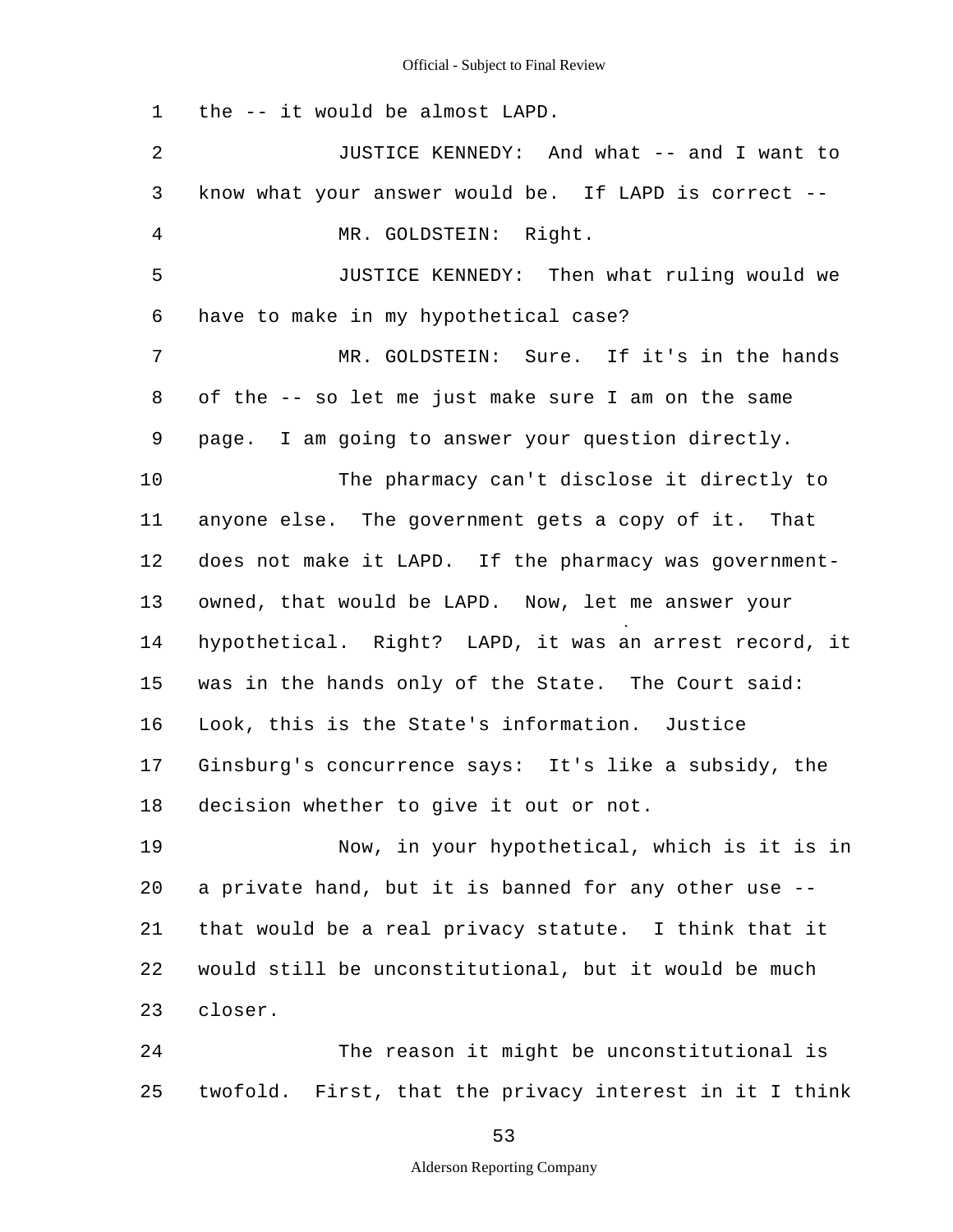1 the -- it would be almost LAPD.

2 JUSTICE KENNEDY: And what -- and I want to

3 know what your answer would be. If LAPD is correct --

4 MR. GOLDSTEIN: Right.

5 JUSTICE KENNEDY: Then what ruling would we

6 have to make in my hypothetical case?

7 MR. GOLDSTEIN: Sure. If it's in the hands

8 of the -- so let me just make sure I am on the same

9 page. I am going to answer your question directly.

10 The pharmacy can't disclose it directly to

11 anyone else. The government gets a copy of it. That

12 does not make it LAPD. If the pharmacy was government-

13 owned, that would be LAPD. Now, let me answer your

14 hypothetical. Right? LAPD, it was an arrest record, it

15 was in the hands only of the State. The Court said:

16 Look, this is the State's information. Justice

17 Ginsburg's concurrence says: It's like a subsidy, the

18 decision whether to give it out or not.

19 Now, in your hypothetical, which is it is in

20 a private hand, but it is banned for any other use --

21 that would be a real privacy statute. I think that it

22 would still be unconstitutional, but it would be much

23 closer.

24 The reason it might be unconstitutional is

25 twofold. First, that the privacy interest in it I think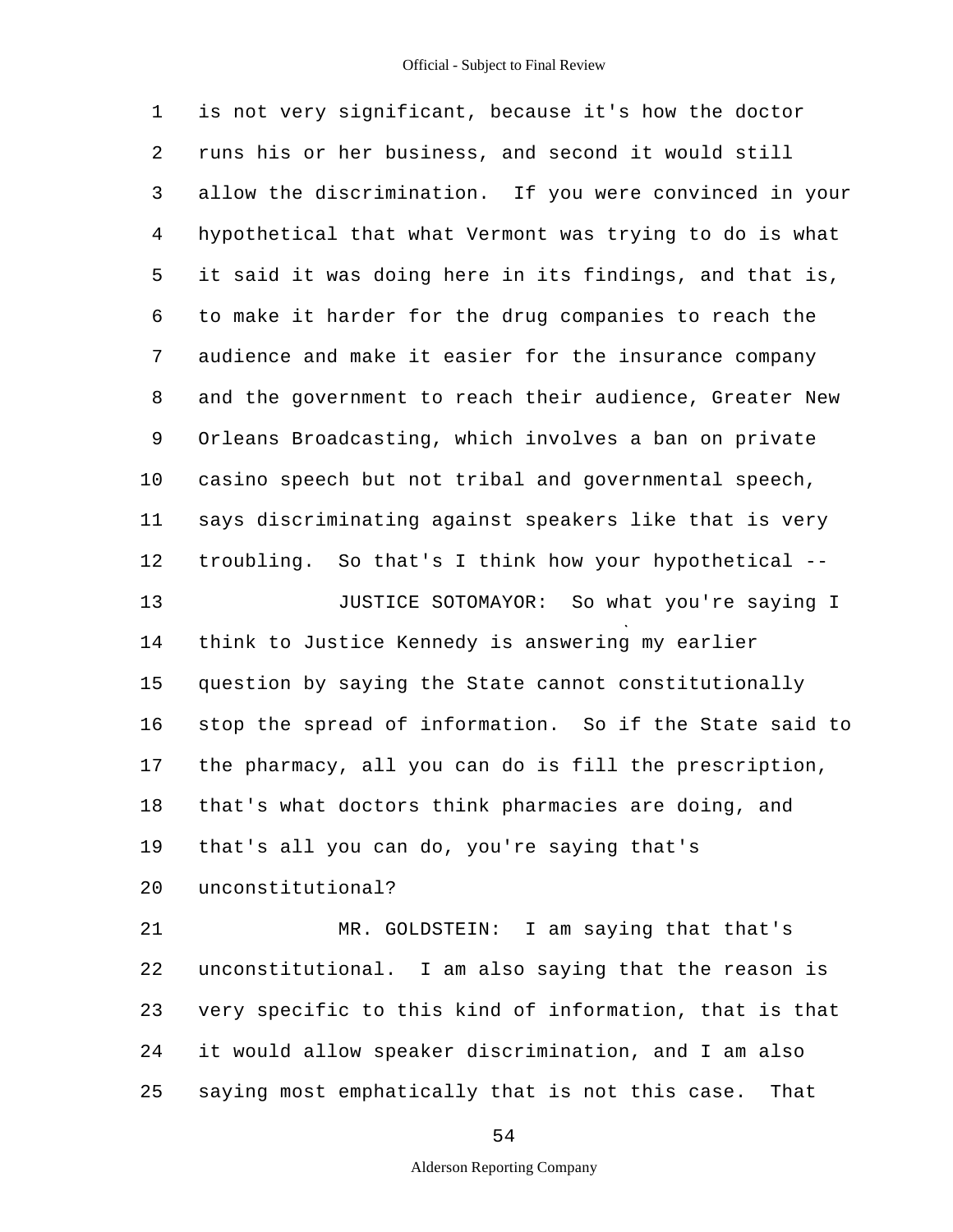is not very significant, because it's how the doctor runs his or her business, and second it would still allow the discrimination. If you were convinced in your hypothetical that what Vermont was trying to do is what it said it was doing here in its findings, and that is, to make it harder for the drug companies to reach the audience and make it easier for the insurance company and the government to reach their audience, Greater New Orleans Broadcasting, which involves a ban on private casino speech but not tribal and governmental speech, says discriminating against speakers like that is very troubling. So that's I think how your hypothetical --

JUSTICE SOTOMAYOR: So what you're saying I think to Justice Kennedy is answering my earlier question by saying the State cannot constitutionally stop the spread of information. So if the State said to the pharmacy, all you can do is fill the prescription, that's what doctors think pharmacies are doing, and that's all you can do, you're saying that's unconstitutional?

MR. GOLDSTEIN: I am saying that that's unconstitutional. I am also saying that the reason is very specific to this kind of information, that is that it would allow speaker discrimination, and I am also saying most emphatically that is not this case. That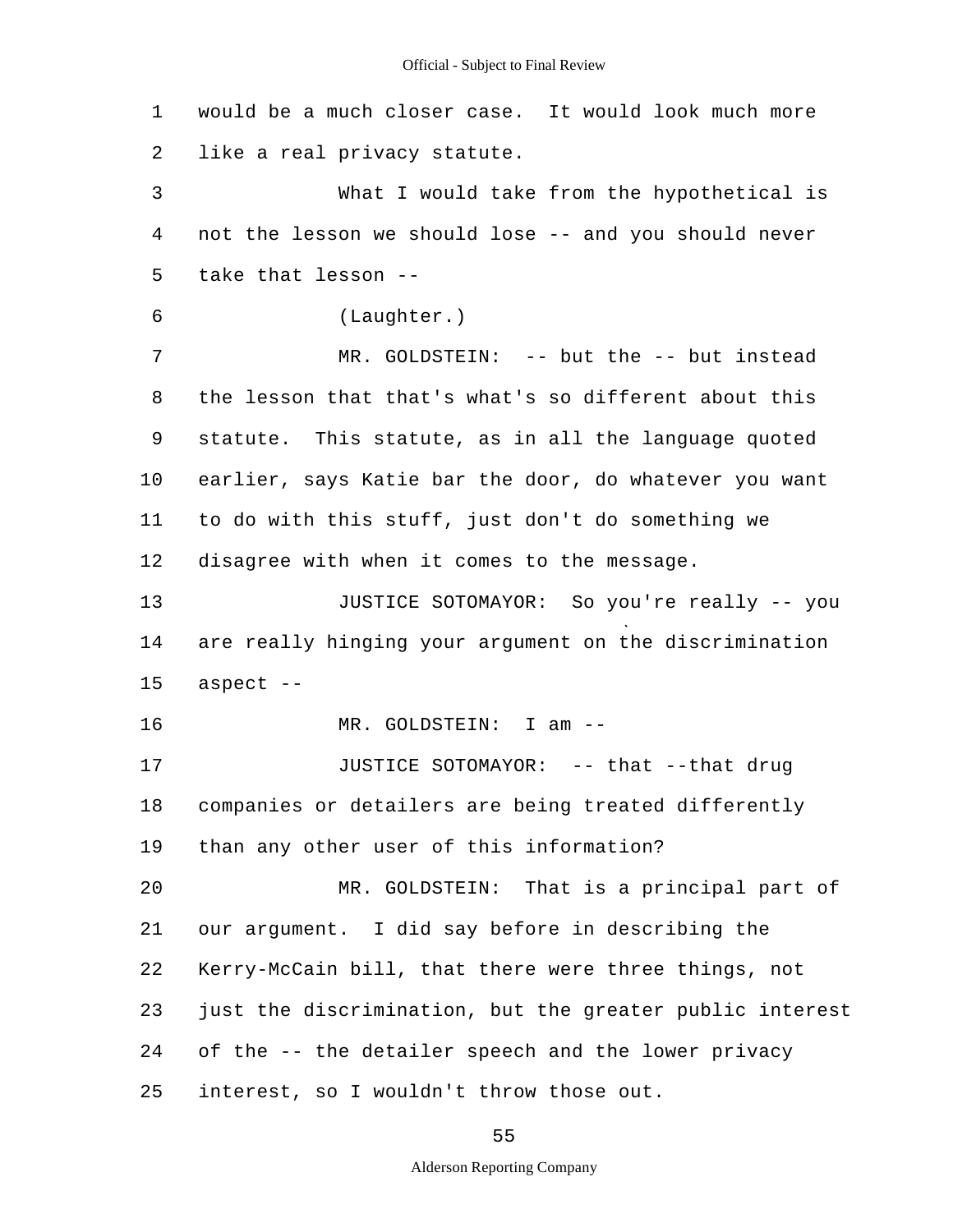1 would be a much closer case. It would look much more
2 like a real privacy statute.

3 What I would take from the hypothetical is
4 not the lesson we should lose -- and you should never
5 take that lesson --

6 (Laughter.)

7 MR. GOLDSTEIN: -- but the -- but instead
8 the lesson that that's what's so different about this
9 statute. This statute, as in all the language quoted
10 earlier, says Katie bar the door, do whatever you want
11 to do with this stuff, just don't do something we
12 disagree with when it comes to the message.

13 JUSTICE SOTOMAYOR: So you're really -- you
14 are really hinging your argument on the discrimination
15 aspect --

16 MR. GOLDSTEIN: I am --

17 JUSTICE SOTOMAYOR: -- that --that drug
18 companies or detailers are being treated differently
19 than any other user of this information?

20 MR. GOLDSTEIN: That is a principal part of
21 our argument. I did say before in describing the
22 Kerry-McCain bill, that there were three things, not
23 just the discrimination, but the greater public interest
24 of the -- the detailer speech and the lower privacy
25 interest, so I wouldn't throw those out.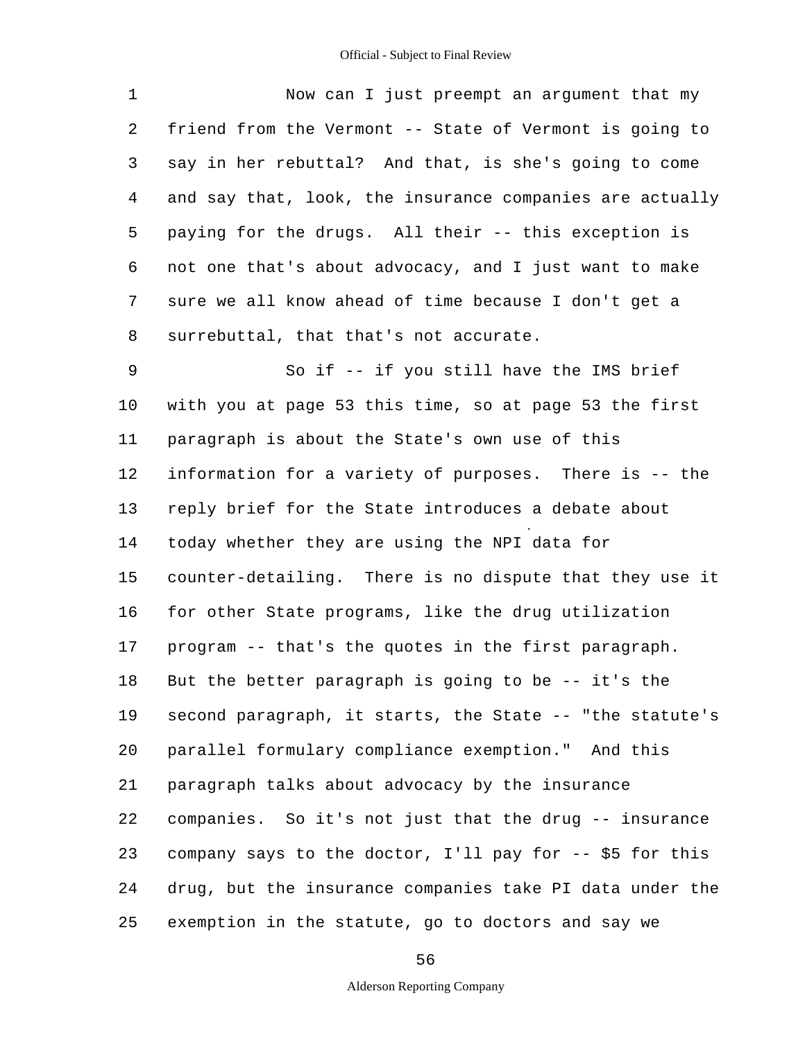Now can I just preempt an argument that my friend from the Vermont -- State of Vermont is going to say in her rebuttal? And that, is she's going to come and say that, look, the insurance companies are actually paying for the drugs. All their -- this exception is not one that's about advocacy, and I just want to make sure we all know ahead of time because I don't get a surrebuttal, that that's not accurate.

So if -- if you still have the IMS brief with you at page 53 this time, so at page 53 the first paragraph is about the State's own use of this information for a variety of purposes. There is -- the reply brief for the State introduces a debate about today whether they are using the NPI data for counter-detailing. There is no dispute that they use it for other State programs, like the drug utilization program -- that's the quotes in the first paragraph. But the better paragraph is going to be -- it's the second paragraph, it starts, the State -- "the statute's parallel formulary compliance exemption." And this paragraph talks about advocacy by the insurance companies. So it's not just that the drug -- insurance company says to the doctor, I'll pay for -- $5 for this drug, but the insurance companies take PI data under the exemption in the statute, go to doctors and say we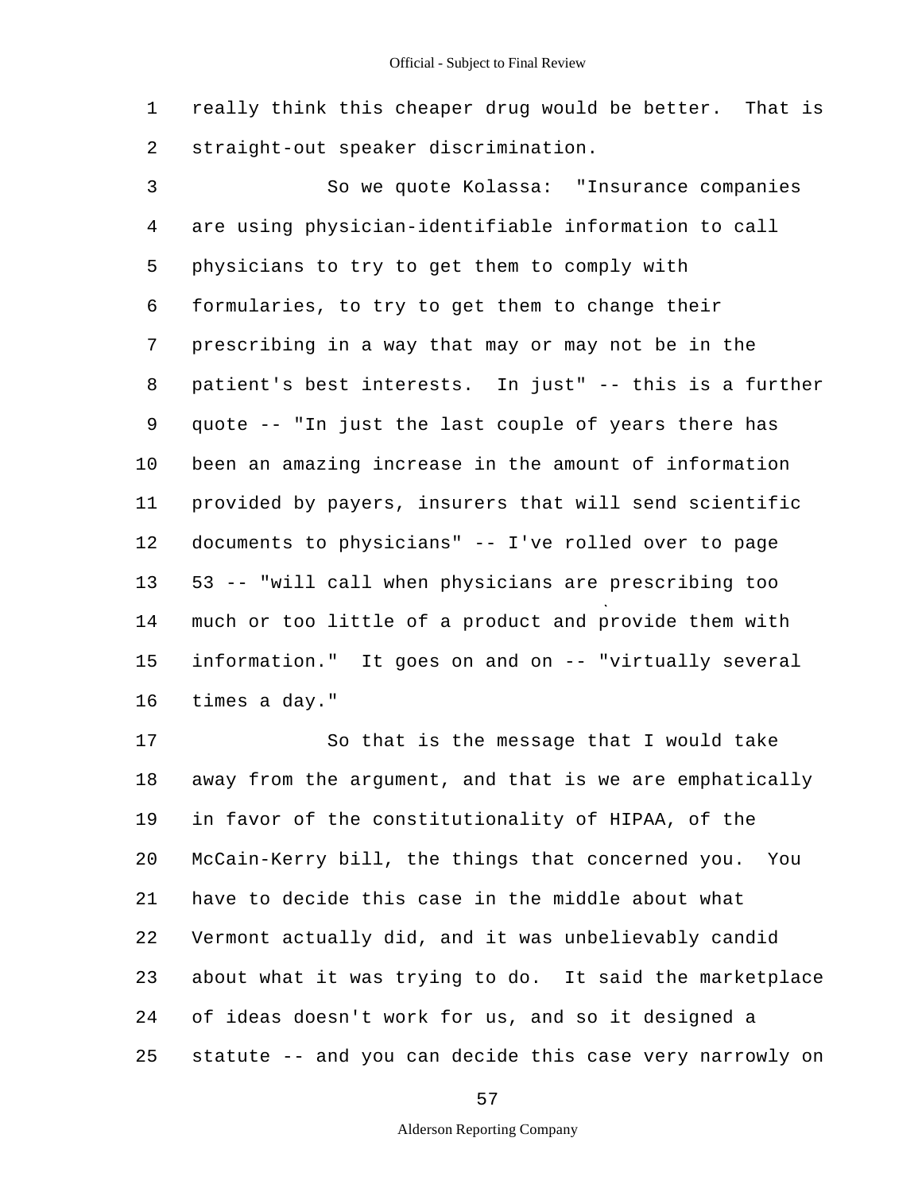really think this cheaper drug would be better. That is straight-out speaker discrimination.

So we quote Kolassa: "Insurance companies are using physician-identifiable information to call physicians to try to get them to comply with formularies, to try to get them to change their prescribing in a way that may or may not be in the patient's best interests. In just" -- this is a further quote -- "In just the last couple of years there has been an amazing increase in the amount of information provided by payers, insurers that will send scientific documents to physicians" -- I've rolled over to page 53 -- "will call when physicians are prescribing too much or too little of a product and provide them with information." It goes on and on -- "virtually several times a day."

So that is the message that I would take away from the argument, and that is we are emphatically in favor of the constitutionality of HIPAA, of the McCain-Kerry bill, the things that concerned you. You have to decide this case in the middle about what Vermont actually did, and it was unbelievably candid about what it was trying to do. It said the marketplace of ideas doesn't work for us, and so it designed a statute -- and you can decide this case very narrowly on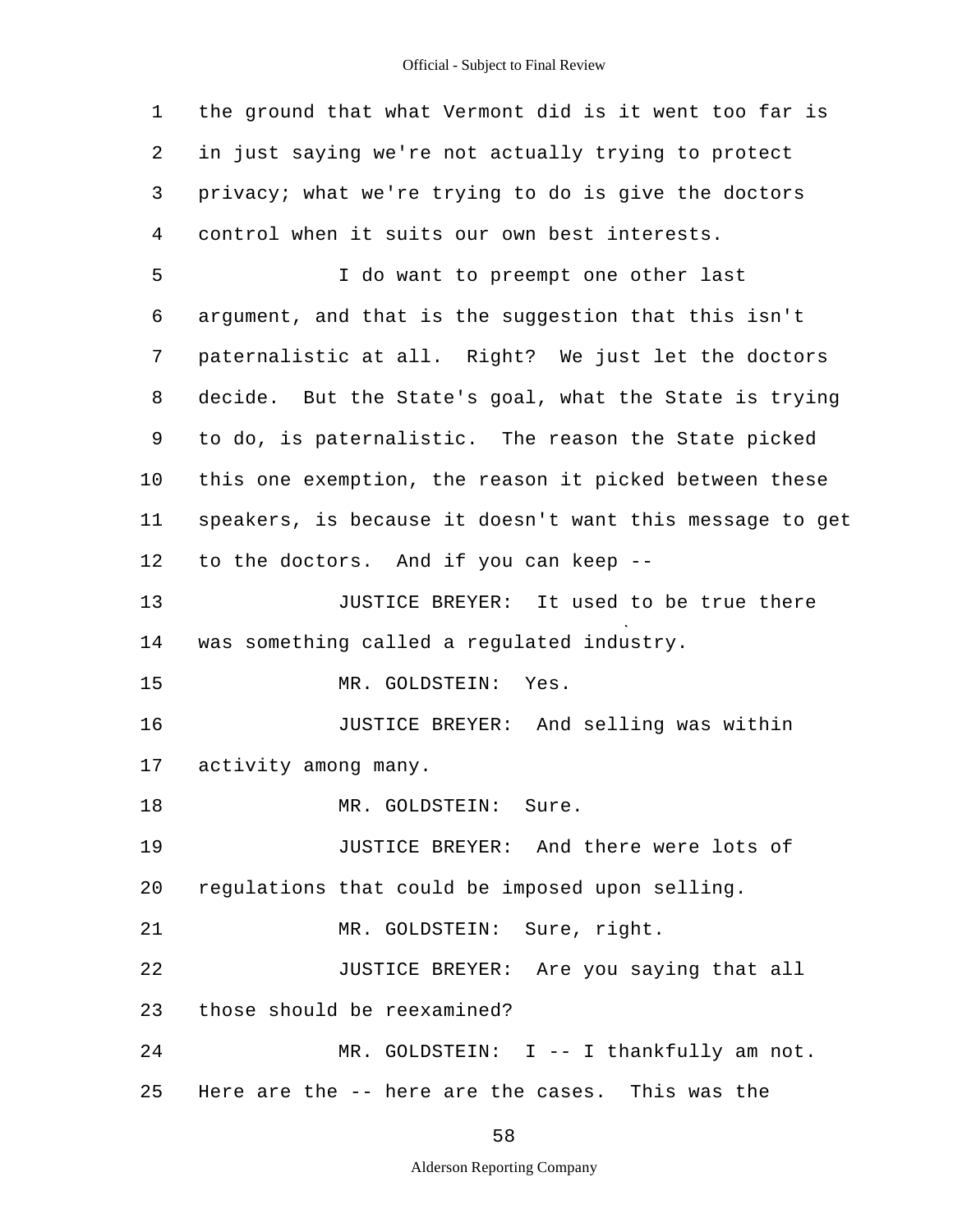1 the ground that what Vermont did is it went too far is
2 in just saying we're not actually trying to protect
3 privacy; what we're trying to do is give the doctors
4 control when it suits our own best interests.

5 I do want to preempt one other last
6 argument, and that is the suggestion that this isn't
7 paternalistic at all. Right? We just let the doctors
8 decide. But the State's goal, what the State is trying
9 to do, is paternalistic. The reason the State picked
10 this one exemption, the reason it picked between these
11 speakers, is because it doesn't want this message to get
12 to the doctors. And if you can keep --

13 JUSTICE BREYER: It used to be true there
14 was something called a regulated industry.

15 MR. GOLDSTEIN: Yes.

16 JUSTICE BREYER: And selling was within
17 activity among many.

18 MR. GOLDSTEIN: Sure.

19 JUSTICE BREYER: And there were lots of
20 regulations that could be imposed upon selling.

21 MR. GOLDSTEIN: Sure, right.

22 JUSTICE BREYER: Are you saying that all
23 those should be reexamined?

24 MR. GOLDSTEIN: I -- I thankfully am not.
25 Here are the -- here are the cases. This was the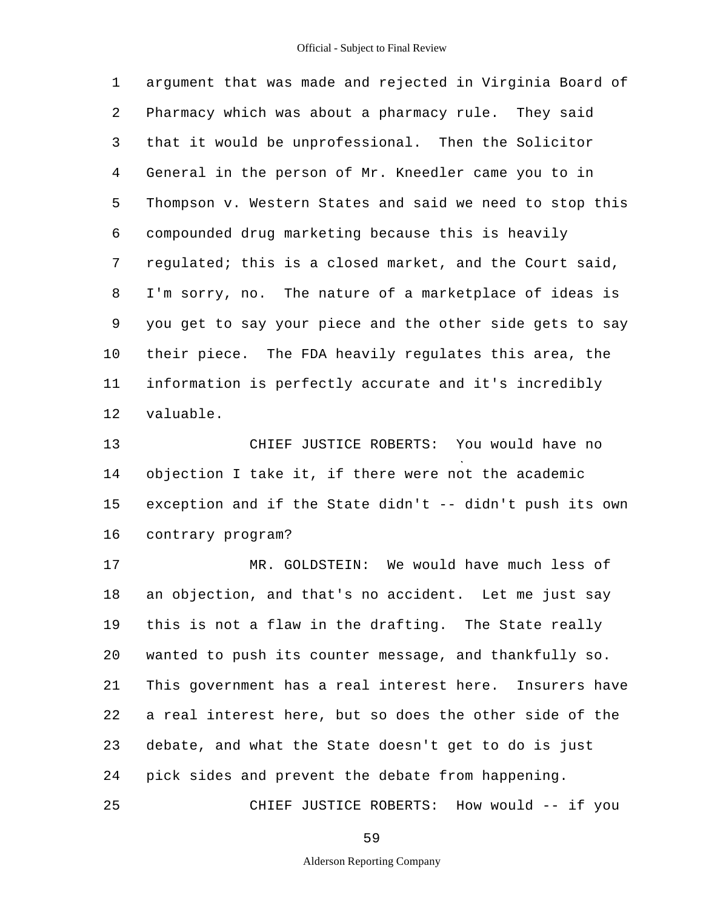1 argument that was made and rejected in Virginia Board of
2 Pharmacy which was about a pharmacy rule. They said
3 that it would be unprofessional. Then the Solicitor
4 General in the person of Mr. Kneedler came you to in
5 Thompson v. Western States and said we need to stop this
6 compounded drug marketing because this is heavily
7 regulated; this is a closed market, and the Court said,
8 I'm sorry, no. The nature of a marketplace of ideas is
9 you get to say your piece and the other side gets to say
10 their piece. The FDA heavily regulates this area, the
11 information is perfectly accurate and it's incredibly
12 valuable.

13 CHIEF JUSTICE ROBERTS: You would have no
14 objection I take it, if there were not the academic
15 exception and if the State didn't -- didn't push its own
16 contrary program?

17 MR. GOLDSTEIN: We would have much less of
18 an objection, and that's no accident. Let me just say
19 this is not a flaw in the drafting. The State really
20 wanted to push its counter message, and thankfully so.
21 This government has a real interest here. Insurers have
22 a real interest here, but so does the other side of the
23 debate, and what the State doesn't get to do is just
24 pick sides and prevent the debate from happening.

25 CHIEF JUSTICE ROBERTS: How would -- if you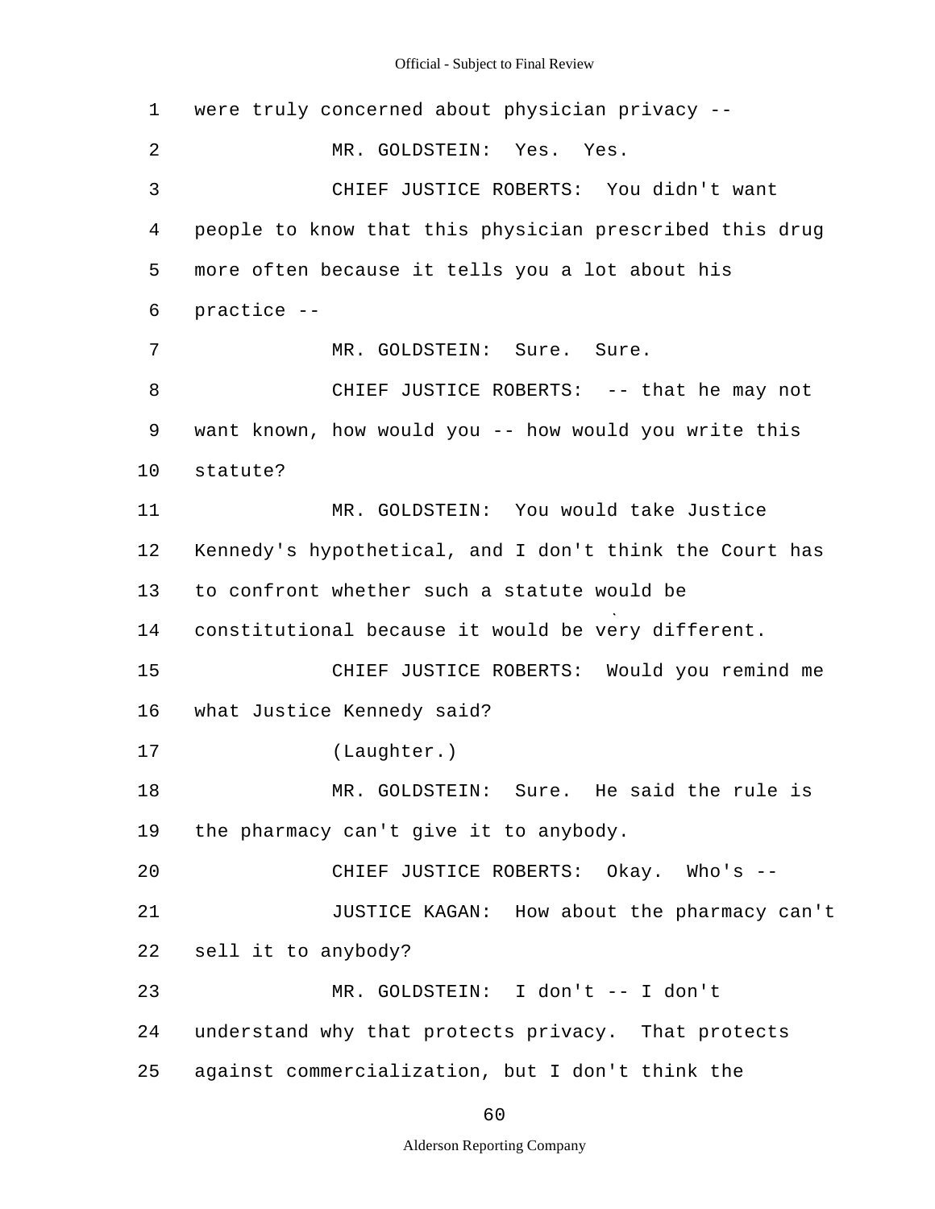were truly concerned about physician privacy --

MR. GOLDSTEIN: Yes. Yes.

CHIEF JUSTICE ROBERTS: You didn't want people to know that this physician prescribed this drug more often because it tells you a lot about his practice --

MR. GOLDSTEIN: Sure. Sure.

CHIEF JUSTICE ROBERTS: -- that he may not want known, how would you -- how would you write this statute?

MR. GOLDSTEIN: You would take Justice Kennedy's hypothetical, and I don't think the Court has to confront whether such a statute would be constitutional because it would be very different.

CHIEF JUSTICE ROBERTS: Would you remind me what Justice Kennedy said?

(Laughter.)

MR. GOLDSTEIN: Sure. He said the rule is the pharmacy can't give it to anybody.

CHIEF JUSTICE ROBERTS: Okay. Who's --

JUSTICE KAGAN: How about the pharmacy can't sell it to anybody?

MR. GOLDSTEIN: I don't -- I don't understand why that protects privacy. That protects against commercialization, but I don't think the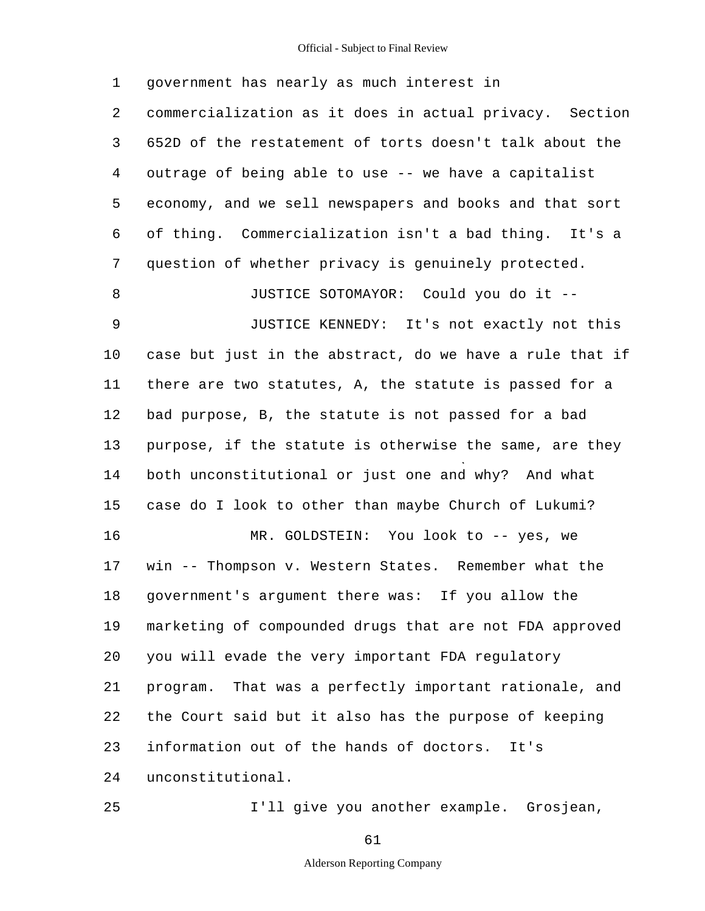1 government has nearly as much interest in
2 commercialization as it does in actual privacy. Section
3 652D of the restatement of torts doesn't talk about the
4 outrage of being able to use -- we have a capitalist
5 economy, and we sell newspapers and books and that sort
6 of thing. Commercialization isn't a bad thing. It's a
7 question of whether privacy is genuinely protected.
8 JUSTICE SOTOMAYOR: Could you do it --
9 JUSTICE KENNEDY: It's not exactly not this
10 case but just in the abstract, do we have a rule that if
11 there are two statutes, A, the statute is passed for a
12 bad purpose, B, the statute is not passed for a bad
13 purpose, if the statute is otherwise the same, are they
14 both unconstitutional or just one and why? And what
15 case do I look to other than maybe Church of Lukumi?
16 MR. GOLDSTEIN: You look to -- yes, we
17 win -- Thompson v. Western States. Remember what the
18 government's argument there was: If you allow the
19 marketing of compounded drugs that are not FDA approved
20 you will evade the very important FDA regulatory
21 program. That was a perfectly important rationale, and
22 the Court said but it also has the purpose of keeping
23 information out of the hands of doctors. It's
24 unconstitutional.
25 I'll give you another example. Grosjean,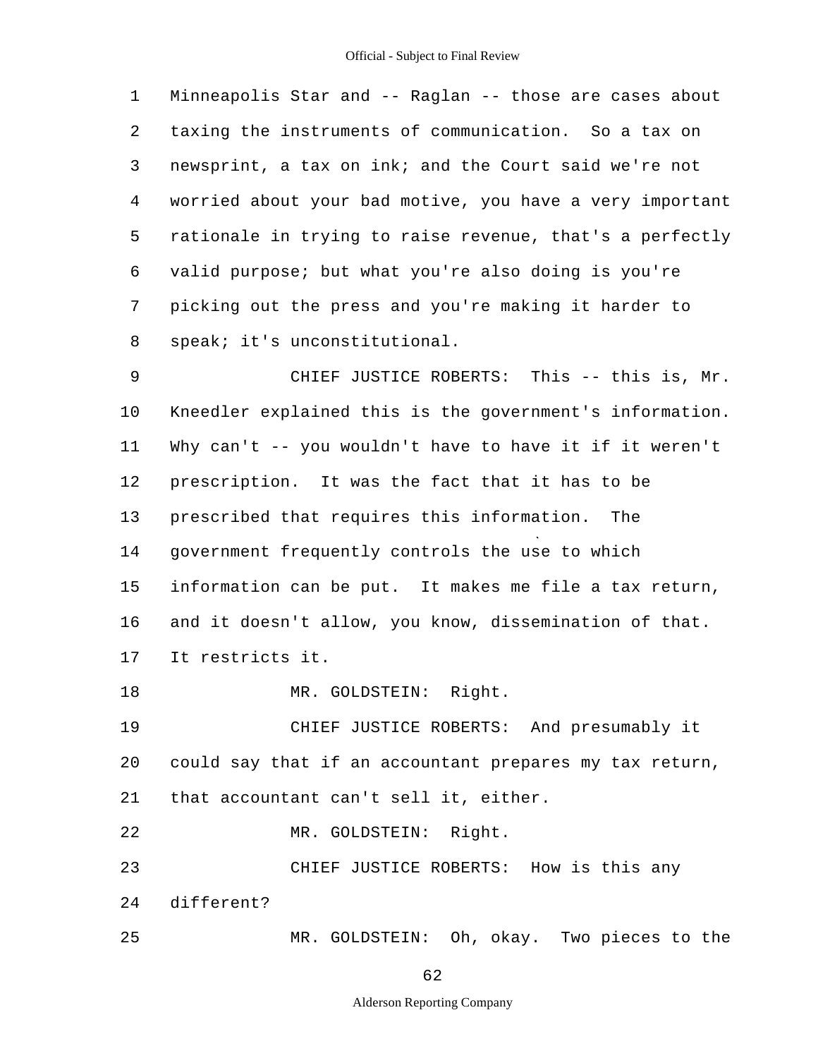Minneapolis Star and -- Raglan -- those are cases about taxing the instruments of communication. So a tax on newsprint, a tax on ink; and the Court said we're not worried about your bad motive, you have a very important rationale in trying to raise revenue, that's a perfectly valid purpose; but what you're also doing is you're picking out the press and you're making it harder to speak; it's unconstitutional.

CHIEF JUSTICE ROBERTS: This -- this is, Mr. Kneedler explained this is the government's information. Why can't -- you wouldn't have to have it if it weren't prescription. It was the fact that it has to be prescribed that requires this information. The government frequently controls the use to which information can be put. It makes me file a tax return, and it doesn't allow, you know, dissemination of that. It restricts it.

MR. GOLDSTEIN: Right.

CHIEF JUSTICE ROBERTS: And presumably it could say that if an accountant prepares my tax return, that accountant can't sell it, either.

MR. GOLDSTEIN: Right.

CHIEF JUSTICE ROBERTS: How is this any different?

MR. GOLDSTEIN: Oh, okay. Two pieces to the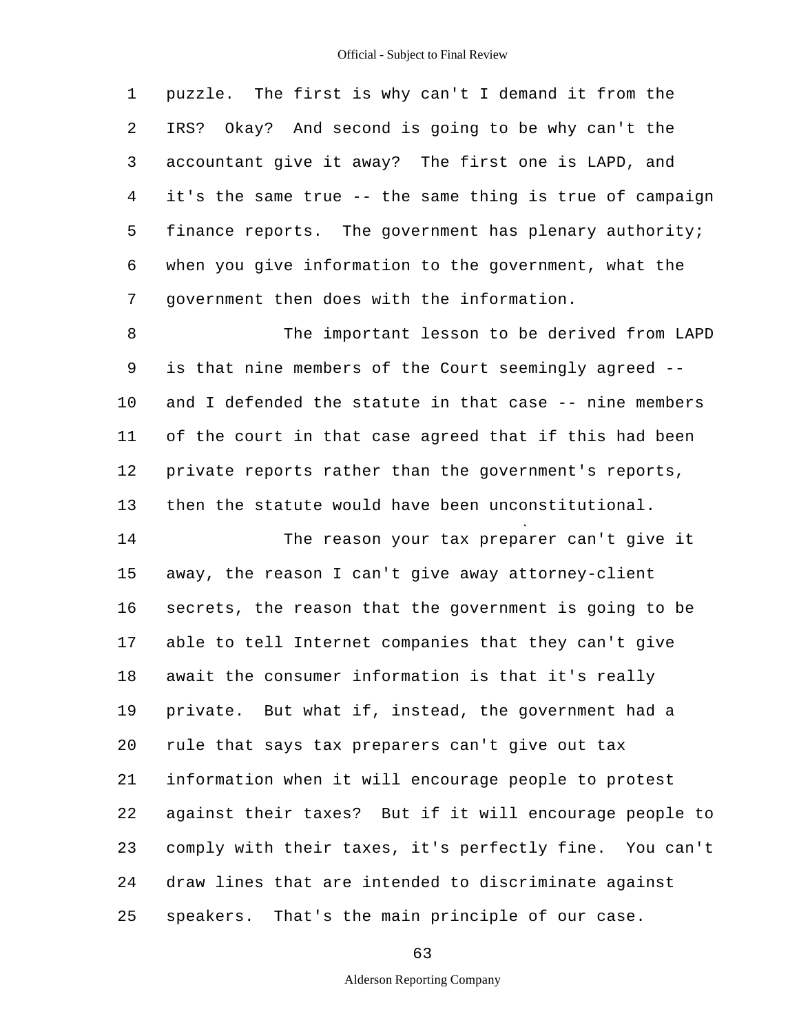puzzle. The first is why can't I demand it from the IRS? Okay? And second is going to be why can't the accountant give it away? The first one is LAPD, and it's the same true -- the same thing is true of campaign finance reports. The government has plenary authority; when you give information to the government, what the government then does with the information.

The important lesson to be derived from LAPD is that nine members of the Court seemingly agreed -- and I defended the statute in that case -- nine members of the court in that case agreed that if this had been private reports rather than the government's reports, then the statute would have been unconstitutional.

The reason your tax preparer can't give it away, the reason I can't give away attorney-client secrets, the reason that the government is going to be able to tell Internet companies that they can't give await the consumer information is that it's really private. But what if, instead, the government had a rule that says tax preparers can't give out tax information when it will encourage people to protest against their taxes? But if it will encourage people to comply with their taxes, it's perfectly fine. You can't draw lines that are intended to discriminate against speakers. That's the main principle of our case.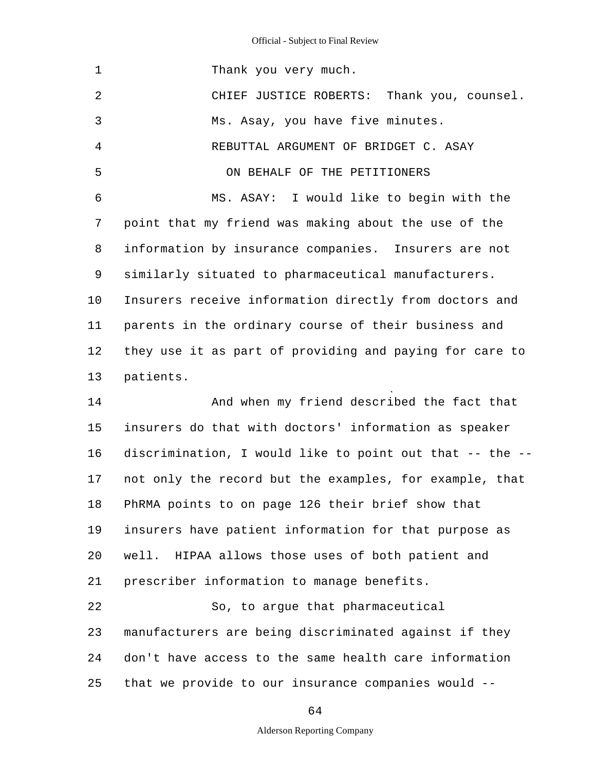Thank you very much.

CHIEF JUSTICE ROBERTS: Thank you, counsel.

Ms. Asay, you have five minutes.

REBUTTAL ARGUMENT OF BRIDGET C. ASAY

ON BEHALF OF THE PETITIONERS

MS. ASAY: I would like to begin with the point that my friend was making about the use of the information by insurance companies. Insurers are not similarly situated to pharmaceutical manufacturers. Insurers receive information directly from doctors and parents in the ordinary course of their business and they use it as part of providing and paying for care to patients.

And when my friend described the fact that insurers do that with doctors' information as speaker discrimination, I would like to point out that -- the -- not only the record but the examples, for example, that PhRMA points to on page 126 their brief show that insurers have patient information for that purpose as well. HIPAA allows those uses of both patient and prescriber information to manage benefits.

So, to argue that pharmaceutical manufacturers are being discriminated against if they don't have access to the same health care information that we provide to our insurance companies would --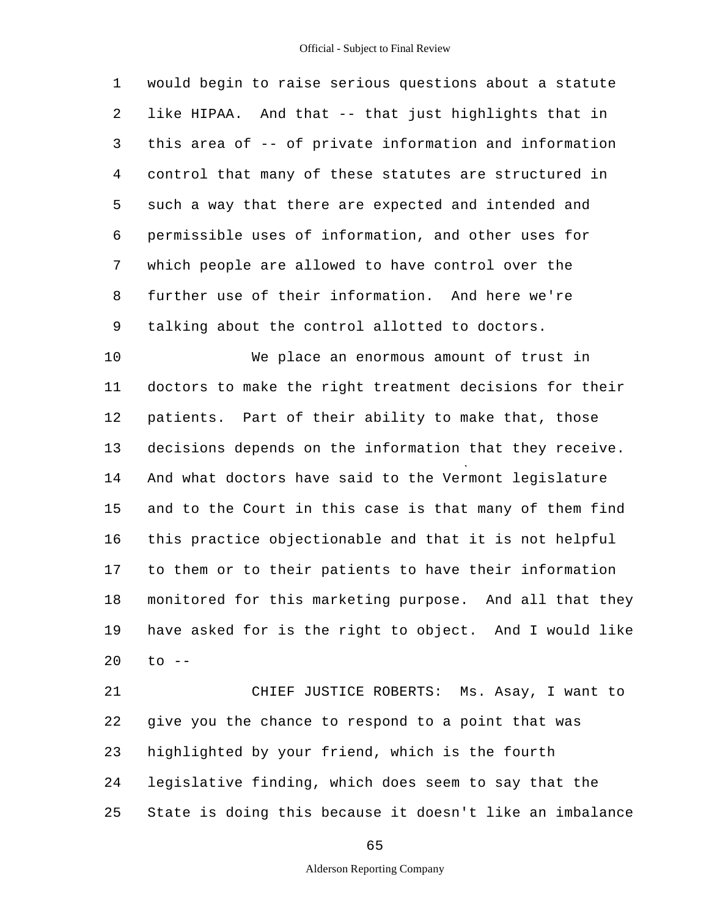would begin to raise serious questions about a statute like HIPAA. And that -- that just highlights that in this area of -- of private information and information control that many of these statutes are structured in such a way that there are expected and intended and permissible uses of information, and other uses for which people are allowed to have control over the further use of their information. And here we're talking about the control allotted to doctors.

We place an enormous amount of trust in doctors to make the right treatment decisions for their patients. Part of their ability to make that, those decisions depends on the information that they receive. And what doctors have said to the Vermont legislature and to the Court in this case is that many of them find this practice objectionable and that it is not helpful to them or to their patients to have their information monitored for this marketing purpose. And all that they have asked for is the right to object. And I would like to --

CHIEF JUSTICE ROBERTS: Ms. Asay, I want to give you the chance to respond to a point that was highlighted by your friend, which is the fourth legislative finding, which does seem to say that the State is doing this because it doesn't like an imbalance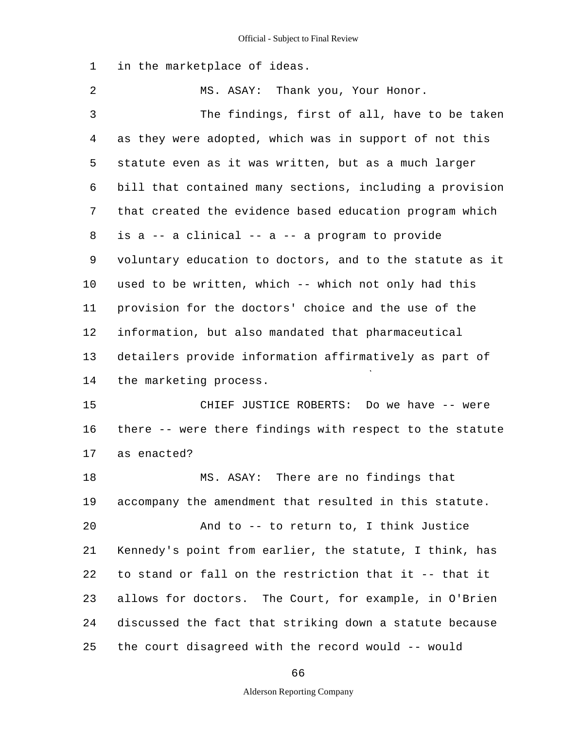1 in the marketplace of ideas.

2 MS. ASAY: Thank you, Your Honor.

3 The findings, first of all, have to be taken

4 as they were adopted, which was in support of not this

5 statute even as it was written, but as a much larger

6 bill that contained many sections, including a provision

7 that created the evidence based education program which

8 is a -- a clinical -- a -- a program to provide

9 voluntary education to doctors, and to the statute as it

10 used to be written, which -- which not only had this

11 provision for the doctors' choice and the use of the

12 information, but also mandated that pharmaceutical

13 detailers provide information affirmatively as part of

14 the marketing process.

15 CHIEF JUSTICE ROBERTS: Do we have -- were

16 there -- were there findings with respect to the statute

17 as enacted?

18 MS. ASAY: There are no findings that

19 accompany the amendment that resulted in this statute.

20 And to -- to return to, I think Justice

21 Kennedy's point from earlier, the statute, I think, has

22 to stand or fall on the restriction that it -- that it

23 allows for doctors. The Court, for example, in O'Brien

24 discussed the fact that striking down a statute because

25 the court disagreed with the record would -- would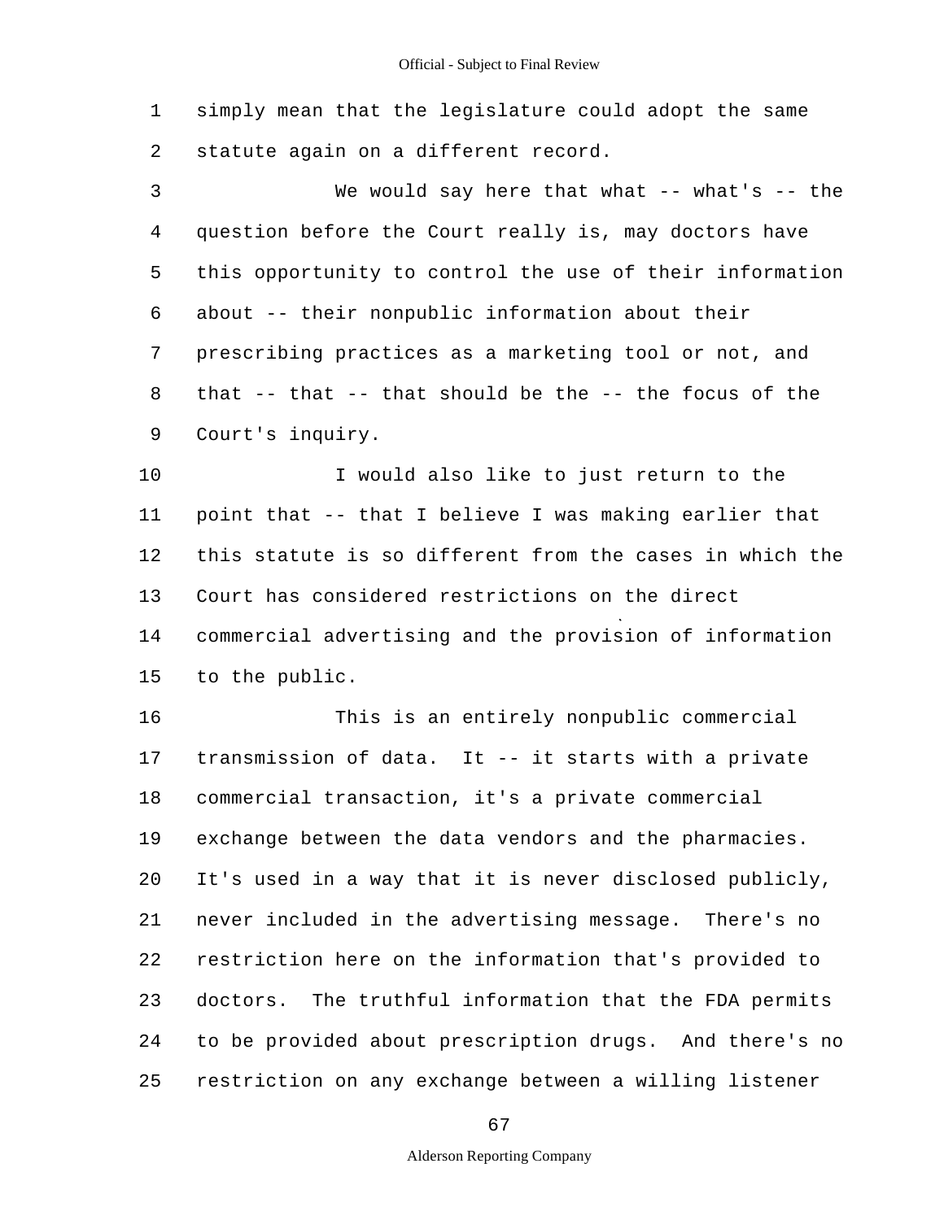simply mean that the legislature could adopt the same statute again on a different record.

We would say here that what -- what's -- the question before the Court really is, may doctors have this opportunity to control the use of their information about -- their nonpublic information about their prescribing practices as a marketing tool or not, and that -- that -- that should be the -- the focus of the Court's inquiry.

I would also like to just return to the point that -- that I believe I was making earlier that this statute is so different from the cases in which the Court has considered restrictions on the direct commercial advertising and the provision of information to the public.

This is an entirely nonpublic commercial transmission of data. It -- it starts with a private commercial transaction, it's a private commercial exchange between the data vendors and the pharmacies. It's used in a way that it is never disclosed publicly, never included in the advertising message. There's no restriction here on the information that's provided to doctors. The truthful information that the FDA permits to be provided about prescription drugs. And there's no restriction on any exchange between a willing listener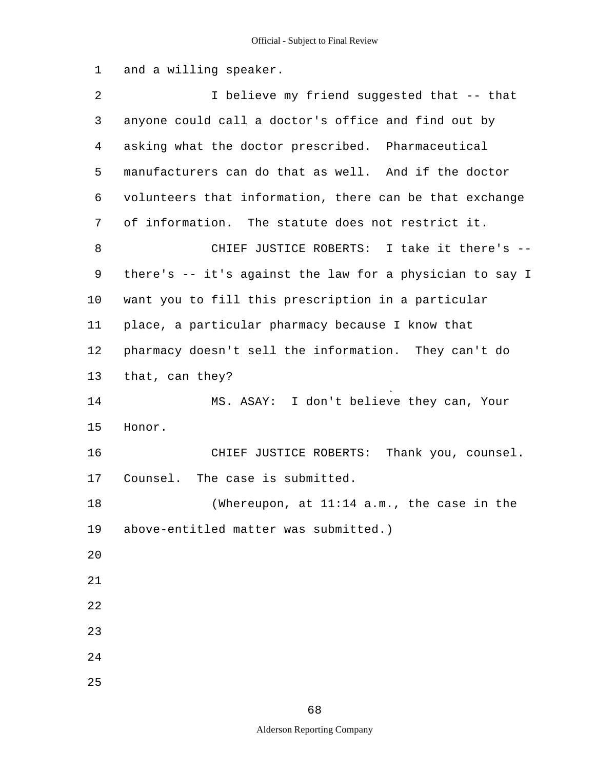and a willing speaker.

I believe my friend suggested that -- that anyone could call a doctor's office and find out by asking what the doctor prescribed. Pharmaceutical manufacturers can do that as well. And if the doctor volunteers that information, there can be that exchange of information. The statute does not restrict it.

CHIEF JUSTICE ROBERTS: I take it there's -- there's -- it's against the law for a physician to say I want you to fill this prescription in a particular place, a particular pharmacy because I know that pharmacy doesn't sell the information. They can't do that, can they?

MS. ASAY: I don't believe they can, Your Honor.

CHIEF JUSTICE ROBERTS: Thank you, counsel. Counsel. The case is submitted.

(Whereupon, at 11:14 a.m., the case in the above-entitled matter was submitted.)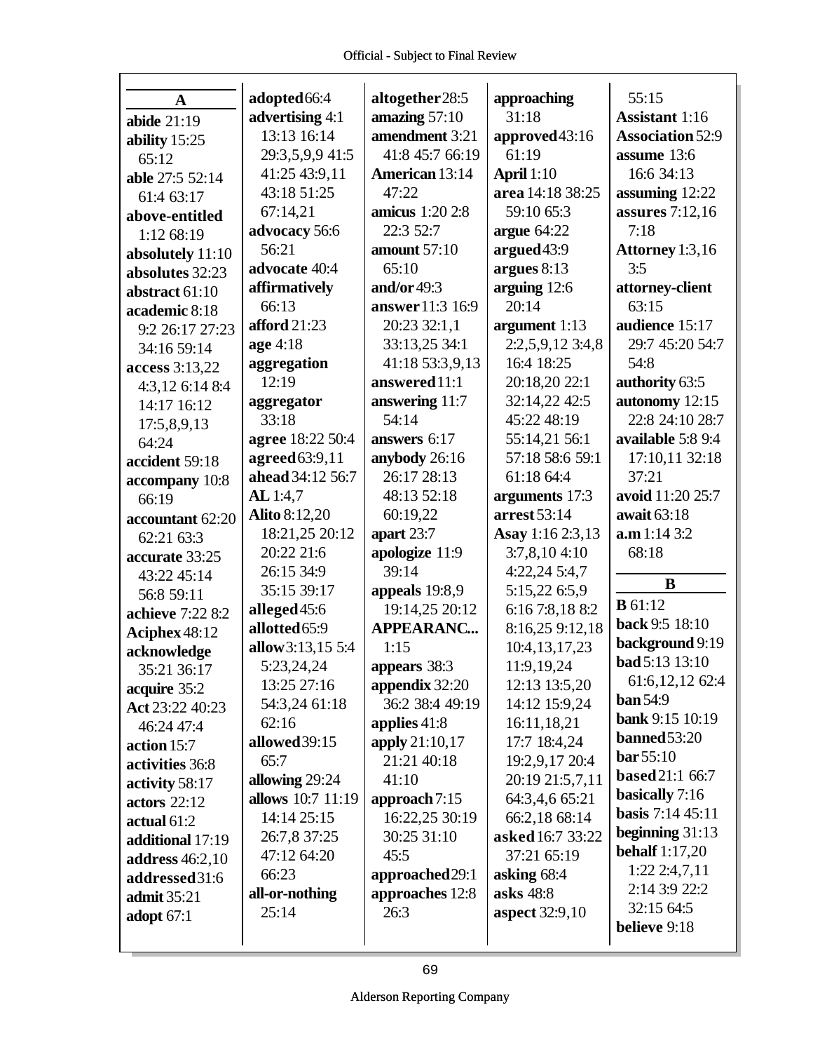## A

**abide** 21:19
**ability** 15:25 65:12
**able** 27:5 52:14 61:4 63:17
**above-entitled** 1:12 68:19
**absolutely** 11:10
**absolutes** 32:23
**abstract** 61:10
**academic** 8:18 9:2 26:17 27:23 34:16 59:14
**access** 3:13,22 4:3,12 6:14 8:4 14:17 16:12 17:5,8,9,13 64:24
**accident** 59:18
**accompany** 10:8 66:19
**accountant** 62:20 62:21 63:3
**accurate** 33:25 43:22 45:14 56:8 59:11
**achieve** 7:22 8:2
**Aciphex** 48:12
**acknowledge** 35:21 36:17
**acquire** 35:2
**Act** 23:22 40:23 46:24 47:4
**action** 15:7
**activities** 36:8
**activity** 58:17
**actors** 22:12
**actual** 61:2
**additional** 17:19
**address** 46:2,10
**addressed** 31:6
**admit** 35:21
**adopt** 67:1
**adopted** 66:4
**advertising** 4:1 13:13 16:14 29:3,5,9,9 41:5 41:25 43:9,11 43:18 51:25 67:14,21
**advocacy** 56:6 56:21
**advocate** 40:4
**affirmatively** 66:13
**afford** 21:23
**age** 4:18
**aggregation** 12:19
**aggregator** 33:18
**agree** 18:22 50:4
**agreed** 63:9,11
**ahead** 34:12 56:7
**AL** 1:4,7
**Alito** 8:12,20 18:21,25 20:12 20:22 21:6 26:15 34:9 35:15 39:17
**alleged** 45:6
**allotted** 65:9
**allow** 3:13,15 5:4 5:23,24,24 13:25 27:16 54:3,24 61:18 62:16
**allowed** 39:15 65:7
**allowing** 29:24
**allows** 10:7 11:19 14:14 25:15 26:7,8 37:25 47:12 64:20 66:23
**all-or-nothing** 25:14
**altogether** 28:5
**amazing** 57:10
**amendment** 3:21 41:8 45:7 66:19
**American** 13:14 47:22
**amicus** 1:20 2:8 22:3 52:7
**amount** 57:10 65:10
**and/or** 49:3
**answer** 11:3 16:9 20:23 32:1,1 33:13,25 34:1 41:18 53:3,9,13
**answered** 11:1
**answering** 11:7 54:14
**answers** 6:17
**anybody** 26:16 26:17 28:13 48:13 52:18 60:19,22
**apart** 23:7
**apologize** 11:9 39:14
**appeals** 19:8,9 19:14,25 20:12
**APPEARANC...** 1:15
**appears** 38:3
**appendix** 32:20 36:2 38:4 49:19
**applies** 41:8
**apply** 21:10,17 21:21 40:18 41:10
**approach** 7:15 16:22,25 30:19 30:25 31:10 45:5
**approached** 29:1
**approaches** 12:8 26:3
**approaching** 31:18
**approved** 43:16 61:19
**April** 1:10
**area** 14:18 38:25 59:10 65:3
**argue** 64:22
**argued** 43:9
**argues** 8:13
**arguing** 12:6 20:14
**argument** 1:13 2:2,5,9,12 3:4,8 16:4 18:25 20:18,20 22:1 32:14,22 42:5 45:22 48:19 55:14,21 56:1 57:18 58:6 59:1 61:18 64:4
**arguments** 17:3
**arrest** 53:14
**Asay** 1:16 2:3,13 3:7,8,10 4:10 4:22,24 5:4,7 5:15,22 6:5,9 6:16 7:8,18 8:2 8:16,25 9:12,18 10:4,13,17,23 11:9,19,24 12:13 13:5,20 14:12 15:9,24 16:11,18,21 17:7 18:4,24 19:2,9,17 20:4 20:19 21:5,7,11 64:3,4,6 65:21 66:2,18 68:14
**asked** 16:7 33:22 37:21 65:19
**asking** 68:4
**asks** 48:8
**aspect** 32:9,10 55:15
**Assistant** 1:16
**Association** 52:9
**assume** 13:6 16:6 34:13
**assuming** 12:22
**assures** 7:12,16 7:18
**Attorney** 1:3,16 3:5
**attorney-client** 63:15
**audience** 15:17 29:7 45:20 54:7 54:8
**authority** 63:5
**autonomy** 12:15 22:8 24:10 28:7
**available** 5:8 9:4 17:10,11 32:18 37:21
**avoid** 11:20 25:7
**await** 63:18
**a.m** 1:14 3:2 68:18

## B

**B** 61:12
**back** 9:5 18:10
**background** 9:19
**bad** 5:13 13:10 61:6,12,12 62:4
**ban** 54:9
**bank** 9:15 10:19
**banned** 53:20
**bar** 55:10
**based** 21:1 66:7
**basically** 7:16
**basis** 7:14 45:11
**beginning** 31:13
**behalf** 1:17,20 1:22 2:4,7,11 2:14 3:9 22:2 32:15 64:5
**believe** 9:18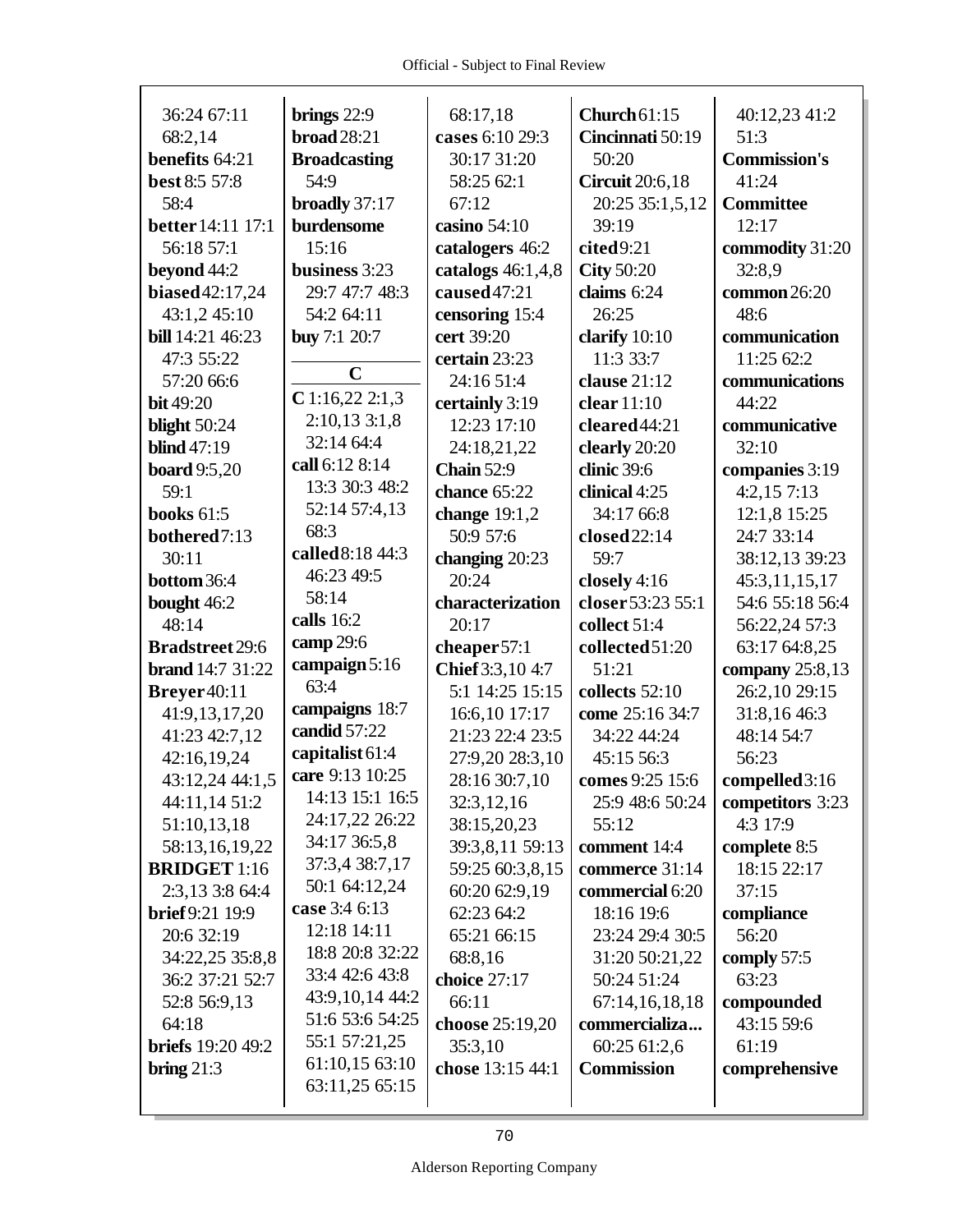36:24 67:11
68:2,14
**benefits** 64:21
**best** 8:5 57:8
58:4
**better** 14:11 17:1
56:18 57:1
**beyond** 44:2
**biased** 42:17,24
43:1,2 45:10
**bill** 14:21 46:23
47:3 55:22
57:20 66:6
**bit** 49:20
**blight** 50:24
**blind** 47:19
**board** 9:5,20
59:1
**books** 61:5
**bothered** 7:13
30:11
**bottom** 36:4
**bought** 46:2
48:14
**Bradstreet** 29:6
**brand** 14:7 31:22
**Breyer** 40:11
41:9,13,17,20
41:23 42:7,12
42:16,19,24
43:12,24 44:1,5
44:11,14 51:2
51:10,13,18
58:13,16,19,22
**BRIDGET** 1:16
2:3,13 3:8 64:4
**brief** 9:21 19:9
20:6 32:19
34:22,25 35:8,8
36:2 37:21 52:7
52:8 56:9,13
64:18
**briefs** 19:20 49:2
**bring** 21:3
**brings** 22:9
**broad** 28:21
**Broadcasting**
54:9
**broadly** 37:17
**burdensome**
15:16
**business** 3:23
29:7 47:7 48:3
54:2 64:11
**buy** 7:1 20:7

**C**

**C** 1:16,22 2:1,3
2:10,13 3:1,8
32:14 64:4
**call** 6:12 8:14
13:3 30:3 48:2
52:14 57:4,13
68:3
**called** 8:18 44:3
46:23 49:5
58:14
**calls** 16:2
**camp** 29:6
**campaign** 5:16
63:4
**campaigns** 18:7
**candid** 57:22
**capitalist** 61:4
**care** 9:13 10:25
14:13 15:1 16:5
24:17,22 26:22
34:17 36:5,8
37:3,4 38:7,17
50:1 64:12,24
**case** 3:4 6:13
12:18 14:11
18:8 20:8 32:22
33:4 42:6 43:8
43:9,10,14 44:2
51:6 53:6 54:25
55:1 57:21,25
61:10,15 63:10
63:11,25 65:15
68:17,18
**cases** 6:10 29:3
30:17 31:20
58:25 62:1
67:12
**casino** 54:10
**catalogers** 46:2
**catalogs** 46:1,4,8
**caused** 47:21
**censoring** 15:4
**cert** 39:20
**certain** 23:23
24:16 51:4
**certainly** 3:19
12:23 17:10
24:18,21,22
**Chain** 52:9
**chance** 65:22
**change** 19:1,2
50:9 57:6
**changing** 20:23
20:24
**characterization**
20:17
**cheaper** 57:1
**Chief** 3:3,10 4:7
5:1 14:25 15:15
16:6,10 17:17
21:23 22:4 23:5
27:9,20 28:3,10
28:16 30:7,10
32:3,12,16
38:15,20,23
39:3,8,11 59:13
59:25 60:3,8,15
60:20 62:9,19
62:23 64:2
65:21 66:15
68:8,16
**choice** 27:17
66:11
**choose** 25:19,20
35:3,10
**chose** 13:15 44:1
**Church** 61:15
**Cincinnati** 50:19
50:20
**Circuit** 20:6,18
20:25 35:1,5,12
39:19
**cited** 9:21
**City** 50:20
**claims** 6:24
26:25
**clarify** 10:10
11:3 33:7
**clause** 21:12
**clear** 11:10
**cleared** 44:21
**clearly** 20:20
**clinic** 39:6
**clinical** 4:25
34:17 66:8
**closed** 22:14
59:7
**closely** 4:16
**closer** 53:23 55:1
**collect** 51:4
**collected** 51:20
51:21
**collects** 52:10
**come** 25:16 34:7
34:22 44:24
45:15 56:3
**comes** 9:25 15:6
25:9 48:6 50:24
55:12
**comment** 14:4
**commerce** 31:14
**commercial** 6:20
18:16 19:6
23:24 29:4 30:5
31:20 50:21,22
50:24 51:24
67:14,16,18,18
**commercializa...**
60:25 61:2,6
**Commission**
40:12,23 41:2
51:3
**Commission's**
41:24
**Committee**
12:17
**commodity** 31:20
32:8,9
**common** 26:20
48:6
**communication**
11:25 62:2
**communications**
44:22
**communicative**
32:10
**companies** 3:19
4:2,15 7:13
12:1,8 15:25
24:7 33:14
38:12,13 39:23
45:3,11,15,17
54:6 55:18 56:4
56:22,24 57:3
63:17 64:8,25
**company** 25:8,13
26:2,10 29:15
31:8,16 46:3
48:14 54:7
56:23
**compelled** 3:16
**competitors** 3:23
4:3 17:9
**complete** 8:5
18:15 22:17
37:15
**compliance**
56:20
**comply** 57:5
63:23
**compounded**
43:15 59:6
61:19
**comprehensive**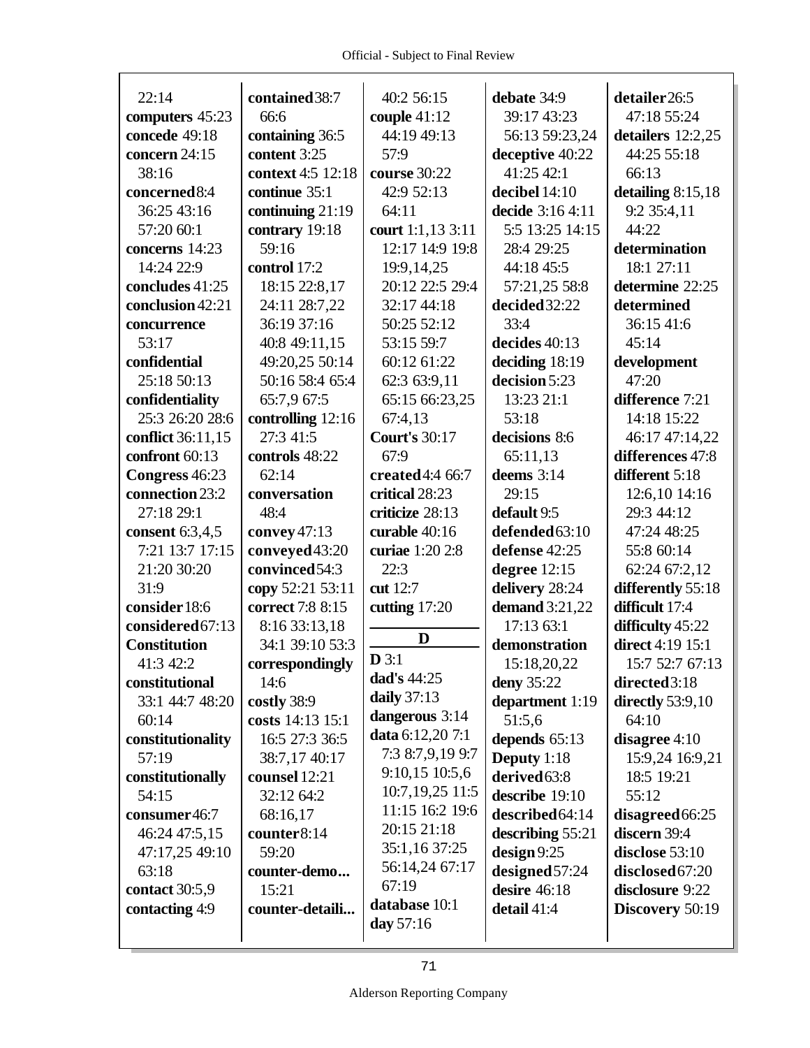22:14
**computers** 45:23
**concede** 49:18
**concern** 24:15 38:16
**concerned** 8:4 36:25 43:16 57:20 60:1
**concerns** 14:23 14:24 22:9
**concludes** 41:25
**conclusion** 42:21
**concurrence** 53:17
**confidential** 25:18 50:13
**confidentiality** 25:3 26:20 28:6
**conflict** 36:11,15
**confront** 60:13
**Congress** 46:23
**connection** 23:2 27:18 29:1
**consent** 6:3,4,5 7:21 13:7 17:15 21:20 30:20 31:9
**consider** 18:6
**considered** 67:13
**Constitution** 41:3 42:2
**constitutional** 33:1 44:7 48:20 60:14
**constitutionality** 57:19
**constitutionally** 54:15
**consumer** 46:7 46:24 47:5,15 47:17,25 49:10 63:18
**contact** 30:5,9
**contacting** 4:9

**contained** 38:7 66:6
**containing** 36:5
**content** 3:25
**context** 4:5 12:18
**continue** 35:1
**continuing** 21:19
**contrary** 19:18 59:16
**control** 17:2 18:15 22:8,17 24:11 28:7,22 36:19 37:16 40:8 49:11,15 49:20,25 50:14 50:16 58:4 65:4 65:7,9 67:5
**controlling** 12:16 27:3 41:5
**controls** 48:22 62:14
**conversation** 48:4
**convey** 47:13
**conveyed** 43:20
**convinced** 54:3
**copy** 52:21 53:11
**correct** 7:8 8:15 8:16 33:13,18 34:1 39:10 53:3
**correspondingly** 14:6
**costly** 38:9
**costs** 14:13 15:1 16:5 27:3 36:5 38:7,17 40:17
**counsel** 12:21 32:12 64:2 68:16,17
**counter** 8:14 59:20
**counter-demo...** 15:21
**counter-detaili...**

40:2 56:15
**couple** 41:12 44:19 49:13 57:9
**course** 30:22 42:9 52:13 64:11
**court** 1:1,13 3:11 12:17 14:9 19:8 19:9,14,25 20:12 22:5 29:4 32:17 44:18 50:25 52:12 53:15 59:7 60:12 61:22 62:3 63:9,11 65:15 66:23,25 67:4,13
**Court's** 30:17 67:9
**created** 4:4 66:7
**critical** 28:23
**criticize** 28:13
**curable** 40:16
**curiae** 1:20 2:8 22:3
**cut** 12:7
**cutting** 17:20

**D**

**D** 3:1
**dad's** 44:25
**daily** 37:13
**dangerous** 3:14
**data** 6:12,20 7:1 7:3 8:7,9,19 9:7 9:10,15 10:5,6 10:7,19,25 11:5 11:15 16:2 19:6 20:15 21:18 35:1,16 37:25 56:14,24 67:17 67:19
**database** 10:1
**day** 57:16

**debate** 34:9 39:17 43:23 56:13 59:23,24
**deceptive** 40:22 41:25 42:1
**decibel** 14:10
**decide** 3:16 4:11 5:5 13:25 14:15 28:4 29:25 44:18 45:5 57:21,25 58:8
**decided** 32:22 33:4
**decides** 40:13
**deciding** 18:19
**decision** 5:23 13:23 21:1 53:18
**decisions** 8:6 65:11,13
**deems** 3:14 29:15
**default** 9:5
**defended** 63:10
**defense** 42:25
**degree** 12:15
**delivery** 28:24
**demand** 3:21,22 17:13 63:1
**demonstration** 15:18,20,22
**deny** 35:22
**department** 1:19 51:5,6
**depends** 65:13
**Deputy** 1:18
**derived** 63:8
**describe** 19:10
**described** 64:14
**describing** 55:21
**design** 9:25
**designed** 57:24
**desire** 46:18
**detail** 41:4

**detailer** 26:5 47:18 55:24
**detailers** 12:2,25 44:25 55:18 66:13
**detailing** 8:15,18 9:2 35:4,11 44:22
**determination** 18:1 27:11
**determine** 22:25
**determined** 36:15 41:6 45:14
**development** 47:20
**difference** 7:21 14:18 15:22 46:17 47:14,22
**differences** 47:8
**different** 5:18 12:6,10 14:16 29:3 44:12 47:24 48:25 55:8 60:14 62:24 67:2,12
**differently** 55:18
**difficult** 17:4
**difficulty** 45:22
**direct** 4:19 15:1 15:7 52:7 67:13
**directed** 3:18
**directly** 53:9,10 64:10
**disagree** 4:10 15:9,24 16:9,21 18:5 19:21 55:12
**disagreed** 66:25
**discern** 39:4
**disclose** 53:10
**disclosed** 67:20
**disclosure** 9:22
**Discovery** 50:19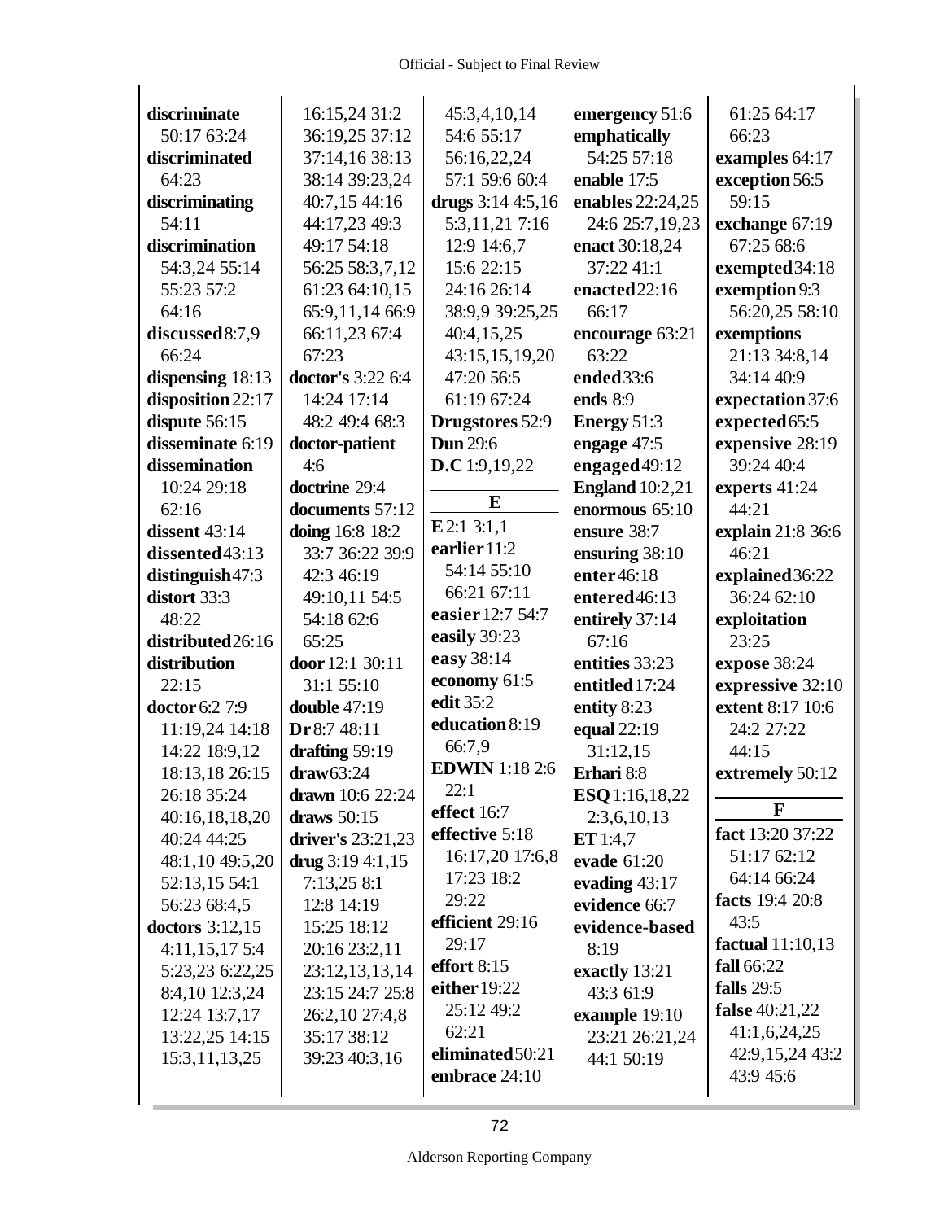**discriminate** 50:17 63:24
**discriminated** 64:23
**discriminating** 54:11
**discrimination** 54:3,24 55:14 55:23 57:2 64:16
**discussed** 8:7,9 66:24
**dispensing** 18:13
**disposition** 22:17
**dispute** 56:15
**disseminate** 6:19
**dissemination** 10:24 29:18 62:16
**dissent** 43:14
**dissented** 43:13
**distinguish** 47:3
**distort** 33:3 48:22
**distributed** 26:16
**distribution** 22:15
**doctor** 6:2 7:9 11:19,24 14:18 14:22 18:9,12 18:13,18 26:15 26:18 35:24 40:16,18,18,20 40:24 44:25 48:1,10 49:5,20 52:13,15 54:1 56:23 68:4,5
**doctors** 3:12,15 4:11,15,17 5:4 5:23,23 6:22,25 8:4,10 12:3,24 12:24 13:7,17 13:22,25 14:15 15:3,11,13,25 16:15,24 31:2 36:19,25 37:12 37:14,16 38:13 38:14 39:23,24 40:7,15 44:16 44:17,23 49:3 49:17 54:18 56:25 58:3,7,12 61:23 64:10,15 65:9,11,14 66:9 66:11,23 67:4 67:23
**doctor's** 3:22 6:4 14:24 17:14 48:2 49:4 68:3
**doctor-patient** 4:6
**doctrine** 29:4
**documents** 57:12
**doing** 16:8 18:2 33:7 36:22 39:9 42:3 46:19 49:10,11 54:5 54:18 62:6 65:25
**door** 12:1 30:11 31:1 55:10
**double** 47:19
**Dr** 8:7 48:11
**drafting** 59:19
**draw** 63:24
**drawn** 10:6 22:24
**draws** 50:15
**driver's** 23:21,23
**drug** 3:19 4:1,15 7:13,25 8:1 12:8 14:19 15:25 18:12 20:16 23:2,11 23:12,13,13,14 23:15 24:7 25:8 26:2,10 27:4,8 35:17 38:12 39:23 40:3,16 45:3,4,10,14 54:6 55:17 56:16,22,24 57:1 59:6 60:4
**drugs** 3:14 4:5,16 5:3,11,21 7:16 12:9 14:6,7 15:6 22:15 24:16 26:14 38:9,9 39:25,25 40:4,15,25 43:15,15,19,20 47:20 56:5 61:19 67:24
**Drugstores** 52:9
**Dun** 29:6
**D.C** 1:9,19,22

## E

**E** 2:1 3:1,1
**earlier** 11:2 54:14 55:10 66:21 67:11
**easier** 12:7 54:7
**easily** 39:23
**easy** 38:14
**economy** 61:5
**edit** 35:2
**education** 8:19 66:7,9
**EDWIN** 1:18 2:6 22:1
**effect** 16:7
**effective** 5:18 16:17,20 17:6,8 17:23 18:2 29:22
**efficient** 29:16 29:17
**effort** 8:15
**either** 19:22 25:12 49:2 62:21
**eliminated** 50:21
**embrace** 24:10
**emergency** 51:6
**emphatically** 54:25 57:18
**enable** 17:5
**enables** 22:24,25 24:6 25:7,19,23
**enact** 30:18,24 37:22 41:1
**enacted** 22:16 66:17
**encourage** 63:21 63:22
**ended** 33:6
**ends** 8:9
**Energy** 51:3
**engage** 47:5
**engaged** 49:12
**England** 10:2,21
**enormous** 65:10
**ensure** 38:7
**ensuring** 38:10
**enter** 46:18
**entered** 46:13
**entirely** 37:14 67:16
**entities** 33:23
**entitled** 17:24
**entity** 8:23
**equal** 22:19 31:12,15
**Erhari** 8:8
**ESQ** 1:16,18,22 2:3,6,10,13
**ET** 1:4,7
**evade** 61:20
**evading** 43:17
**evidence** 66:7
**evidence-based** 8:19
**exactly** 13:21 43:3 61:9
**example** 19:10 23:21 26:21,24 44:1 50:19 61:25 64:17 66:23
**examples** 64:17
**exception** 56:5 59:15
**exchange** 67:19 67:25 68:6
**exempted** 34:18
**exemption** 9:3 56:20,25 58:10
**exemptions** 21:13 34:8,14 34:14 40:9
**expectation** 37:6
**expected** 65:5
**expensive** 28:19 39:24 40:4
**experts** 41:24 44:21
**explain** 21:8 36:6 46:21
**explained** 36:22 36:24 62:10
**exploitation** 23:25
**expose** 38:24
**expressive** 32:10
**extent** 8:17 10:6 24:2 27:22 44:15
**extremely** 50:12

## F

**fact** 13:20 37:22 51:17 62:12 64:14 66:24
**facts** 19:4 20:8 43:5
**factual** 11:10,13
**fall** 66:22
**falls** 29:5
**false** 40:21,22 41:1,6,24,25 42:9,15,24 43:2 43:9 45:6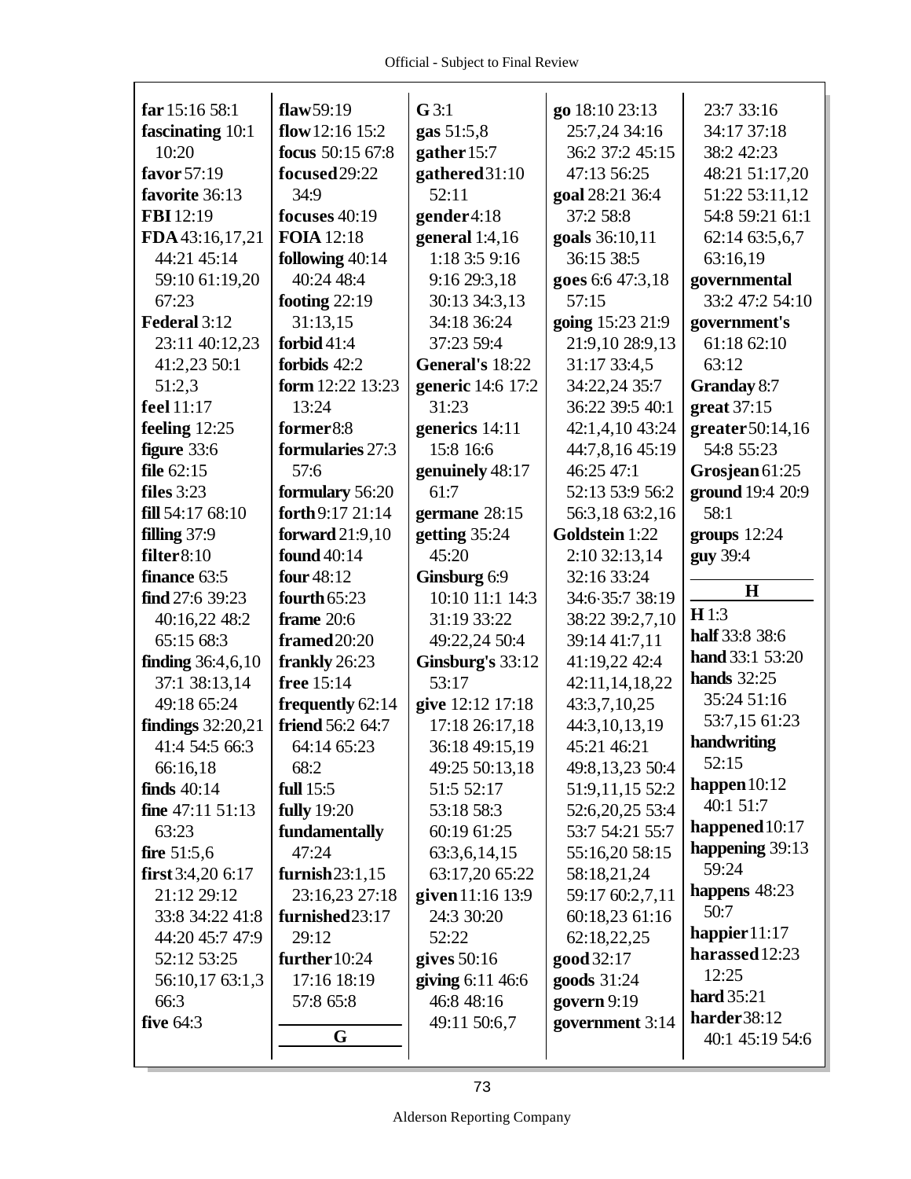**far** 15:16 58:1
**fascinating** 10:1 10:20
**favor** 57:19
**favorite** 36:13
**FBI** 12:19
**FDA** 43:16,17,21 44:21 45:14 59:10 61:19,20 67:23
**Federal** 3:12 23:11 40:12,23 41:2,23 50:1 51:2,3
**feel** 11:17
**feeling** 12:25
**figure** 33:6
**file** 62:15
**files** 3:23
**fill** 54:17 68:10
**filling** 37:9
**filter** 8:10
**finance** 63:5
**find** 27:6 39:23 40:16,22 48:2 65:15 68:3
**finding** 36:4,6,10 37:1 38:13,14 49:18 65:24
**findings** 32:20,21 41:4 54:5 66:3 66:16,18
**finds** 40:14
**fine** 47:11 51:13 63:23
**fire** 51:5,6
**first** 3:4,20 6:17 21:12 29:12 33:8 34:22 41:8 44:20 45:7 47:9 52:12 53:25 56:10,17 63:1,3 66:3
**five** 64:3
**flaw** 59:19
**flow** 12:16 15:2
**focus** 50:15 67:8
**focused** 29:22 34:9
**focuses** 40:19
**FOIA** 12:18
**following** 40:14 40:24 48:4
**footing** 22:19 31:13,15
**forbid** 41:4
**forbids** 42:2
**form** 12:22 13:23 13:24
**former** 8:8
**formularies** 27:3 57:6
**formulary** 56:20
**forth** 9:17 21:14
**forward** 21:9,10
**found** 40:14
**four** 48:12
**fourth** 65:23
**frame** 20:6
**framed** 20:20
**frankly** 26:23
**free** 15:14
**frequently** 62:14
**friend** 56:2 64:7 64:14 65:23 68:2
**full** 15:5
**fully** 19:20
**fundamentally** 47:24
**furnish** 23:1,15 23:16,23 27:18
**furnished** 23:17 29:12
**further** 10:24 17:16 18:19 57:8 65:8

## G

**G** 3:1
**gas** 51:5,8
**gather** 15:7
**gathered** 31:10 52:11
**gender** 4:18
**general** 1:4,16 1:18 3:5 9:16 9:16 29:3,18 30:13 34:3,13 34:18 36:24 37:23 59:4
**General's** 18:22
**generic** 14:6 17:2 31:23
**generics** 14:11 15:8 16:6
**genuinely** 48:17 61:7
**germane** 28:15
**getting** 35:24 45:20
**Ginsburg** 6:9 10:10 11:1 14:3 31:19 33:22 49:22,24 50:4
**Ginsburg's** 33:12 53:17
**give** 12:12 17:18 17:18 26:17,18 36:18 49:15,19 49:25 50:13,18 51:5 52:17 53:18 58:3 60:19 61:25 63:3,6,14,15 63:17,20 65:22
**given** 11:16 13:9 24:3 30:20 52:22
**gives** 50:16
**giving** 6:11 46:6 46:8 48:16 49:11 50:6,7
**go** 18:10 23:13 25:7,24 34:16 36:2 37:2 45:15 47:13 56:25
**goal** 28:21 36:4 37:2 58:8
**goals** 36:10,11 36:15 38:5
**goes** 6:6 47:3,18 57:15
**going** 15:23 21:9 21:9,10 28:9,13 31:17 33:4,5 34:22,24 35:7 36:22 39:5 40:1 42:1,4,10 43:24 44:7,8,16 45:19 46:25 47:1 52:13 53:9 56:2 56:3,18 63:2,16
**Goldstein** 1:22 2:10 32:13,14 32:16 33:24 34:6 35:7 38:19 38:22 39:2,7,10 39:14 41:7,11 41:19,22 42:4 42:11,14,18,22 43:3,7,10,25 44:3,10,13,19 45:21 46:21 49:8,13,23 50:4 51:9,11,15 52:2 52:6,20,25 53:4 53:7 54:21 55:7 55:16,20 58:15 58:18,21,24 59:17 60:2,7,11 60:18,23 61:16 62:18,22,25
**good** 32:17
**goods** 31:24
**govern** 9:19
**government** 3:14 23:7 33:16 34:17 37:18 38:2 42:23 48:21 51:17,20 51:22 53:11,12 54:8 59:21 61:1 62:14 63:5,6,7 63:16,19
**governmental** 33:2 47:2 54:10
**government's** 61:18 62:10 63:12
**Granday** 8:7
**great** 37:15
**greater** 50:14,16 54:8 55:23
**Grosjean** 61:25
**ground** 19:4 20:9 58:1
**groups** 12:24
**guy** 39:4

## H

**H** 1:3
**half** 33:8 38:6
**hand** 33:1 53:20
**hands** 32:25 35:24 51:16 53:7,15 61:23
**handwriting** 52:15
**happen** 10:12 40:1 51:7
**happened** 10:17
**happening** 39:13 59:24
**happens** 48:23 50:7
**happier** 11:17
**harassed** 12:23 12:25
**hard** 35:21
**harder** 38:12 40:1 45:19 54:6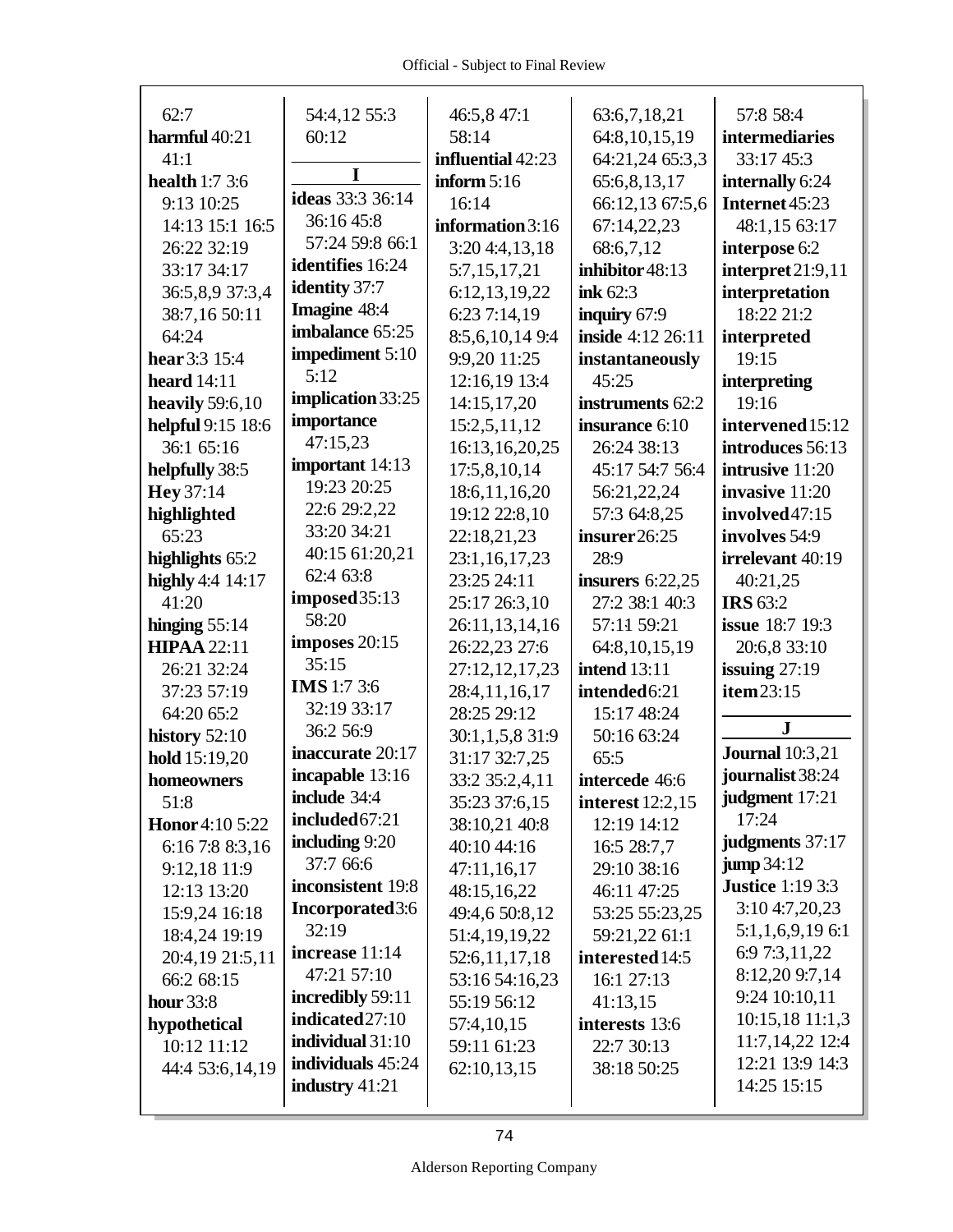62:7
**harmful** 40:21 41:1
**health** 1:7 3:6 9:13 10:25 14:13 15:1 16:5 26:22 32:19 33:17 34:17 36:5,8,9 37:3,4 38:7,16 50:11 64:24
**hear** 3:3 15:4
**heard** 14:11
**heavily** 59:6,10
**helpful** 9:15 18:6 36:1 65:16
**helpfully** 38:5
**Hey** 37:14
**highlighted** 65:23
**highlights** 65:2
**highly** 4:4 14:17 41:20
**hinging** 55:14
**HIPAA** 22:11 26:21 32:24 37:23 57:19 64:20 65:2
**history** 52:10
**hold** 15:19,20
**homeowners** 51:8
**Honor** 4:10 5:22 6:16 7:8 8:3,16 9:12,18 11:9 12:13 13:20 15:9,24 16:18 18:4,24 19:19 20:4,19 21:5,11 66:2 68:15
**hour** 33:8
**hypothetical** 10:12 11:12 44:4 53:6,14,19
54:4,12 55:3 60:12

## I

**ideas** 33:3 36:14 36:16 45:8 57:24 59:8 66:1
**identifies** 16:24
**identity** 37:7
**Imagine** 48:4
**imbalance** 65:25
**impediment** 5:10 5:12
**implication** 33:25
**importance** 47:15,23
**important** 14:13 19:23 20:25 22:6 29:2,22 33:20 34:21 40:15 61:20,21 62:4 63:8
**imposed** 35:13 58:20
**imposes** 20:15 35:15
**IMS** 1:7 3:6 32:19 33:17 36:2 56:9
**inaccurate** 20:17
**incapable** 13:16
**include** 34:4
**included** 67:21
**including** 9:20 37:7 66:6
**inconsistent** 19:8
**Incorporated** 3:6 32:19
**increase** 11:14 47:21 57:10
**incredibly** 59:11
**indicated** 27:10
**individual** 31:10
**individuals** 45:24
**industry** 41:21
46:5,8 47:1 58:14
**influential** 42:23
**inform** 5:16 16:14
**information** 3:16 3:20 4:4,13,18 5:7,15,17,21 6:12,13,19,22 6:23 7:14,19 8:5,6,10,14 9:4 9:9,20 11:25 12:16,19 13:4 14:15,17,20 15:2,5,11,12 16:13,16,20,25 17:5,8,10,14 18:6,11,16,20 19:12 22:8,10 22:18,21,23 23:1,16,17,23 23:25 24:11 25:17 26:3,10 26:11,13,14,16 26:22,23 27:6 27:12,12,17,23 28:4,11,16,17 28:25 29:12 30:1,1,5,8 31:9 31:17 32:7,25 33:2 35:2,4,11 35:23 37:6,15 38:10,21 40:8 40:10 44:16 47:11,16,17 48:15,16,22 49:4,6 50:8,12 51:4,19,19,22 52:6,11,17,18 53:16 54:16,23 55:19 56:12 57:4,10,15 59:11 61:23 62:10,13,15
63:6,7,18,21 64:8,10,15,19 64:21,24 65:3,3 65:6,8,13,17 66:12,13 67:5,6 67:14,22,23 68:6,7,12
**inhibitor** 48:13
**ink** 62:3
**inquiry** 67:9
**inside** 4:12 26:11
**instantaneously** 45:25
**instruments** 62:2
**insurance** 6:10 26:24 38:13 45:17 54:7 56:4 56:21,22,24 57:3 64:8,25
**insurer** 26:25 28:9
**insurers** 6:22,25 27:2 38:1 40:3 57:11 59:21 64:8,10,15,19
**intend** 13:11
**intended** 6:21 15:17 48:24 50:16 63:24 65:5
**intercede** 46:6
**interest** 12:2,15 12:19 14:12 16:5 28:7,7 29:10 38:16 46:11 47:25 53:25 55:23,25 59:21,22 61:1
**interested** 14:5 16:1 27:13 41:13,15
**interests** 13:6 22:7 30:13 38:18 50:25
57:8 58:4
**intermediaries** 33:17 45:3
**internally** 6:24
**Internet** 45:23 48:1,15 63:17
**interpose** 6:2
**interpret** 21:9,11
**interpretation** 18:22 21:2
**interpreted** 19:15
**interpreting** 19:16
**intervened** 15:12
**introduces** 56:13
**intrusive** 11:20
**invasive** 11:20
**involved** 47:15
**involves** 54:9
**irrelevant** 40:19 40:21,25
**IRS** 63:2
**issue** 18:7 19:3 20:6,8 33:10
**issuing** 27:19
**item** 23:15

## J

**Journal** 10:3,21
**journalist** 38:24
**judgment** 17:21 17:24
**judgments** 37:17
**jump** 34:12
**Justice** 1:19 3:3 3:10 4:7,20,23 5:1,1,6,9,19 6:1 6:9 7:3,11,22 8:12,20 9:7,14 9:24 10:10,11 10:15,18 11:1,3 11:7,14,22 12:4 12:21 13:9 14:3 14:25 15:15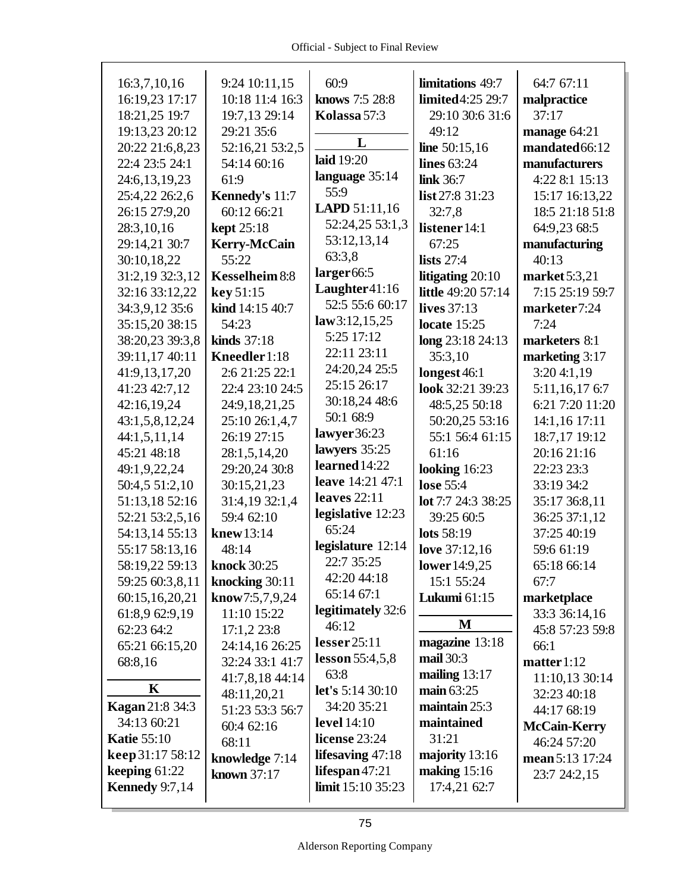16:3,7,10,16 16:19,23 17:17 18:21,25 19:7 19:13,23 20:12 20:22 21:6,8,23 22:4 23:5 24:1 24:6,13,19,23 25:4,22 26:2,6 26:15 27:9,20 28:3,10,16 29:14,21 30:7 30:10,18,22 31:2,19 32:3,12 32:16 33:12,22 34:3,9,12 35:6 35:15,20 38:15 38:20,23 39:3,8 39:11,17 40:11 41:9,13,17,20 41:23 42:7,12 42:16,19,24 43:1,5,8,12,24 44:1,5,11,14 45:21 48:18 49:1,9,22,24 50:4,5 51:2,10 51:13,18 52:16 52:21 53:2,5,16 54:13,14 55:13 55:17 58:13,16 58:19,22 59:13 59:25 60:3,8,11 60:15,16,20,21 61:8,9 62:9,19 62:23 64:2 65:21 66:15,20 68:8,16

## K

**Kagan** 21:8 34:3 34:13 60:21
**Katie** 55:10
**keep** 31:17 58:12
**keeping** 61:22
**Kennedy** 9:7,14 9:24 10:11,15 10:18 11:4 16:3 19:7,13 29:14 29:21 35:6 52:16,21 53:2,5 54:14 60:16 61:9
**Kennedy's** 11:7 60:12 66:21
**kept** 25:18
**Kerry-McCain** 55:22
**Kesselheim** 8:8
**key** 51:15
**kind** 14:15 40:7 54:23
**kinds** 37:18
**Kneedler** 1:18 2:6 21:25 22:1 22:4 23:10 24:5 24:9,18,21,25 25:10 26:1,4,7 26:19 27:15 28:1,5,14,20 29:20,24 30:8 30:15,21,23 31:4,19 32:1,4 59:4 62:10
**knew** 13:14 48:14
**knock** 30:25
**knocking** 30:11
**know** 7:5,7,9,24 11:10 15:22 17:1,2 23:8 24:14,16 26:25 32:24 33:1 41:7 41:7,8,18 44:14 48:11,20,21 51:23 53:3 56:7 60:4 62:16 68:11
**knowledge** 7:14
**known** 37:17
**knows** 7:5 28:8
**Kolassa** 57:3

## L

**laid** 19:20
**language** 35:14 55:9
**LAPD** 51:11,16 52:24,25 53:1,3 53:12,13,14 63:3,8
**larger** 66:5
**Laughter** 41:16 52:5 55:6 60:17
**law** 3:12,15,25 5:25 17:12 22:11 23:11 24:20,24 25:5 25:15 26:17 30:18,24 48:6 50:1 68:9
**lawyer** 36:23
**lawyers** 35:25
**learned** 14:22
**leave** 14:21 47:1
**leaves** 22:11
**legislative** 12:23 65:24
**legislature** 12:14 22:7 35:25 42:20 44:18 65:14 67:1
**legitimately** 32:6 46:12
**lesser** 25:11
**lesson** 55:4,5,8 63:8
**let's** 5:14 30:10 34:20 35:21
**level** 14:10
**license** 23:24
**lifesaving** 47:18
**lifespan** 47:21
**limit** 15:10 35:23
**limitations** 49:7
**limited** 4:25 29:7 29:10 30:6 31:6 49:12
**line** 50:15,16
**lines** 63:24
**link** 36:7
**list** 27:8 31:23 32:7,8
**listener** 14:1 67:25
**lists** 27:4
**litigating** 20:10
**little** 49:20 57:14
**lives** 37:13
**locate** 15:25
**long** 23:18 24:13 35:3,10
**longest** 46:1
**look** 32:21 39:23 48:5,25 50:18 50:20,25 53:16 55:1 56:4 61:15 61:16
**looking** 16:23
**lose** 55:4
**lot** 7:7 24:3 38:25 39:25 60:5
**lots** 58:19
**love** 37:12,16
**lower** 14:9,25 15:1 55:24
**Lukumi** 61:15

## M

**magazine** 13:18
**mail** 30:3
**mailing** 13:17
**main** 63:25
**maintain** 25:3
**maintained** 31:21
**majority** 13:16
**making** 15:16 17:4,21 62:7 64:7 67:11
**malpractice** 37:17
**manage** 64:21
**mandated** 66:12
**manufacturers** 4:22 8:1 15:13 15:17 16:13,22 18:5 21:18 51:8 64:9,23 68:5
**manufacturing** 40:13
**market** 5:3,21 7:15 25:19 59:7
**marketer** 7:24 7:24
**marketers** 8:1
**marketing** 3:17 3:20 4:1,19 5:11,16,17 6:7 6:21 7:20 11:20 14:1,16 17:11 18:7,17 19:12 20:16 21:16 22:23 23:3 33:19 34:2 35:17 36:8,11 36:25 37:1,12 37:25 40:19 59:6 61:19 65:18 66:14 67:7
**marketplace** 33:3 36:14,16 45:8 57:23 59:8 66:1
**matter** 1:12 11:10,13 30:14 32:23 40:18 44:17 68:19
**McCain-Kerry** 46:24 57:20
**mean** 5:13 17:24 23:7 24:2,15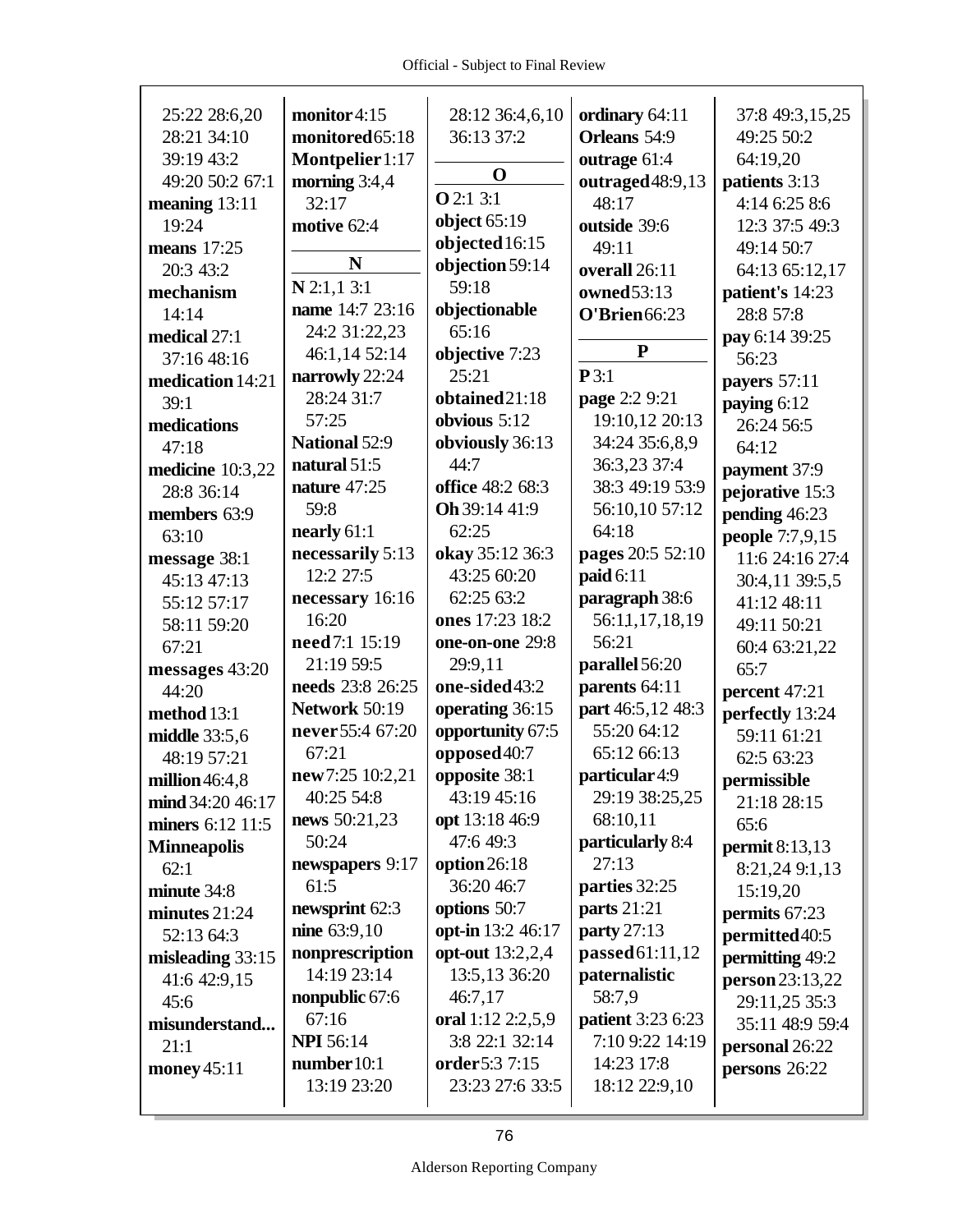25:22 28:6,20 28:21 34:10 39:19 43:2 49:20 50:2 67:1
**meaning** 13:11 19:24
**means** 17:25 20:3 43:2
**mechanism** 14:14
**medical** 27:1 37:16 48:16
**medication** 14:21 39:1
**medications** 47:18
**medicine** 10:3,22 28:8 36:14
**members** 63:9 63:10
**message** 38:1 45:13 47:13 55:12 57:17 58:11 59:20 67:21
**messages** 43:20 44:20
**method** 13:1
**middle** 33:5,6 48:19 57:21
**million** 46:4,8
**mind** 34:20 46:17
**miners** 6:12 11:5
**Minneapolis** 62:1
**minute** 34:8
**minutes** 21:24 52:13 64:3
**misleading** 33:15 41:6 42:9,15 45:6
**misunderstand...** 21:1
**money** 45:11
**monitor** 4:15
**monitored** 65:18
**Montpelier** 1:17
**morning** 3:4,4 32:17
**motive** 62:4

**N**

**N** 2:1,1 3:1
**name** 14:7 23:16 24:2 31:22,23 46:1,14 52:14
**narrowly** 22:24 28:24 31:7 57:25
**National** 52:9
**natural** 51:5
**nature** 47:25 59:8
**nearly** 61:1
**necessarily** 5:13 12:2 27:5
**necessary** 16:16 16:20
**need** 7:1 15:19 21:19 59:5
**needs** 23:8 26:25
**Network** 50:19
**never** 55:4 67:20 67:21
**new** 7:25 10:2,21 40:25 54:8
**news** 50:21,23 50:24
**newspapers** 9:17 61:5
**newsprint** 62:3
**nine** 63:9,10
**nonprescription** 14:19 23:14
**nonpublic** 67:6 67:16
**NPI** 56:14
**number** 10:1 13:19 23:20
28:12 36:4,6,10 36:13 37:2

**O**

**O** 2:1 3:1
**object** 65:19
**objected** 16:15
**objection** 59:14 59:18
**objectionable** 65:16
**objective** 7:23 25:21
**obtained** 21:18
**obvious** 5:12
**obviously** 36:13 44:7
**office** 48:2 68:3
**Oh** 39:14 41:9 62:25
**okay** 35:12 36:3 43:25 60:20 62:25 63:2
**ones** 17:23 18:2
**one-on-one** 29:8 29:9,11
**one-sided** 43:2
**operating** 36:15
**opportunity** 67:5
**opposed** 40:7
**opposite** 38:1 43:19 45:16
**opt** 13:18 46:9 47:6 49:3
**option** 26:18 36:20 46:7
**options** 50:7
**opt-in** 13:2 46:17
**opt-out** 13:2,2,4 13:5,13 36:20 46:7,17
**oral** 1:12 2:2,5,9 3:8 22:1 32:14
**order** 5:3 7:15 23:23 27:6 33:5
**ordinary** 64:11
**Orleans** 54:9
**outrage** 61:4
**outraged** 48:9,13 48:17
**outside** 39:6 49:11
**overall** 26:11
**owned** 53:13
**O'Brien** 66:23

**P**

**P** 3:1
**page** 2:2 9:21 19:10,12 20:13 34:24 35:6,8,9 36:3,23 37:4 38:3 49:19 53:9 56:10,10 57:12 64:18
**pages** 20:5 52:10
**paid** 6:11
**paragraph** 38:6 56:11,17,18,19 56:21
**parallel** 56:20
**parents** 64:11
**part** 46:5,12 48:3 55:20 64:12 65:12 66:13
**particular** 4:9 29:19 38:25,25 68:10,11
**particularly** 8:4 27:13
**parties** 32:25
**parts** 21:21
**party** 27:13
**passed** 61:11,12
**paternalistic** 58:7,9
**patient** 3:23 6:23 7:10 9:22 14:19 14:23 17:8 18:12 22:9,10
37:8 49:3,15,25 49:25 50:2 64:19,20
**patients** 3:13 4:14 6:25 8:6 12:3 37:5 49:3 49:14 50:7 64:13 65:12,17
**patient's** 14:23 28:8 57:8
**pay** 6:14 39:25 56:23
**payers** 57:11
**paying** 6:12 26:24 56:5 64:12
**payment** 37:9
**pejorative** 15:3
**pending** 46:23
**people** 7:7,9,15 11:6 24:16 27:4 30:4,11 39:5,5 41:12 48:11 49:11 50:21 60:4 63:21,22 65:7
**percent** 47:21
**perfectly** 13:24 59:11 61:21 62:5 63:23
**permissible** 21:18 28:15 65:6
**permit** 8:13,13 8:21,24 9:1,13 15:19,20
**permits** 67:23
**permitted** 40:5
**permitting** 49:2
**person** 23:13,22 29:11,25 35:3 35:11 48:9 59:4
**personal** 26:22
**persons** 26:22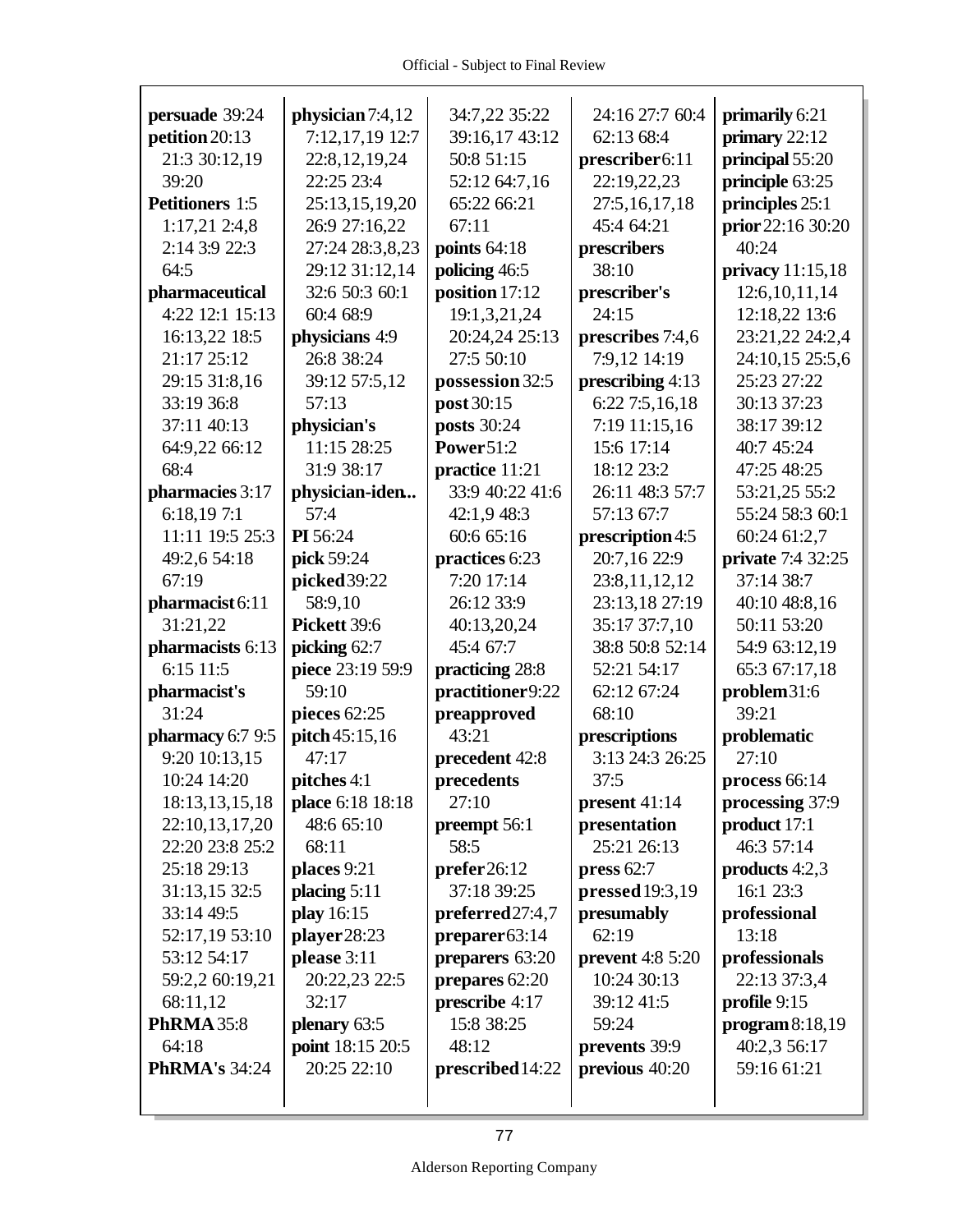**persuade** 39:24
**petition** 20:13 21:3 30:12,19 39:20
**Petitioners** 1:5 1:17,21 2:4,8 2:14 3:9 22:3 64:5
**pharmaceutical** 4:22 12:1 15:13 16:13,22 18:5 21:17 25:12 29:15 31:8,16 33:19 36:8 37:11 40:13 64:9,22 66:12 68:4
**pharmacies** 3:17 6:18,19 7:1 11:11 19:5 25:3 49:2,6 54:18 67:19
**pharmacist** 6:11 31:21,22
**pharmacists** 6:13 6:15 11:5
**pharmacist's** 31:24
**pharmacy** 6:7 9:5 9:20 10:13,15 10:24 14:20 18:13,13,15,18 22:10,13,17,20 22:20 23:8 25:2 25:18 29:13 31:13,15 32:5 33:14 49:5 52:17,19 53:10 53:12 54:17 59:2,2 60:19,21 68:11,12
**PhRMA** 35:8 64:18
**PhRMA's** 34:24

**physician** 7:4,12 7:12,17,19 12:7 22:8,12,19,24 22:25 23:4 25:13,15,19,20 26:9 27:16,22 27:24 28:3,8,23 29:12 31:12,14 32:6 50:3 60:1 60:4 68:9
**physicians** 4:9 26:8 38:24 39:12 57:5,12 57:13
**physician's** 11:15 28:25 31:9 38:17
**physician-iden...** 57:4
**PI** 56:24
**pick** 59:24
**picked** 39:22 58:9,10
**Pickett** 39:6
**picking** 62:7
**piece** 23:19 59:9 59:10
**pieces** 62:25
**pitch** 45:15,16 47:17
**pitches** 4:1
**place** 6:18 18:18 48:6 65:10 68:11
**places** 9:21
**placing** 5:11
**play** 16:15
**player** 28:23
**please** 3:11 20:22,23 22:5 32:17
**plenary** 63:5
**point** 18:15 20:5 20:25 22:10

34:7,22 35:22 39:16,17 43:12 50:8 51:15 52:12 64:7,16 65:22 66:21 67:11
**points** 64:18
**policing** 46:5
**position** 17:12 19:1,3,21,24 20:24,24 25:13 27:5 50:10
**possession** 32:5
**post** 30:15
**posts** 30:24
**Power** 51:2
**practice** 11:21 33:9 40:22 41:6 42:1,9 48:3 60:6 65:16
**practices** 6:23 7:20 17:14 26:12 33:9 40:13,20,24 45:4 67:7
**practicing** 28:8
**practitioner** 9:22
**preapproved** 43:21
**precedent** 42:8
**precedents** 27:10
**preempt** 56:1 58:5
**prefer** 26:12 37:18 39:25
**preferred** 27:4,7
**preparer** 63:14
**preparers** 63:20
**prepares** 62:20
**prescribe** 4:17 15:8 38:25 48:12
**prescribed** 14:22

24:16 27:7 60:4 62:13 68:4
**prescriber** 6:11 22:19,22,23 27:5,16,17,18 45:4 64:21
**prescribers** 38:10
**prescriber's** 24:15
**prescribes** 7:4,6 7:9,12 14:19
**prescribing** 4:13 6:22 7:5,16,18 7:19 11:15,16 15:6 17:14 18:12 23:2 26:11 48:3 57:7 57:13 67:7
**prescription** 4:5 20:7,16 22:9 23:8,11,12,12 23:13,18 27:19 35:17 37:7,10 38:8 50:8 52:14 52:21 54:17 62:12 67:24 68:10
**prescriptions** 3:13 24:3 26:25 37:5
**present** 41:14
**presentation** 25:21 26:13
**press** 62:7
**pressed** 19:3,19
**presumably** 62:19
**prevent** 4:8 5:20 10:24 30:13 39:12 41:5 59:24
**prevents** 39:9
**previous** 40:20

**primarily** 6:21
**primary** 22:12
**principal** 55:20
**principle** 63:25
**principles** 25:1
**prior** 22:16 30:20 40:24
**privacy** 11:15,18 12:6,10,11,14 12:18,22 13:6 23:21,22 24:2,4 24:10,15 25:5,6 25:23 27:22 30:13 37:23 38:17 39:12 40:7 45:24 47:25 48:25 53:21,25 55:2 55:24 58:3 60:1 60:24 61:2,7
**private** 7:4 32:25 37:14 38:7 40:10 48:8,16 50:11 53:20 54:9 63:12,19 65:3 67:17,18
**problem** 31:6 39:21
**problematic** 27:10
**process** 66:14
**processing** 37:9
**product** 17:1 46:3 57:14
**products** 4:2,3 16:1 23:3
**professional** 13:18
**professionals** 22:13 37:3,4
**profile** 9:15
**program** 8:18,19 40:2,3 56:17 59:16 61:21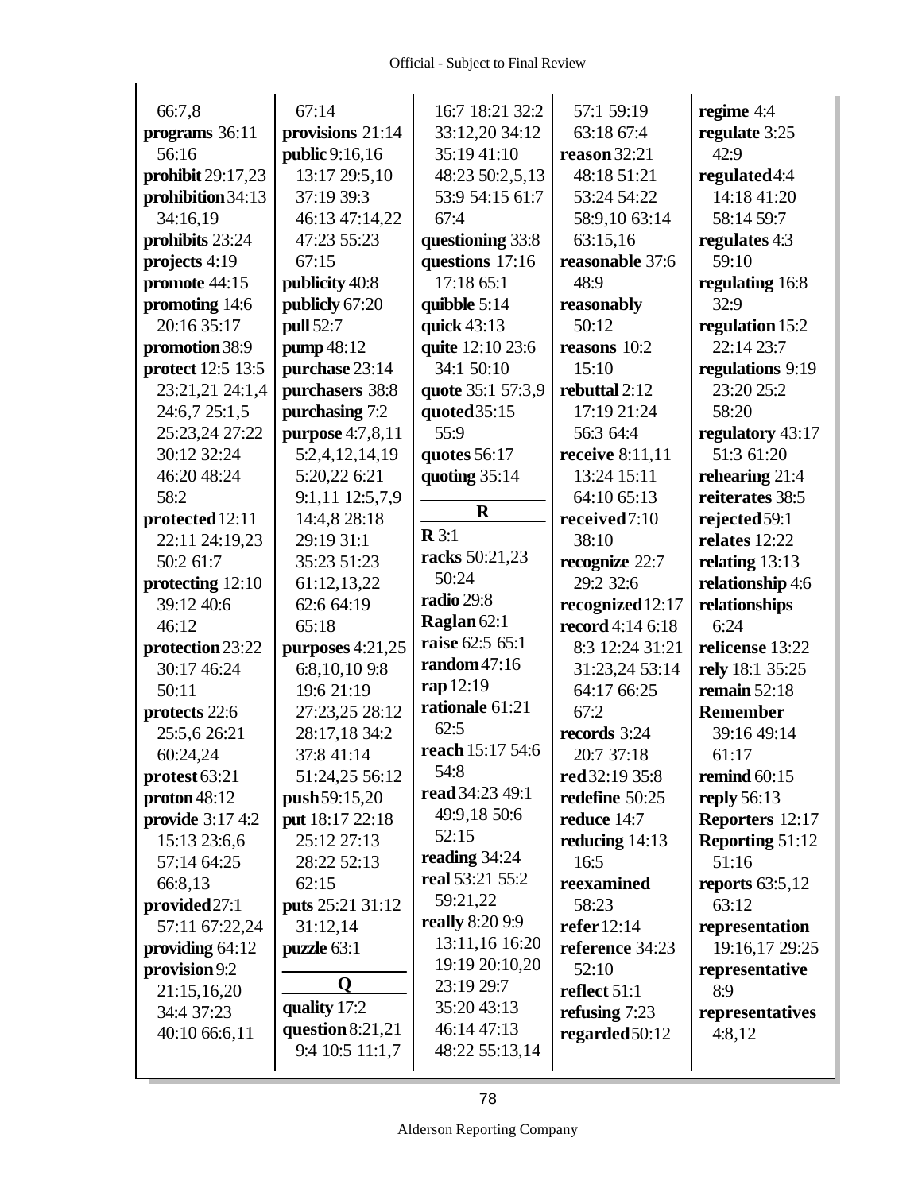66:7,8
**programs** 36:11 56:16
**prohibit** 29:17,23
**prohibition** 34:13 34:16,19
**prohibits** 23:24
**projects** 4:19
**promote** 44:15
**promoting** 14:6 20:16 35:17
**promotion** 38:9
**protect** 12:5 13:5 23:21,21 24:1,4 24:6,7 25:1,5 25:23,24 27:22 30:12 32:24 46:20 48:24 58:2
**protected** 12:11 22:11 24:19,23 50:2 61:7
**protecting** 12:10 39:12 40:6 46:12
**protection** 23:22 30:17 46:24 50:11
**protects** 22:6 25:5,6 26:21 60:24,24
**protest** 63:21
**proton** 48:12
**provide** 3:17 4:2 15:13 23:6,6 57:14 64:25 66:8,13
**provided** 27:1 57:11 67:22,24
**providing** 64:12
**provision** 9:2 21:15,16,20 34:4 37:23 40:10 66:6,11

67:14
**provisions** 21:14
**public** 9:16,16 13:17 29:5,10 37:19 39:3 46:13 47:14,22 47:23 55:23 67:15
**publicity** 40:8
**publicly** 67:20
**pull** 52:7
**pump** 48:12
**purchase** 23:14
**purchasers** 38:8
**purchasing** 7:2
**purpose** 4:7,8,11 5:2,4,12,14,19 5:20,22 6:21 9:1,11 12:5,7,9 14:4,8 28:18 29:19 31:1 35:23 51:23 61:12,13,22 62:6 64:19 65:18
**purposes** 4:21,25 6:8,10,10 9:8 19:6 21:19 27:23,25 28:12 28:17,18 34:2 37:8 41:14 51:24,25 56:12
**push** 59:15,20
**put** 18:17 22:18 25:12 27:13 28:22 52:13 62:15
**puts** 25:21 31:12 31:12,14
**puzzle** 63:1

## Q

**quality** 17:2
**question** 8:21,21 9:4 10:5 11:1,7 16:7 18:21 32:2 33:12,20 34:12 35:19 41:10 48:23 50:2,5,13 53:9 54:15 61:7 67:4
**questioning** 33:8
**questions** 17:16 17:18 65:1
**quibble** 5:14
**quick** 43:13
**quite** 12:10 23:6 34:1 50:10
**quote** 35:1 57:3,9
**quoted** 35:15 55:9
**quotes** 56:17
**quoting** 35:14

## R

**R** 3:1
**racks** 50:21,23 50:24
**radio** 29:8
**Raglan** 62:1
**raise** 62:5 65:1
**random** 47:16
**rap** 12:19
**rationale** 61:21 62:5
**reach** 15:17 54:6 54:8
**read** 34:23 49:1 49:9,18 50:6 52:15
**reading** 34:24
**real** 53:21 55:2 59:21,22
**really** 8:20 9:9 13:11,16 16:20 19:19 20:10,20 23:19 29:7 35:20 43:13 46:14 47:13 48:22 55:13,14 57:1 59:19 63:18 67:4
**reason** 32:21 48:18 51:21 53:24 54:22 58:9,10 63:14 63:15,16
**reasonable** 37:6 48:9
**reasonably** 50:12
**reasons** 10:2 15:10
**rebuttal** 2:12 17:19 21:24 56:3 64:4
**receive** 8:11,11 13:24 15:11 64:10 65:13
**received** 7:10 38:10
**recognize** 22:7 29:2 32:6
**recognized** 12:17
**record** 4:14 6:18 8:3 12:24 31:21 31:23,24 53:14 64:17 66:25 67:2
**records** 3:24 20:7 37:18
**red** 32:19 35:8
**redefine** 50:25
**reduce** 14:7
**reducing** 14:13 16:5
**reexamined** 58:23
**refer** 12:14
**reference** 34:23 52:10
**reflect** 51:1
**refusing** 7:23
**regarded** 50:12

**regime** 4:4
**regulate** 3:25 42:9
**regulated** 4:4 14:18 41:20 58:14 59:7
**regulates** 4:3 59:10
**regulating** 16:8 32:9
**regulation** 15:2 22:14 23:7
**regulations** 9:19 23:20 25:2 58:20
**regulatory** 43:17 51:3 61:20
**rehearing** 21:4
**reiterates** 38:5
**rejected** 59:1
**relates** 12:22
**relating** 13:13
**relationship** 4:6
**relationships** 6:24
**relicense** 13:22
**rely** 18:1 35:25
**remain** 52:18
**Remember** 39:16 49:14 61:17
**remind** 60:15
**reply** 56:13
**Reporters** 12:17
**Reporting** 51:12 51:16
**reports** 63:5,12 63:12
**representation** 19:16,17 29:25
**representative** 8:9
**representatives** 4:8,12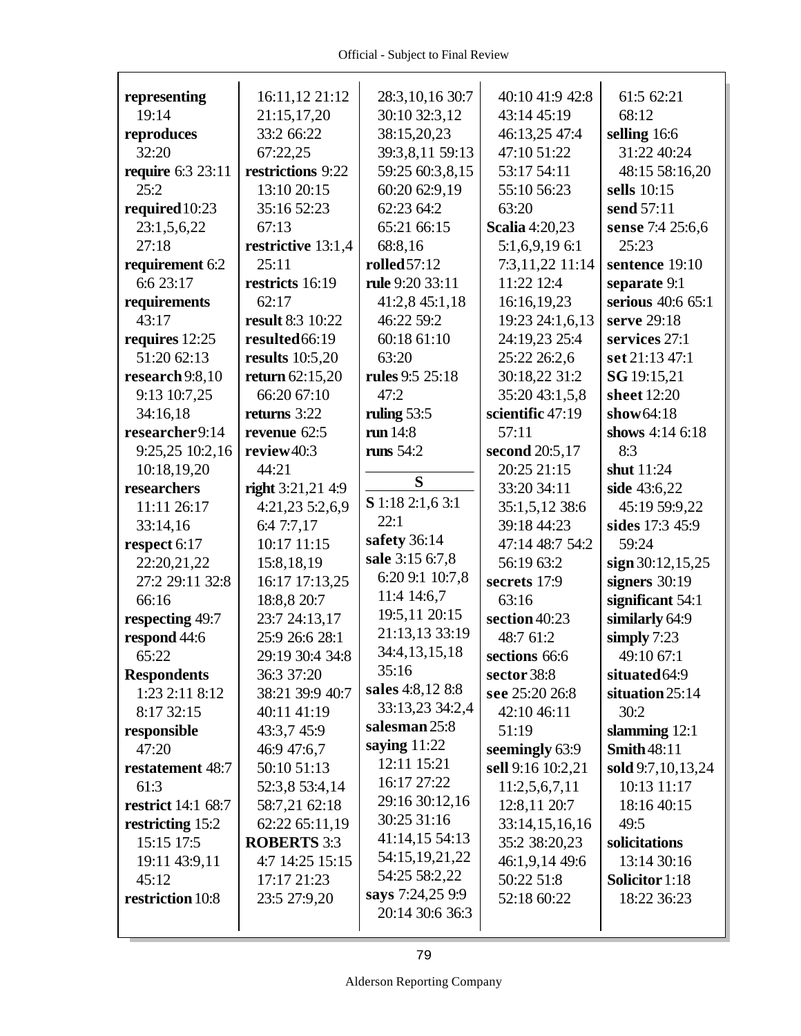**representing** 19:14
**reproduces** 32:20
**require** 6:3 23:11 25:2
**required** 10:23 23:1,5,6,22 27:18
**requirement** 6:2 6:6 23:17
**requirements** 43:17
**requires** 12:25 51:20 62:13
**research** 9:8,10 9:13 10:7,25 34:16,18
**researcher** 9:14 9:25,25 10:2,16 10:18,19,20
**researchers** 11:11 26:17 33:14,16
**respect** 6:17 22:20,21,22 27:2 29:11 32:8 66:16
**respecting** 49:7
**respond** 44:6 65:22
**Respondents** 1:23 2:11 8:12 8:17 32:15
**responsible** 47:20
**restatement** 48:7 61:3
**restrict** 14:1 68:7
**restricting** 15:2 15:15 17:5 19:11 43:9,11 45:12
**restriction** 10:8 16:11,12 21:12 21:15,17,20 33:2 66:22 67:22,25
**restrictions** 9:22 13:10 20:15 35:16 52:23 67:13
**restrictive** 13:1,4 25:11
**restricts** 16:19 62:17
**result** 8:3 10:22
**resulted** 66:19
**results** 10:5,20
**return** 62:15,20 66:20 67:10
**returns** 3:22
**revenue** 62:5
**review** 40:3 44:21
**right** 3:21,21 4:9 4:21,23 5:2,6,9 6:4 7:7,17 10:17 11:15 15:8,18,19 16:17 17:13,25 18:8,8 20:7 23:7 24:13,17 25:9 26:6 28:1 29:19 30:4 34:8 36:3 37:20 38:21 39:9 40:7 40:11 41:19 43:3,7 45:9 46:9 47:6,7 50:10 51:13 52:3,8 53:4,14 58:7,21 62:18 62:22 65:11,19
**ROBERTS** 3:3 4:7 14:25 15:15 17:17 21:23 23:5 27:9,20 28:3,10,16 30:7 30:10 32:3,12 38:15,20,23 39:3,8,11 59:13 59:25 60:3,8,15 60:20 62:9,19 62:23 64:2 65:21 66:15 68:8,16
**rolled** 57:12
**rule** 9:20 33:11 41:2,8 45:1,18 46:22 59:2 60:18 61:10 63:20
**rules** 9:5 25:18 47:2
**ruling** 53:5
**run** 14:8
**runs** 54:2

**S**

**S** 1:18 2:1,6 3:1 22:1
**safety** 36:14
**sale** 3:15 6:7,8 6:20 9:1 10:7,8 11:4 14:6,7 19:5,11 20:15 21:13,13 33:19 34:4,13,15,18 35:16
**sales** 4:8,12 8:8 33:13,23 34:2,4
**salesman** 25:8
**saying** 11:22 12:11 15:21 16:17 27:22 29:16 30:12,16 30:25 31:16 41:14,15 54:13 54:15,19,21,22 54:25 58:2,22
**says** 7:24,25 9:9 20:14 30:6 36:3 40:10 41:9 42:8 43:14 45:19 46:13,25 47:4 47:10 51:22 53:17 54:11 55:10 56:23 63:20
**Scalia** 4:20,23 5:1,6,9,19 6:1 7:3,11,22 11:14 11:22 12:4 16:16,19,23 19:23 24:1,6,13 24:19,23 25:4 25:22 26:2,6 30:18,22 31:2 35:20 43:1,5,8
**scientific** 47:19 57:11
**second** 20:5,17 20:25 21:15 33:20 34:11 35:1,5,12 38:6 39:18 44:23 47:14 48:7 54:2 56:19 63:2
**secrets** 17:9 63:16
**section** 40:23 48:7 61:2
**sections** 66:6
**sector** 38:8
**see** 25:20 26:8 42:10 46:11 51:19
**seemingly** 63:9
**sell** 9:16 10:2,21 11:2,5,6,7,11 12:8,11 20:7 33:14,15,16,16 35:2 38:20,23 46:1,9,14 49:6 50:22 51:8 52:18 60:22 61:5 62:21 68:12
**selling** 16:6 31:22 40:24 48:15 58:16,20
**sells** 10:15
**send** 57:11
**sense** 7:4 25:6,6 25:23
**sentence** 19:10
**separate** 9:1
**serious** 40:6 65:1
**serve** 29:18
**services** 27:1
**set** 21:13 47:1
**SG** 19:15,21
**sheet** 12:20
**show** 64:18
**shows** 4:14 6:18 8:3
**shut** 11:24
**side** 43:6,22 45:19 59:9,22
**sides** 17:3 45:9 59:24
**sign** 30:12,15,25
**signers** 30:19
**significant** 54:1
**similarly** 64:9
**simply** 7:23 49:10 67:1
**situated** 64:9
**situation** 25:14 30:2
**slamming** 12:1
**Smith** 48:11
**sold** 9:7,10,13,24 10:13 11:17 18:16 40:15 49:5
**solicitations** 13:14 30:16
**Solicitor** 1:18 18:22 36:23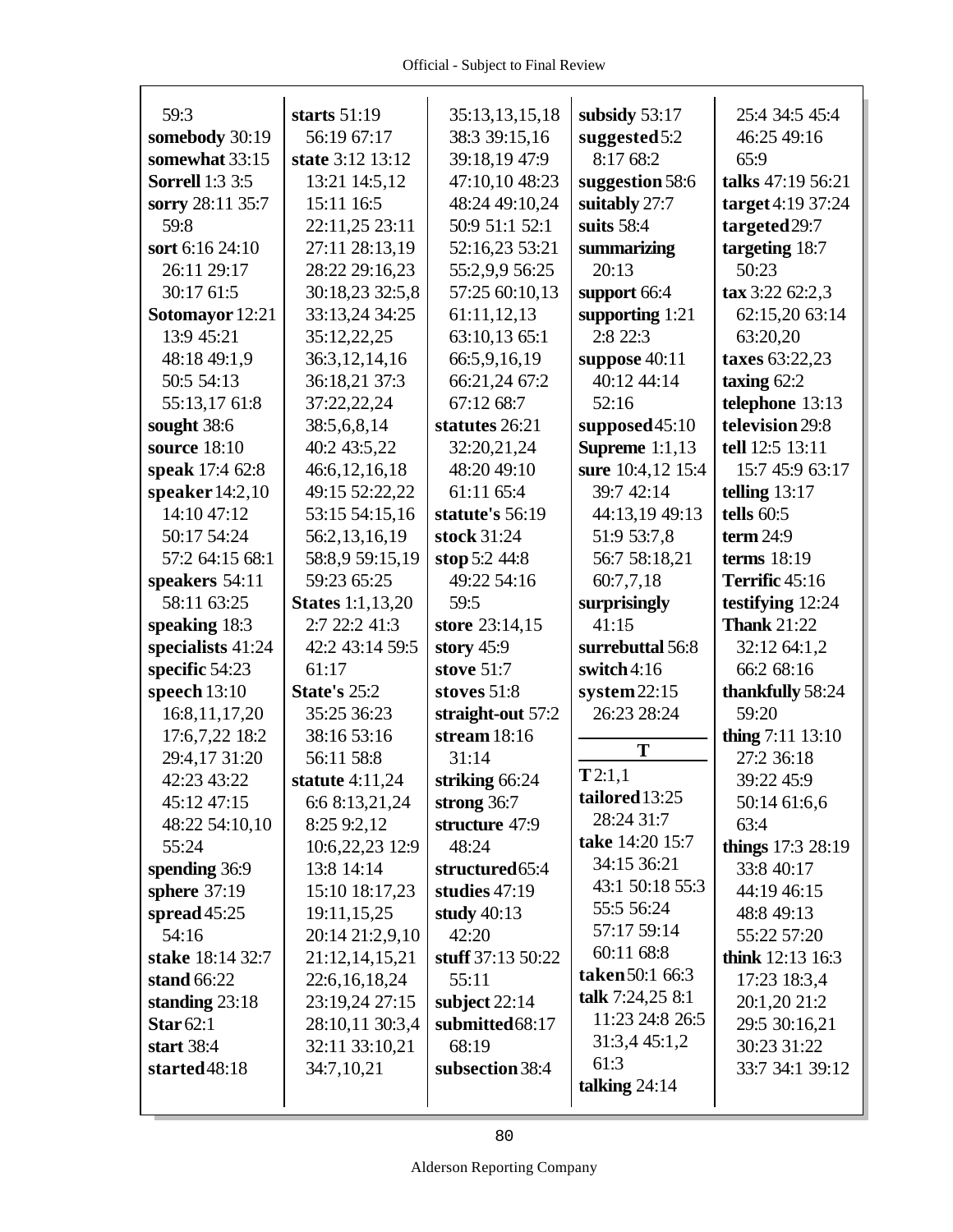59:3
**somebody** 30:19
**somewhat** 33:15
**Sorrell** 1:3 3:5
**sorry** 28:11 35:7 59:8
**sort** 6:16 24:10 26:11 29:17 30:17 61:5
**Sotomayor** 12:21 13:9 45:21 48:18 49:1,9 50:5 54:13 55:13,17 61:8
**sought** 38:6
**source** 18:10
**speak** 17:4 62:8
**speaker** 14:2,10 14:10 47:12 50:17 54:24 57:2 64:15 68:1
**speakers** 54:11 58:11 63:25
**speaking** 18:3
**specialists** 41:24
**specific** 54:23
**speech** 13:10 16:8,11,17,20 17:6,7,22 18:2 29:4,17 31:20 42:23 43:22 45:12 47:15 48:22 54:10,10 55:24
**spending** 36:9
**sphere** 37:19
**spread** 45:25 54:16
**stake** 18:14 32:7
**stand** 66:22
**standing** 23:18
**Star** 62:1
**start** 38:4
**started** 48:18
**starts** 51:19 56:19 67:17
**state** 3:12 13:12 13:21 14:5,12 15:11 16:5 22:11,25 23:11 27:11 28:13,19 28:22 29:16,23 30:18,23 32:5,8 33:13,24 34:25 35:12,22,25 36:3,12,14,16 36:18,21 37:3 37:22,22,24 38:5,6,8,14 40:2 43:5,22 46:6,12,16,18 49:15 52:22,22 53:15 54:15,16 56:2,13,16,19 58:8,9 59:15,19 59:23 65:25
**States** 1:1,13,20 2:7 22:2 41:3 42:2 43:14 59:5 61:17
**State's** 25:2 35:25 36:23 38:16 53:16 56:11 58:8
**statute** 4:11,24 6:6 8:13,21,24 8:25 9:2,12 10:6,22,23 12:9 13:8 14:14 15:10 18:17,23 19:11,15,25 20:14 21:2,9,10 21:12,14,15,21 22:6,16,18,24 23:19,24 27:15 28:10,11 30:3,4 32:11 33:10,21 34:7,10,21 35:13,13,15,18 38:3 39:15,16 39:18,19 47:9 47:10,10 48:23 48:24 49:10,24 50:9 51:1 52:1 52:16,23 53:21 55:2,9,9 56:25 57:25 60:10,13 61:11,12,13 63:10,13 65:1 66:5,9,16,19 66:21,24 67:2 67:12 68:7
**statutes** 26:21 32:20,21,24 48:20 49:10 61:11 65:4
**statute's** 56:19
**stock** 31:24
**stop** 5:2 44:8 49:22 54:16 59:5
**store** 23:14,15
**story** 45:9
**stove** 51:7
**stoves** 51:8
**straight-out** 57:2
**stream** 18:16 31:14
**striking** 66:24
**strong** 36:7
**structure** 47:9 48:24
**structured** 65:4
**studies** 47:19
**study** 40:13 42:20
**stuff** 37:13 50:22 55:11
**subject** 22:14
**submitted** 68:17 68:19
**subsection** 38:4
**subsidy** 53:17
**suggested** 5:2 8:17 68:2
**suggestion** 58:6
**suitably** 27:7
**suits** 58:4
**summarizing** 20:13
**support** 66:4
**supporting** 1:21 2:8 22:3
**suppose** 40:11 40:12 44:14 52:16
**supposed** 45:10
**Supreme** 1:1,13
**sure** 10:4,12 15:4 39:7 42:14 44:13,19 49:13 51:9 53:7,8 56:7 58:18,21 60:7,7,18
**surprisingly** 41:15
**surrebuttal** 56:8
**switch** 4:16
**system** 22:15 26:23 28:24

## T

**T** 2:1,1
**tailored** 13:25 28:24 31:7
**take** 14:20 15:7 34:15 36:21 43:1 50:18 55:3 55:5 56:24 57:17 59:14 60:11 68:8
**taken** 50:1 66:3
**talk** 7:24,25 8:1 11:23 24:8 26:5 31:3,4 45:1,2 61:3
**talking** 24:14
25:4 34:5 45:4 46:25 49:16 65:9
**talks** 47:19 56:21
**target** 4:19 37:24
**targeted** 29:7
**targeting** 18:7 50:23
**tax** 3:22 62:2,3 62:15,20 63:14 63:20,20
**taxes** 63:22,23
**taxing** 62:2
**telephone** 13:13
**television** 29:8
**tell** 12:5 13:11 15:7 45:9 63:17
**telling** 13:17
**tells** 60:5
**term** 24:9
**terms** 18:19
**Terrific** 45:16
**testifying** 12:24
**Thank** 21:22 32:12 64:1,2 66:2 68:16
**thankfully** 58:24 59:20
**thing** 7:11 13:10 27:2 36:18 39:22 45:9 50:14 61:6,6 63:4
**things** 17:3 28:19 33:8 40:17 44:19 46:15 48:8 49:13 55:22 57:20
**think** 12:13 16:3 17:23 18:3,4 20:1,20 21:2 29:5 30:16,21 30:23 31:22 33:7 34:1 39:12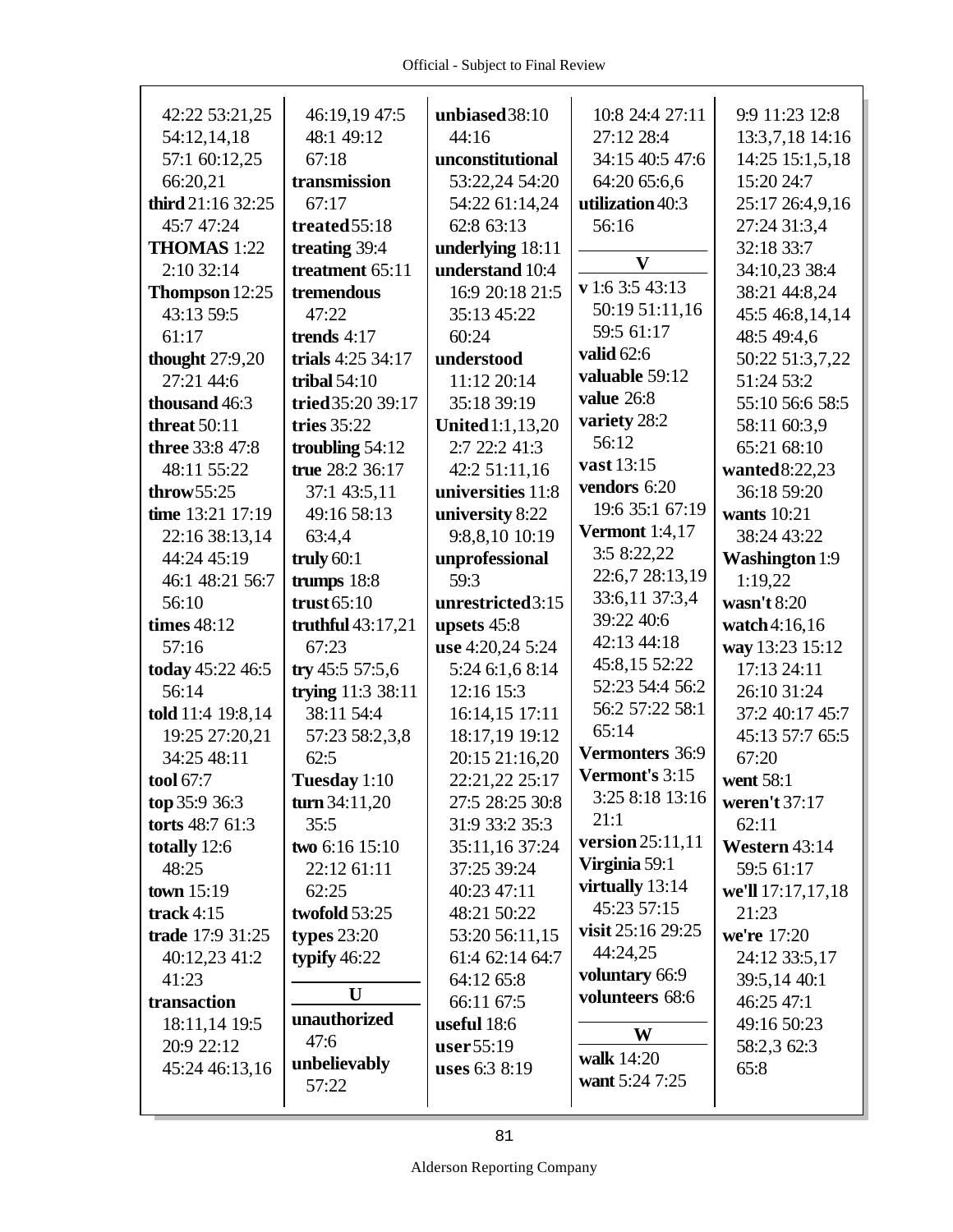42:22 53:21,25 54:12,14,18 57:1 60:12,25 66:20,21
**third** 21:16 32:25 45:7 47:24
**THOMAS** 1:22 2:10 32:14
**Thompson** 12:25 43:13 59:5 61:17
**thought** 27:9,20 27:21 44:6
**thousand** 46:3
**threat** 50:11
**three** 33:8 47:8 48:11 55:22
**throw** 55:25
**time** 13:21 17:19 22:16 38:13,14 44:24 45:19 46:1 48:21 56:7 56:10
**times** 48:12 57:16
**today** 45:22 46:5 56:14
**told** 11:4 19:8,14 19:25 27:20,21 34:25 48:11
**tool** 67:7
**top** 35:9 36:3
**torts** 48:7 61:3
**totally** 12:6 48:25
**town** 15:19
**track** 4:15
**trade** 17:9 31:25 40:12,23 41:2 41:23
**transaction** 18:11,14 19:5 20:9 22:12 45:24 46:13,16 46:19,19 47:5 48:1 49:12 67:18
**transmission** 67:17
**treated** 55:18
**treating** 39:4
**treatment** 65:11
**tremendous** 47:22
**trends** 4:17
**trials** 4:25 34:17
**tribal** 54:10
**tried** 35:20 39:17
**tries** 35:22
**troubling** 54:12
**true** 28:2 36:17 37:1 43:5,11 49:16 58:13 63:4,4
**truly** 60:1
**trumps** 18:8
**trust** 65:10
**truthful** 43:17,21 67:23
**try** 45:5 57:5,6
**trying** 11:3 38:11 38:11 54:4 57:23 58:2,3,8 62:5
**Tuesday** 1:10
**turn** 34:11,20 35:5
**two** 6:16 15:10 22:12 61:11 62:25
**twofold** 53:25
**types** 23:20
**typify** 46:22

**U**

**unauthorized** 47:6
**unbelievably** 57:22
**unbiased** 38:10 44:16
**unconstitutional** 53:22,24 54:20 54:22 61:14,24 62:8 63:13
**underlying** 18:11
**understand** 10:4 16:9 20:18 21:5 35:13 45:22 60:24
**understood** 11:12 20:14 35:18 39:19
**United** 1:1,13,20 2:7 22:2 41:3 42:2 51:11,16
**universities** 11:8
**university** 8:22 9:8,8,10 10:19
**unprofessional** 59:3
**unrestricted** 3:15
**upsets** 45:8
**use** 4:20,24 5:24 5:24 6:1,6 8:14 12:16 15:3 16:14,15 17:11 18:17,19 19:12 20:15 21:16,20 22:21,22 25:17 27:5 28:25 30:8 31:9 33:2 35:3 35:11,16 37:24 37:25 39:24 40:23 47:11 48:21 50:22 53:20 56:11,15 61:4 62:14 64:7 64:12 65:8 66:11 67:5
**useful** 18:6
**user** 55:19
**uses** 6:3 8:19 10:8 24:4 27:11 27:12 28:4 34:15 40:5 47:6 64:20 65:6,6
**utilization** 40:3 56:16

**V**

**v** 1:6 3:5 43:13 50:19 51:11,16 59:5 61:17
**valid** 62:6
**valuable** 59:12
**value** 26:8
**variety** 28:2 56:12
**vast** 13:15
**vendors** 6:20 19:6 35:1 67:19
**Vermont** 1:4,17 3:5 8:22,22 22:6,7 28:13,19 33:6,11 37:3,4 39:22 40:6 42:13 44:18 45:8,15 52:22 52:23 54:4 56:2 56:2 57:22 58:1 65:14
**Vermonters** 36:9
**Vermont's** 3:15 3:25 8:18 13:16 21:1
**version** 25:11,11
**Virginia** 59:1
**virtually** 13:14 45:23 57:15
**visit** 25:16 29:25 44:24,25
**voluntary** 66:9
**volunteers** 68:6

**W**

**walk** 14:20
**want** 5:24 7:25 9:9 11:23 12:8 13:3,7,18 14:16 14:25 15:1,5,18 15:20 24:7 25:17 26:4,9,16 27:24 31:3,4 32:18 33:7 34:10,23 38:4 38:21 44:8,24 45:5 46:8,14,14 48:5 49:4,6 50:22 51:3,7,22 51:24 53:2 55:10 56:6 58:5 58:11 60:3,9 65:21 68:10
**wanted** 8:22,23 36:18 59:20
**wants** 10:21 38:24 43:22
**Washington** 1:9 1:19,22
**wasn't** 8:20
**watch** 4:16,16
**way** 13:23 15:12 17:13 24:11 26:10 31:24 37:2 40:17 45:7 45:13 57:7 65:5 67:20
**went** 58:1
**weren't** 37:17 62:11
**Western** 43:14 59:5 61:17
**we'll** 17:17,17,18 21:23
**we're** 17:20 24:12 33:5,17 39:5,14 40:1 46:25 47:1 49:16 50:23 58:2,3 62:3 65:8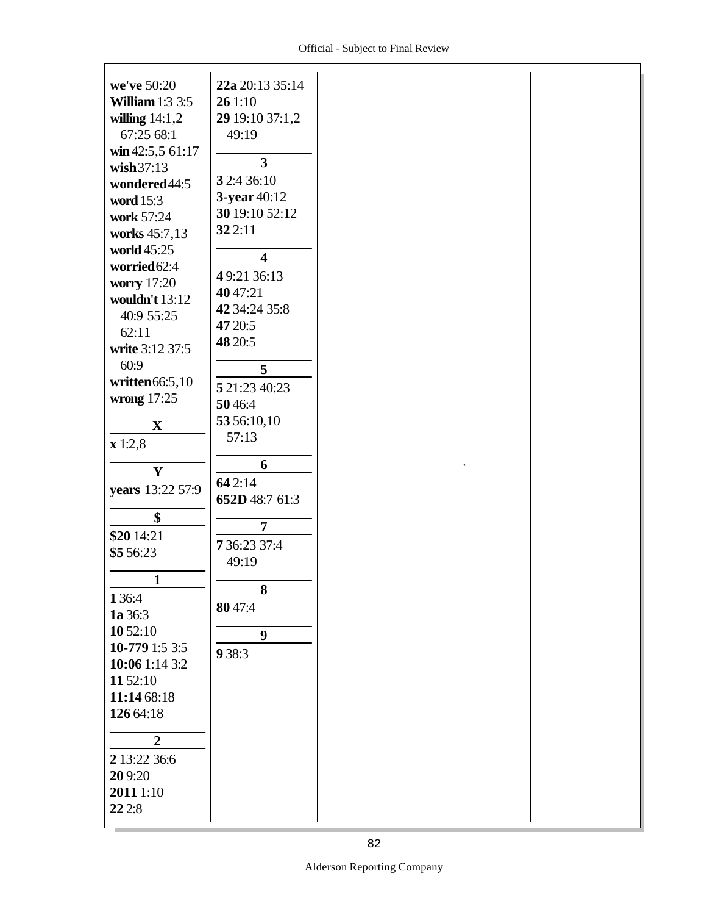**we've** 50:20
**William** 1:3 3:5
**willing** 14:1,2 67:25 68:1
**win** 42:5,5 61:17
**wish** 37:13
**wondered** 44:5
**word** 15:3
**work** 57:24
**works** 45:7,13
**world** 45:25
**worried** 62:4
**worry** 17:20
**wouldn't** 13:12 40:9 55:25 62:11
**write** 3:12 37:5 60:9
**written** 66:5,10
**wrong** 17:25

**X**

**x** 1:2,8

**Y**

**years** 13:22 57:9

**$**

**$20** 14:21
**$5** 56:23

**1**

**1** 36:4
**1a** 36:3
**10** 52:10
**10-779** 1:5 3:5
**10:06** 1:14 3:2
**11** 52:10
**11:14** 68:18
**126** 64:18

**2**

**2** 13:22 36:6
**20** 9:20
**2011** 1:10
**22** 2:8
**22a** 20:13 35:14
**26** 1:10
**29** 19:10 37:1,2 49:19

**3**

**3** 2:4 36:10
**3-year** 40:12
**30** 19:10 52:12
**32** 2:11

**4**

**4** 9:21 36:13
**40** 47:21
**42** 34:24 35:8
**47** 20:5
**48** 20:5

**5**

**5** 21:23 40:23
**50** 46:4
**53** 56:10,10 57:13

**6**

**64** 2:14
**652D** 48:7 61:3

**7**

**7** 36:23 37:4 49:19

**8**

**80** 47:4

**9**

**9** 38:3